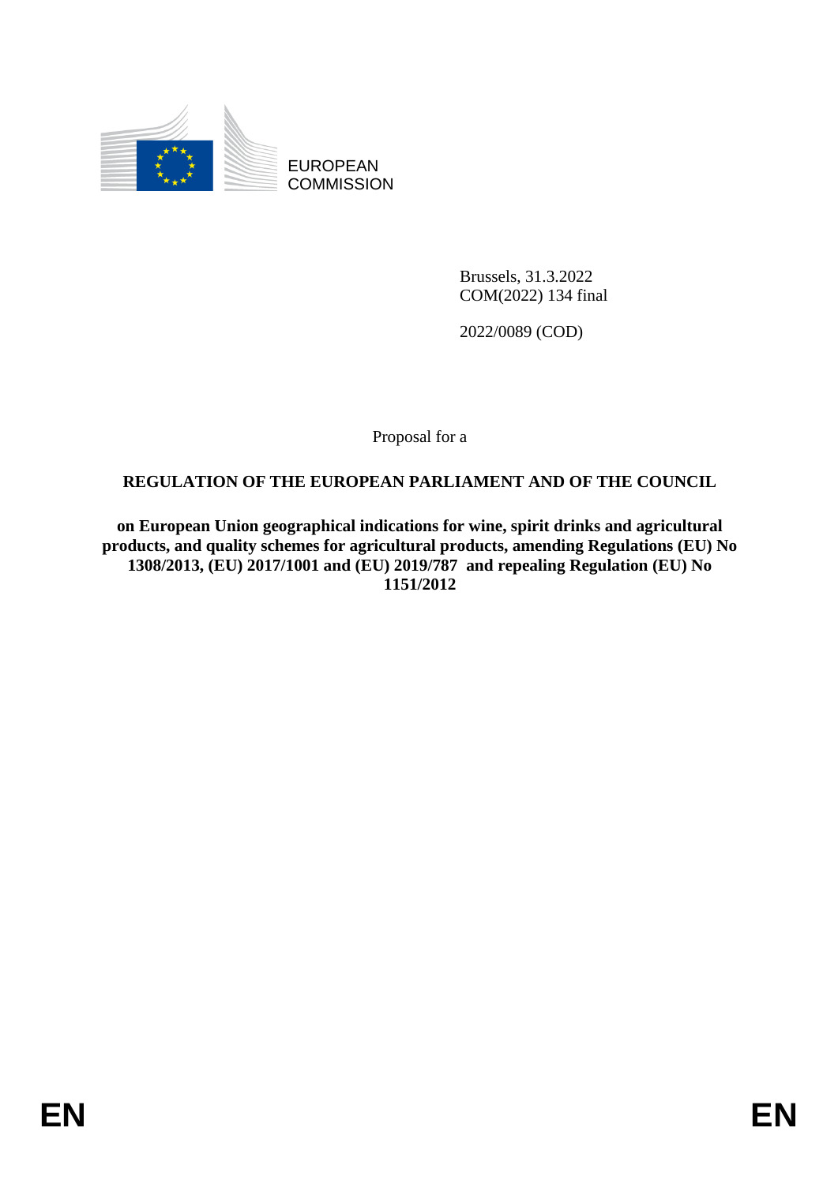EUROPEAN COMMISSION

Brussels, 31.3.2022
COM(2022) 134 final

2022/0089 (COD)

Proposal for a

**REGULATION OF THE EUROPEAN PARLIAMENT AND OF THE COUNCIL**

**on European Union geographical indications for wine, spirit drinks and agricultural products, and quality schemes for agricultural products, amending Regulations (EU) No 1308/2013, (EU) 2017/1001 and (EU) 2019/787 and repealing Regulation (EU) No 1151/2012**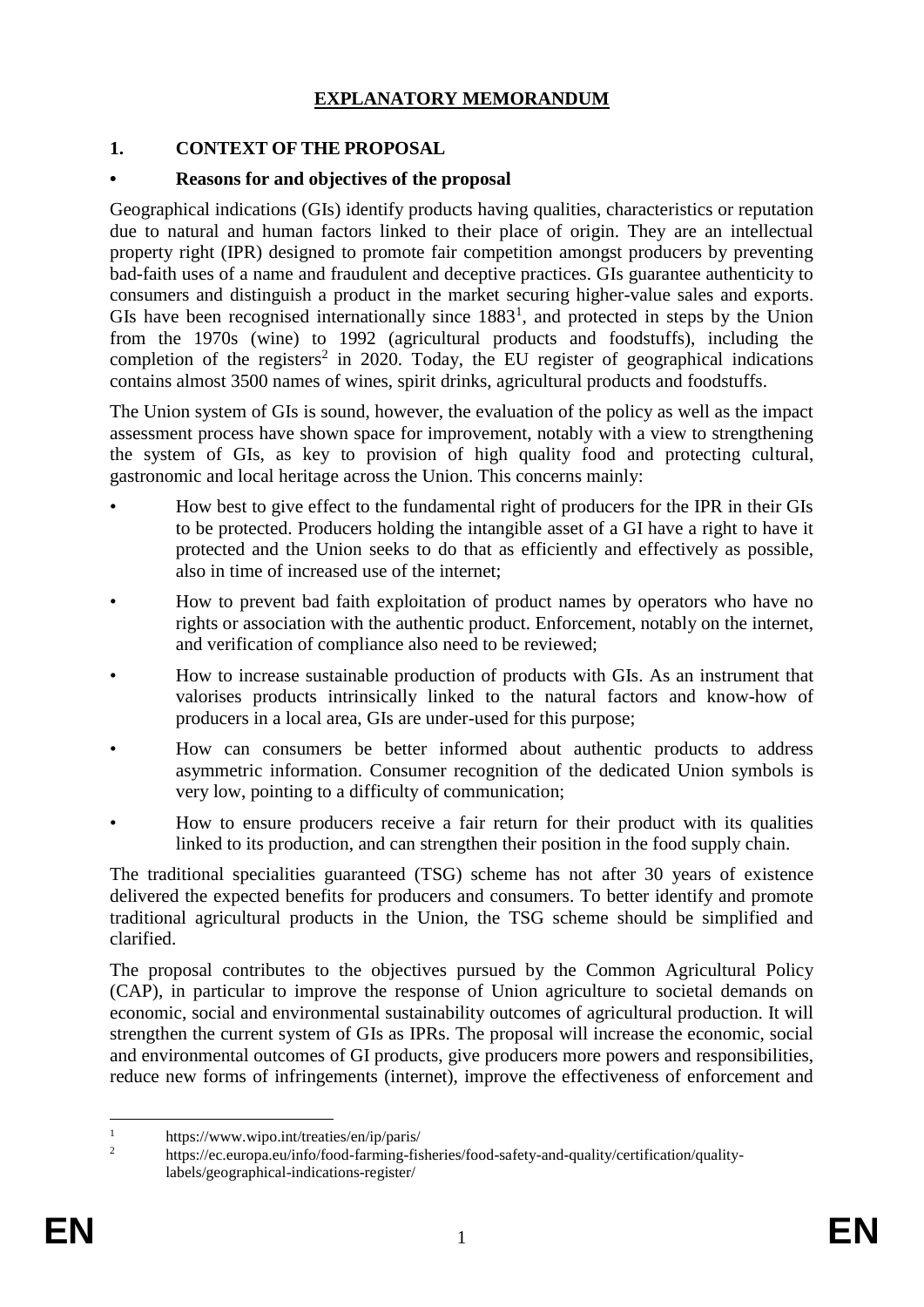# EXPLANATORY MEMORANDUM

## 1. CONTEXT OF THE PROPOSAL

### • Reasons for and objectives of the proposal

Geographical indications (GIs) identify products having qualities, characteristics or reputation due to natural and human factors linked to their place of origin. They are an intellectual property right (IPR) designed to promote fair competition amongst producers by preventing bad-faith uses of a name and fraudulent and deceptive practices. GIs guarantee authenticity to consumers and distinguish a product in the market securing higher-value sales and exports. GIs have been recognised internationally since 1883[1], and protected in steps by the Union from the 1970s (wine) to 1992 (agricultural products and foodstuffs), including the completion of the registers[2] in 2020. Today, the EU register of geographical indications contains almost 3500 names of wines, spirit drinks, agricultural products and foodstuffs.

The Union system of GIs is sound, however, the evaluation of the policy as well as the impact assessment process have shown space for improvement, notably with a view to strengthening the system of GIs, as key to provision of high quality food and protecting cultural, gastronomic and local heritage across the Union. This concerns mainly:

- How best to give effect to the fundamental right of producers for the IPR in their GIs to be protected. Producers holding the intangible asset of a GI have a right to have it protected and the Union seeks to do that as efficiently and effectively as possible, also in time of increased use of the internet;
- How to prevent bad faith exploitation of product names by operators who have no rights or association with the authentic product. Enforcement, notably on the internet, and verification of compliance also need to be reviewed;
- How to increase sustainable production of products with GIs. As an instrument that valorises products intrinsically linked to the natural factors and know-how of producers in a local area, GIs are under-used for this purpose;
- How can consumers be better informed about authentic products to address asymmetric information. Consumer recognition of the dedicated Union symbols is very low, pointing to a difficulty of communication;
- How to ensure producers receive a fair return for their product with its qualities linked to its production, and can strengthen their position in the food supply chain.

The traditional specialities guaranteed (TSG) scheme has not after 30 years of existence delivered the expected benefits for producers and consumers. To better identify and promote traditional agricultural products in the Union, the TSG scheme should be simplified and clarified.

The proposal contributes to the objectives pursued by the Common Agricultural Policy (CAP), in particular to improve the response of Union agriculture to societal demands on economic, social and environmental sustainability outcomes of agricultural production. It will strengthen the current system of GIs as IPRs. The proposal will increase the economic, social and environmental outcomes of GI products, give producers more powers and responsibilities, reduce new forms of infringements (internet), improve the effectiveness of enforcement and

---

[1] https://www.wipo.int/treaties/en/ip/paris/

[2] https://ec.europa.eu/info/food-farming-fisheries/food-safety-and-quality/certification/quality-labels/geographical-indications-register/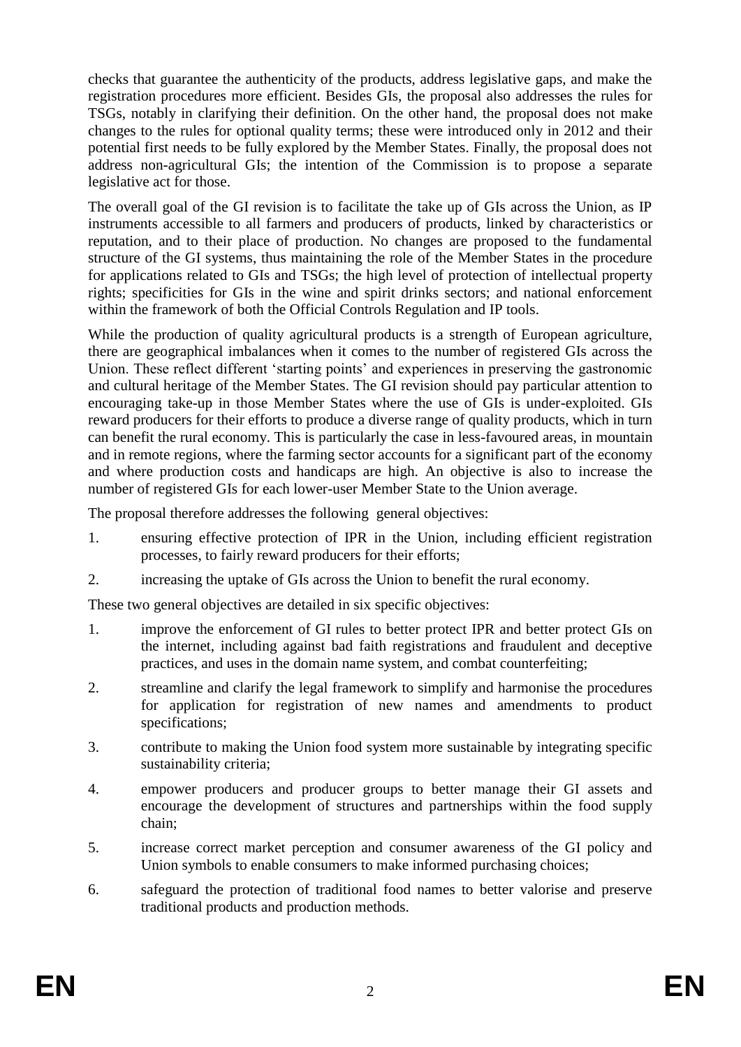checks that guarantee the authenticity of the products, address legislative gaps, and make the registration procedures more efficient. Besides GIs, the proposal also addresses the rules for TSGs, notably in clarifying their definition. On the other hand, the proposal does not make changes to the rules for optional quality terms; these were introduced only in 2012 and their potential first needs to be fully explored by the Member States. Finally, the proposal does not address non-agricultural GIs; the intention of the Commission is to propose a separate legislative act for those.

The overall goal of the GI revision is to facilitate the take up of GIs across the Union, as IP instruments accessible to all farmers and producers of products, linked by characteristics or reputation, and to their place of production. No changes are proposed to the fundamental structure of the GI systems, thus maintaining the role of the Member States in the procedure for applications related to GIs and TSGs; the high level of protection of intellectual property rights; specificities for GIs in the wine and spirit drinks sectors; and national enforcement within the framework of both the Official Controls Regulation and IP tools.

While the production of quality agricultural products is a strength of European agriculture, there are geographical imbalances when it comes to the number of registered GIs across the Union. These reflect different 'starting points' and experiences in preserving the gastronomic and cultural heritage of the Member States. The GI revision should pay particular attention to encouraging take-up in those Member States where the use of GIs is under-exploited. GIs reward producers for their efforts to produce a diverse range of quality products, which in turn can benefit the rural economy. This is particularly the case in less-favoured areas, in mountain and in remote regions, where the farming sector accounts for a significant part of the economy and where production costs and handicaps are high. An objective is also to increase the number of registered GIs for each lower-user Member State to the Union average.

The proposal therefore addresses the following general objectives:

1. ensuring effective protection of IPR in the Union, including efficient registration processes, to fairly reward producers for their efforts;
2. increasing the uptake of GIs across the Union to benefit the rural economy.

These two general objectives are detailed in six specific objectives:

1. improve the enforcement of GI rules to better protect IPR and better protect GIs on the internet, including against bad faith registrations and fraudulent and deceptive practices, and uses in the domain name system, and combat counterfeiting;
2. streamline and clarify the legal framework to simplify and harmonise the procedures for application for registration of new names and amendments to product specifications;
3. contribute to making the Union food system more sustainable by integrating specific sustainability criteria;
4. empower producers and producer groups to better manage their GI assets and encourage the development of structures and partnerships within the food supply chain;
5. increase correct market perception and consumer awareness of the GI policy and Union symbols to enable consumers to make informed purchasing choices;
6. safeguard the protection of traditional food names to better valorise and preserve traditional products and production methods.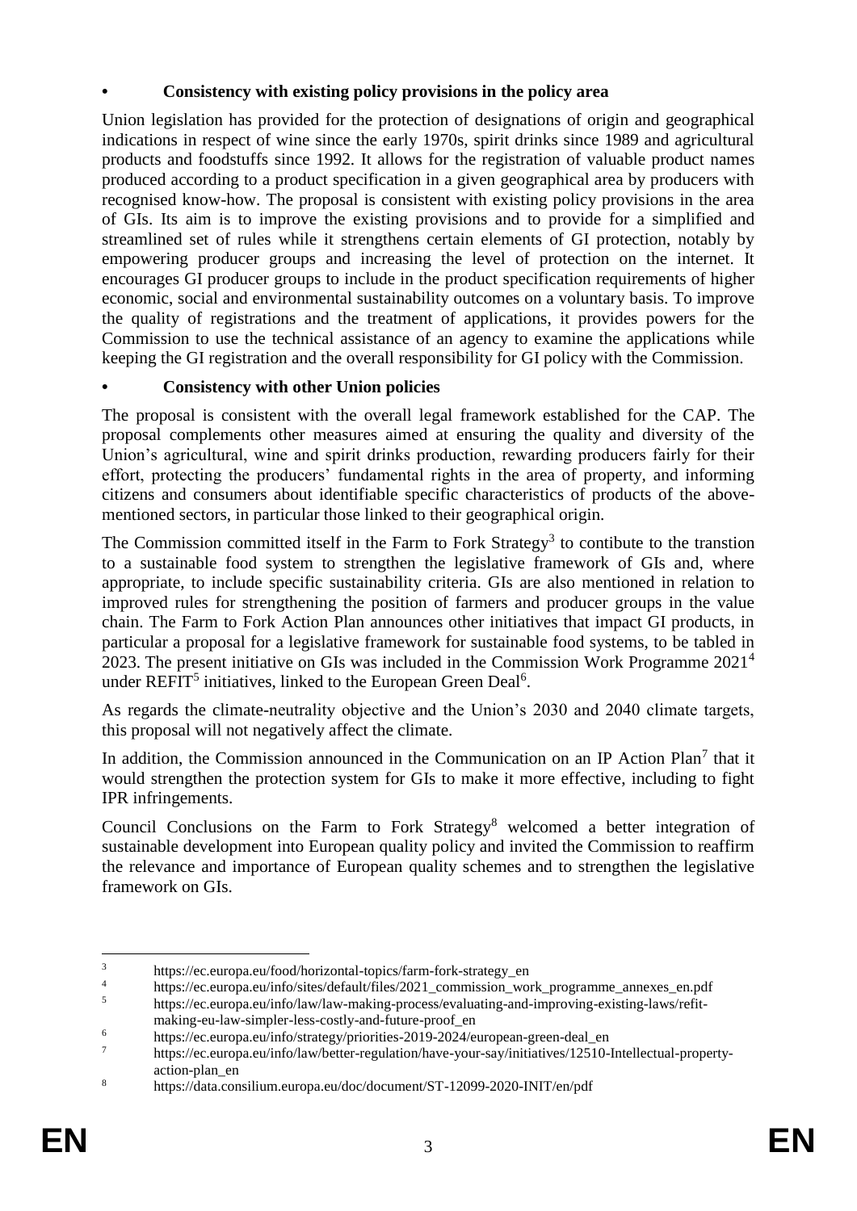- **Consistency with existing policy provisions in the policy area**

Union legislation has provided for the protection of designations of origin and geographical indications in respect of wine since the early 1970s, spirit drinks since 1989 and agricultural products and foodstuffs since 1992. It allows for the registration of valuable product names produced according to a product specification in a given geographical area by producers with recognised know-how. The proposal is consistent with existing policy provisions in the area of GIs. Its aim is to improve the existing provisions and to provide for a simplified and streamlined set of rules while it strengthens certain elements of GI protection, notably by empowering producer groups and increasing the level of protection on the internet. It encourages GI producer groups to include in the product specification requirements of higher economic, social and environmental sustainability outcomes on a voluntary basis. To improve the quality of registrations and the treatment of applications, it provides powers for the Commission to use the technical assistance of an agency to examine the applications while keeping the GI registration and the overall responsibility for GI policy with the Commission.

- **Consistency with other Union policies**

The proposal is consistent with the overall legal framework established for the CAP. The proposal complements other measures aimed at ensuring the quality and diversity of the Union's agricultural, wine and spirit drinks production, rewarding producers fairly for their effort, protecting the producers' fundamental rights in the area of property, and informing citizens and consumers about identifiable specific characteristics of products of the above-mentioned sectors, in particular those linked to their geographical origin.

The Commission committed itself in the Farm to Fork Strategy[3] to contibute to the transtion to a sustainable food system to strengthen the legislative framework of GIs and, where appropriate, to include specific sustainability criteria. GIs are also mentioned in relation to improved rules for strengthening the position of farmers and producer groups in the value chain. The Farm to Fork Action Plan announces other initiatives that impact GI products, in particular a proposal for a legislative framework for sustainable food systems, to be tabled in 2023. The present initiative on GIs was included in the Commission Work Programme 2021[4] under REFIT[5] initiatives, linked to the European Green Deal[6].

As regards the climate-neutrality objective and the Union's 2030 and 2040 climate targets, this proposal will not negatively affect the climate.

In addition, the Commission announced in the Communication on an IP Action Plan[7] that it would strengthen the protection system for GIs to make it more effective, including to fight IPR infringements.

Council Conclusions on the Farm to Fork Strategy[8] welcomed a better integration of sustainable development into European quality policy and invited the Commission to reaffirm the relevance and importance of European quality schemes and to strengthen the legislative framework on GIs.

---

[3] https://ec.europa.eu/food/horizontal-topics/farm-fork-strategy_en

[4] https://ec.europa.eu/info/sites/default/files/2021_commission_work_programme_annexes_en.pdf

[5] https://ec.europa.eu/info/law/law-making-process/evaluating-and-improving-existing-laws/refit-making-eu-law-simpler-less-costly-and-future-proof_en

[6] https://ec.europa.eu/info/strategy/priorities-2019-2024/european-green-deal_en

[7] https://ec.europa.eu/info/law/better-regulation/have-your-say/initiatives/12510-Intellectual-property-action-plan_en

[8] https://data.consilium.europa.eu/doc/document/ST-12099-2020-INIT/en/pdf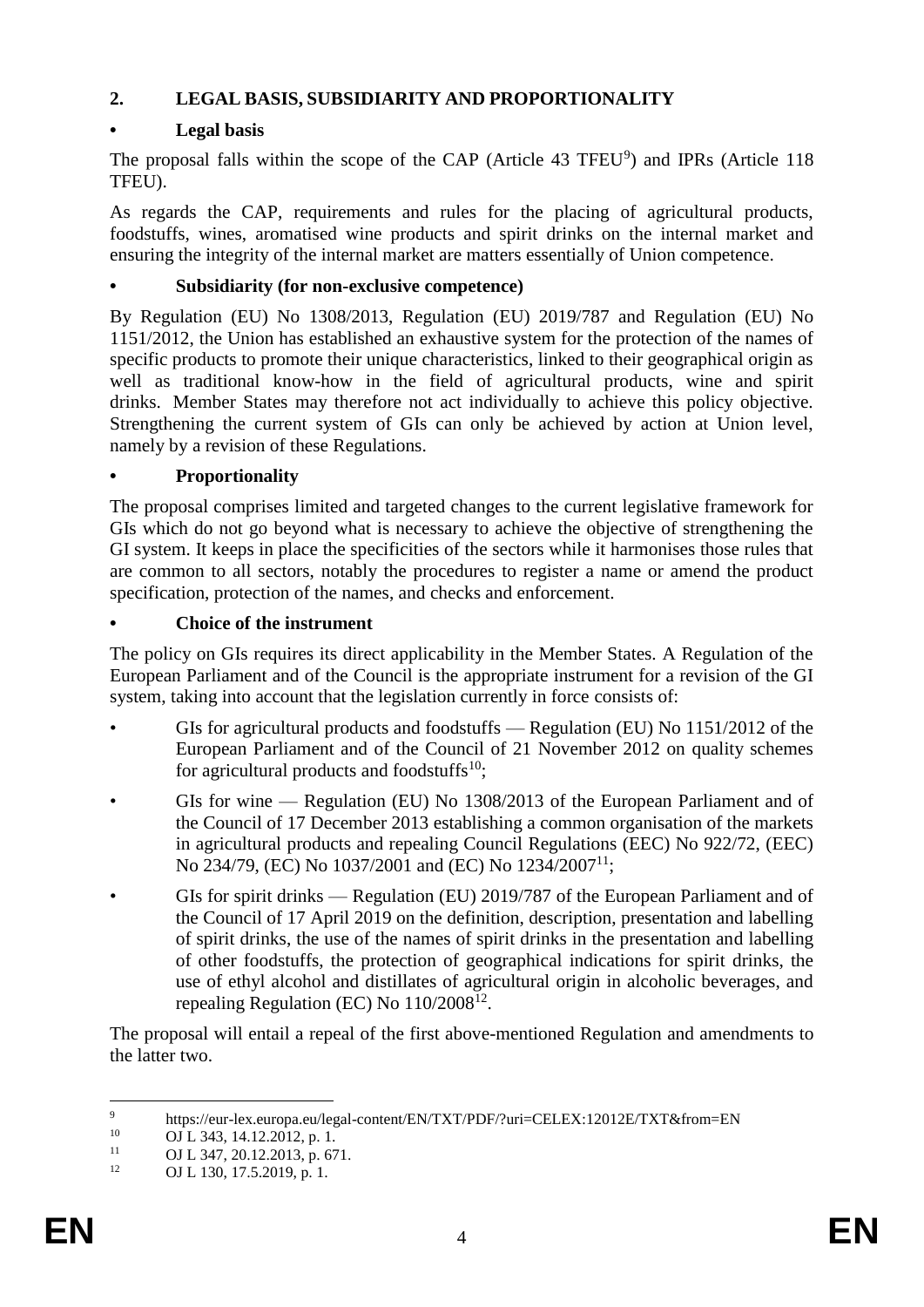## 2. LEGAL BASIS, SUBSIDIARITY AND PROPORTIONALITY

### • Legal basis

The proposal falls within the scope of the CAP (Article 43 TFEU[9]) and IPRs (Article 118 TFEU).

As regards the CAP, requirements and rules for the placing of agricultural products, foodstuffs, wines, aromatised wine products and spirit drinks on the internal market and ensuring the integrity of the internal market are matters essentially of Union competence.

### • Subsidiarity (for non-exclusive competence)

By Regulation (EU) No 1308/2013, Regulation (EU) 2019/787 and Regulation (EU) No 1151/2012, the Union has established an exhaustive system for the protection of the names of specific products to promote their unique characteristics, linked to their geographical origin as well as traditional know-how in the field of agricultural products, wine and spirit drinks. Member States may therefore not act individually to achieve this policy objective. Strengthening the current system of GIs can only be achieved by action at Union level, namely by a revision of these Regulations.

### • Proportionality

The proposal comprises limited and targeted changes to the current legislative framework for GIs which do not go beyond what is necessary to achieve the objective of strengthening the GI system. It keeps in place the specificities of the sectors while it harmonises those rules that are common to all sectors, notably the procedures to register a name or amend the product specification, protection of the names, and checks and enforcement.

### • Choice of the instrument

The policy on GIs requires its direct applicability in the Member States. A Regulation of the European Parliament and of the Council is the appropriate instrument for a revision of the GI system, taking into account that the legislation currently in force consists of:

- GIs for agricultural products and foodstuffs — Regulation (EU) No 1151/2012 of the European Parliament and of the Council of 21 November 2012 on quality schemes for agricultural products and foodstuffs[10];
- GIs for wine — Regulation (EU) No 1308/2013 of the European Parliament and of the Council of 17 December 2013 establishing a common organisation of the markets in agricultural products and repealing Council Regulations (EEC) No 922/72, (EEC) No 234/79, (EC) No 1037/2001 and (EC) No 1234/2007[11];
- GIs for spirit drinks — Regulation (EU) 2019/787 of the European Parliament and of the Council of 17 April 2019 on the definition, description, presentation and labelling of spirit drinks, the use of the names of spirit drinks in the presentation and labelling of other foodstuffs, the protection of geographical indications for spirit drinks, the use of ethyl alcohol and distillates of agricultural origin in alcoholic beverages, and repealing Regulation (EC) No 110/2008[12].

The proposal will entail a repeal of the first above-mentioned Regulation and amendments to the latter two.

---

[9] https://eur-lex.europa.eu/legal-content/EN/TXT/PDF/?uri=CELEX:12012E/TXT&from=EN

[10] OJ L 343, 14.12.2012, p. 1.

[11] OJ L 347, 20.12.2013, p. 671.

[12] OJ L 130, 17.5.2019, p. 1.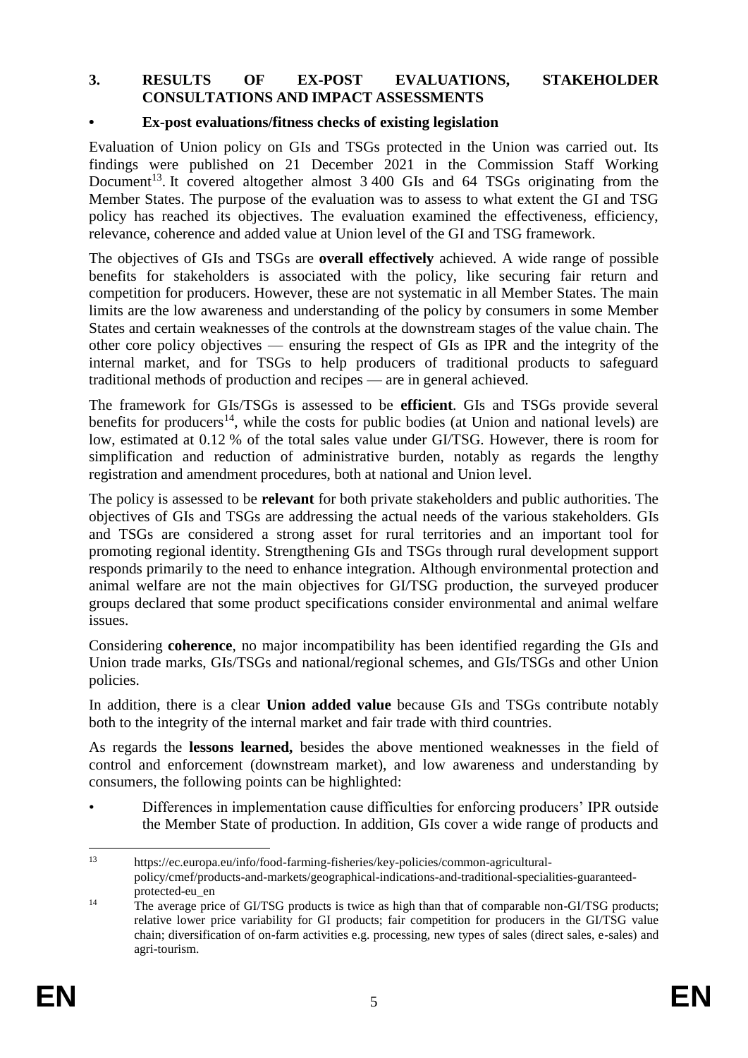## 3. RESULTS OF EX-POST EVALUATIONS, STAKEHOLDER CONSULTATIONS AND IMPACT ASSESSMENTS

### • Ex-post evaluations/fitness checks of existing legislation

Evaluation of Union policy on GIs and TSGs protected in the Union was carried out. Its findings were published on 21 December 2021 in the Commission Staff Working Document[13]. It covered altogether almost 3 400 GIs and 64 TSGs originating from the Member States. The purpose of the evaluation was to assess to what extent the GI and TSG policy has reached its objectives. The evaluation examined the effectiveness, efficiency, relevance, coherence and added value at Union level of the GI and TSG framework.

The objectives of GIs and TSGs are **overall effectively** achieved. A wide range of possible benefits for stakeholders is associated with the policy, like securing fair return and competition for producers. However, these are not systematic in all Member States. The main limits are the low awareness and understanding of the policy by consumers in some Member States and certain weaknesses of the controls at the downstream stages of the value chain. The other core policy objectives — ensuring the respect of GIs as IPR and the integrity of the internal market, and for TSGs to help producers of traditional products to safeguard traditional methods of production and recipes — are in general achieved.

The framework for GIs/TSGs is assessed to be **efficient**. GIs and TSGs provide several benefits for producers[14], while the costs for public bodies (at Union and national levels) are low, estimated at 0.12 % of the total sales value under GI/TSG. However, there is room for simplification and reduction of administrative burden, notably as regards the lengthy registration and amendment procedures, both at national and Union level.

The policy is assessed to be **relevant** for both private stakeholders and public authorities. The objectives of GIs and TSGs are addressing the actual needs of the various stakeholders. GIs and TSGs are considered a strong asset for rural territories and an important tool for promoting regional identity. Strengthening GIs and TSGs through rural development support responds primarily to the need to enhance integration. Although environmental protection and animal welfare are not the main objectives for GI/TSG production, the surveyed producer groups declared that some product specifications consider environmental and animal welfare issues.

Considering **coherence**, no major incompatibility has been identified regarding the GIs and Union trade marks, GIs/TSGs and national/regional schemes, and GIs/TSGs and other Union policies.

In addition, there is a clear **Union added value** because GIs and TSGs contribute notably both to the integrity of the internal market and fair trade with third countries.

As regards the **lessons learned,** besides the above mentioned weaknesses in the field of control and enforcement (downstream market), and low awareness and understanding by consumers, the following points can be highlighted:

- Differences in implementation cause difficulties for enforcing producers' IPR outside the Member State of production. In addition, GIs cover a wide range of products and

---

[13] https://ec.europa.eu/info/food-farming-fisheries/key-policies/common-agricultural-policy/cmef/products-and-markets/geographical-indications-and-traditional-specialities-guaranteed-protected-eu_en

[14] The average price of GI/TSG products is twice as high than that of comparable non-GI/TSG products; relative lower price variability for GI products; fair competition for producers in the GI/TSG value chain; diversification of on-farm activities e.g. processing, new types of sales (direct sales, e-sales) and agri-tourism.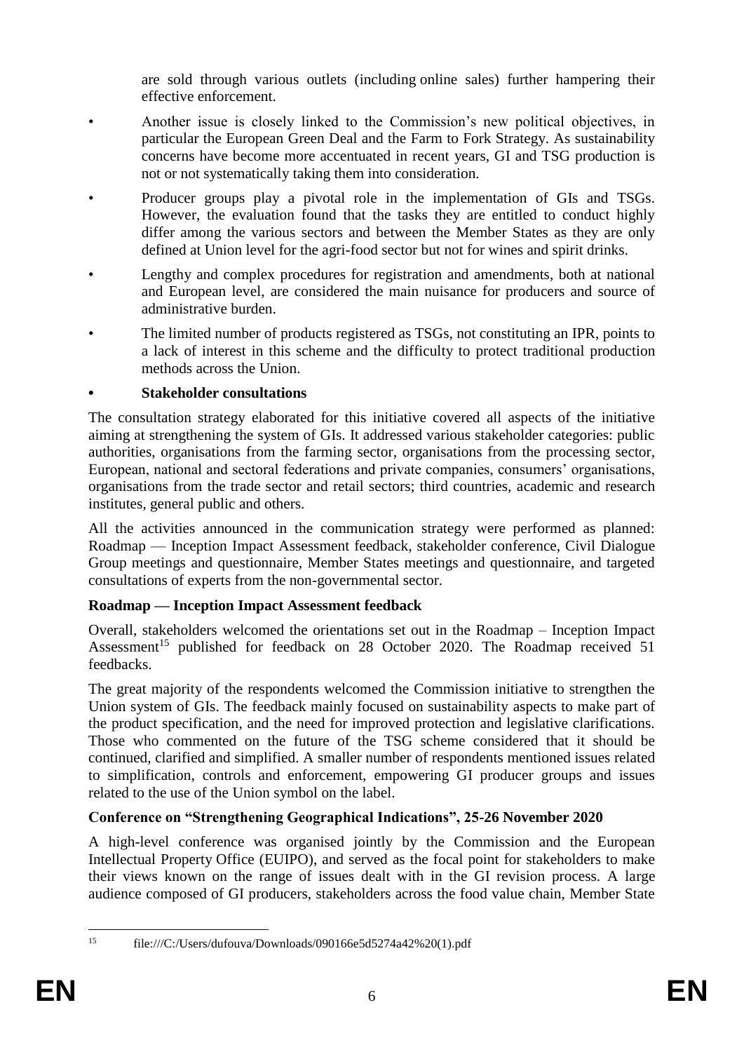are sold through various outlets (including online sales) further hampering their effective enforcement.

- Another issue is closely linked to the Commission's new political objectives, in particular the European Green Deal and the Farm to Fork Strategy. As sustainability concerns have become more accentuated in recent years, GI and TSG production is not or not systematically taking them into consideration.
- Producer groups play a pivotal role in the implementation of GIs and TSGs. However, the evaluation found that the tasks they are entitled to conduct highly differ among the various sectors and between the Member States as they are only defined at Union level for the agri-food sector but not for wines and spirit drinks.
- Lengthy and complex procedures for registration and amendments, both at national and European level, are considered the main nuisance for producers and source of administrative burden.
- The limited number of products registered as TSGs, not constituting an IPR, points to a lack of interest in this scheme and the difficulty to protect traditional production methods across the Union.

- **Stakeholder consultations**

The consultation strategy elaborated for this initiative covered all aspects of the initiative aiming at strengthening the system of GIs. It addressed various stakeholder categories: public authorities, organisations from the farming sector, organisations from the processing sector, European, national and sectoral federations and private companies, consumers' organisations, organisations from the trade sector and retail sectors; third countries, academic and research institutes, general public and others.

All the activities announced in the communication strategy were performed as planned: Roadmap — Inception Impact Assessment feedback, stakeholder conference, Civil Dialogue Group meetings and questionnaire, Member States meetings and questionnaire, and targeted consultations of experts from the non-governmental sector.

**Roadmap — Inception Impact Assessment feedback**

Overall, stakeholders welcomed the orientations set out in the Roadmap – Inception Impact Assessment[15] published for feedback on 28 October 2020. The Roadmap received 51 feedbacks.

The great majority of the respondents welcomed the Commission initiative to strengthen the Union system of GIs. The feedback mainly focused on sustainability aspects to make part of the product specification, and the need for improved protection and legislative clarifications. Those who commented on the future of the TSG scheme considered that it should be continued, clarified and simplified. A smaller number of respondents mentioned issues related to simplification, controls and enforcement, empowering GI producer groups and issues related to the use of the Union symbol on the label.

**Conference on "Strengthening Geographical Indications", 25-26 November 2020**

A high-level conference was organised jointly by the Commission and the European Intellectual Property Office (EUIPO), and served as the focal point for stakeholders to make their views known on the range of issues dealt with in the GI revision process. A large audience composed of GI producers, stakeholders across the food value chain, Member State

---

[15] file:///C:/Users/dufouva/Downloads/090166e5d5274a42%20(1).pdf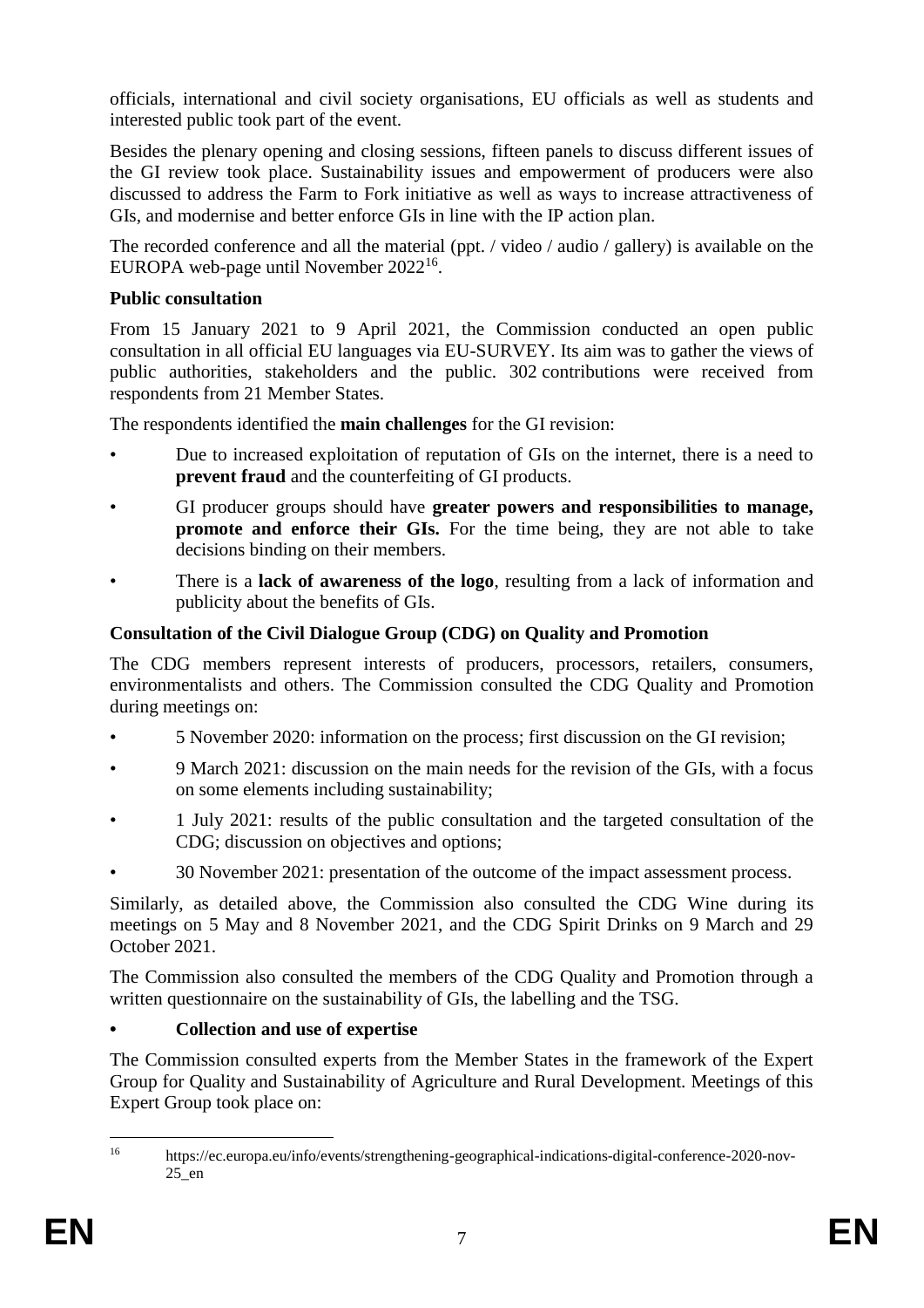officials, international and civil society organisations, EU officials as well as students and interested public took part of the event.

Besides the plenary opening and closing sessions, fifteen panels to discuss different issues of the GI review took place. Sustainability issues and empowerment of producers were also discussed to address the Farm to Fork initiative as well as ways to increase attractiveness of GIs, and modernise and better enforce GIs in line with the IP action plan.

The recorded conference and all the material (ppt. / video / audio / gallery) is available on the EUROPA web-page until November 2022[16].

**Public consultation**

From 15 January 2021 to 9 April 2021, the Commission conducted an open public consultation in all official EU languages via EU-SURVEY. Its aim was to gather the views of public authorities, stakeholders and the public. 302 contributions were received from respondents from 21 Member States.

The respondents identified the **main challenges** for the GI revision:

- Due to increased exploitation of reputation of GIs on the internet, there is a need to **prevent fraud** and the counterfeiting of GI products.
- GI producer groups should have **greater powers and responsibilities to manage, promote and enforce their GIs.** For the time being, they are not able to take decisions binding on their members.
- There is a **lack of awareness of the logo**, resulting from a lack of information and publicity about the benefits of GIs.

**Consultation of the Civil Dialogue Group (CDG) on Quality and Promotion**

The CDG members represent interests of producers, processors, retailers, consumers, environmentalists and others. The Commission consulted the CDG Quality and Promotion during meetings on:

- 5 November 2020: information on the process; first discussion on the GI revision;
- 9 March 2021: discussion on the main needs for the revision of the GIs, with a focus on some elements including sustainability;
- 1 July 2021: results of the public consultation and the targeted consultation of the CDG; discussion on objectives and options;
- 30 November 2021: presentation of the outcome of the impact assessment process.

Similarly, as detailed above, the Commission also consulted the CDG Wine during its meetings on 5 May and 8 November 2021, and the CDG Spirit Drinks on 9 March and 29 October 2021.

The Commission also consulted the members of the CDG Quality and Promotion through a written questionnaire on the sustainability of GIs, the labelling and the TSG.

- **Collection and use of expertise**

The Commission consulted experts from the Member States in the framework of the Expert Group for Quality and Sustainability of Agriculture and Rural Development. Meetings of this Expert Group took place on:

[16] https://ec.europa.eu/info/events/strengthening-geographical-indications-digital-conference-2020-nov-25_en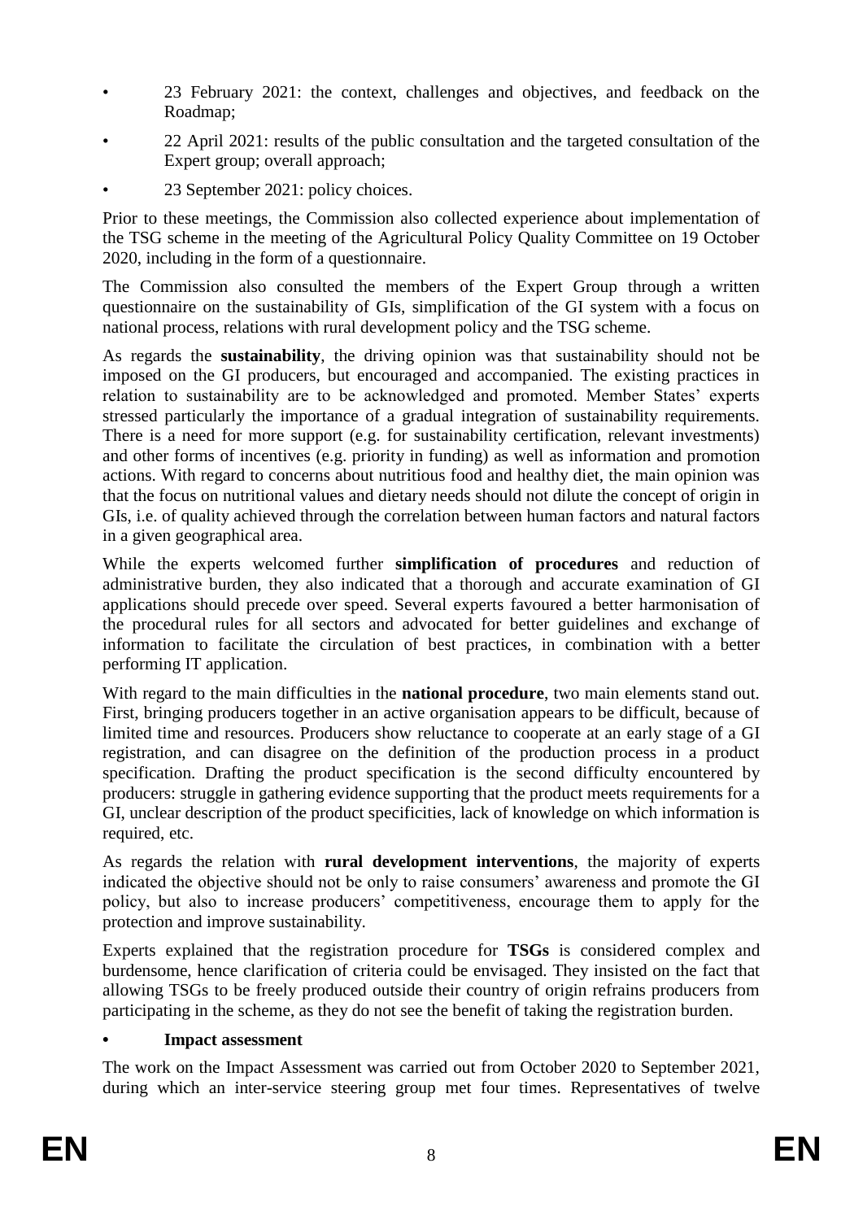- 23 February 2021: the context, challenges and objectives, and feedback on the Roadmap;
- 22 April 2021: results of the public consultation and the targeted consultation of the Expert group; overall approach;
- 23 September 2021: policy choices.

Prior to these meetings, the Commission also collected experience about implementation of the TSG scheme in the meeting of the Agricultural Policy Quality Committee on 19 October 2020, including in the form of a questionnaire.

The Commission also consulted the members of the Expert Group through a written questionnaire on the sustainability of GIs, simplification of the GI system with a focus on national process, relations with rural development policy and the TSG scheme.

As regards the **sustainability**, the driving opinion was that sustainability should not be imposed on the GI producers, but encouraged and accompanied. The existing practices in relation to sustainability are to be acknowledged and promoted. Member States' experts stressed particularly the importance of a gradual integration of sustainability requirements. There is a need for more support (e.g. for sustainability certification, relevant investments) and other forms of incentives (e.g. priority in funding) as well as information and promotion actions. With regard to concerns about nutritious food and healthy diet, the main opinion was that the focus on nutritional values and dietary needs should not dilute the concept of origin in GIs, i.e. of quality achieved through the correlation between human factors and natural factors in a given geographical area.

While the experts welcomed further **simplification of procedures** and reduction of administrative burden, they also indicated that a thorough and accurate examination of GI applications should precede over speed. Several experts favoured a better harmonisation of the procedural rules for all sectors and advocated for better guidelines and exchange of information to facilitate the circulation of best practices, in combination with a better performing IT application.

With regard to the main difficulties in the **national procedure**, two main elements stand out. First, bringing producers together in an active organisation appears to be difficult, because of limited time and resources. Producers show reluctance to cooperate at an early stage of a GI registration, and can disagree on the definition of the production process in a product specification. Drafting the product specification is the second difficulty encountered by producers: struggle in gathering evidence supporting that the product meets requirements for a GI, unclear description of the product specificities, lack of knowledge on which information is required, etc.

As regards the relation with **rural development interventions**, the majority of experts indicated the objective should not be only to raise consumers' awareness and promote the GI policy, but also to increase producers' competitiveness, encourage them to apply for the protection and improve sustainability.

Experts explained that the registration procedure for **TSGs** is considered complex and burdensome, hence clarification of criteria could be envisaged. They insisted on the fact that allowing TSGs to be freely produced outside their country of origin refrains producers from participating in the scheme, as they do not see the benefit of taking the registration burden.

- **Impact assessment**

The work on the Impact Assessment was carried out from October 2020 to September 2021, during which an inter-service steering group met four times. Representatives of twelve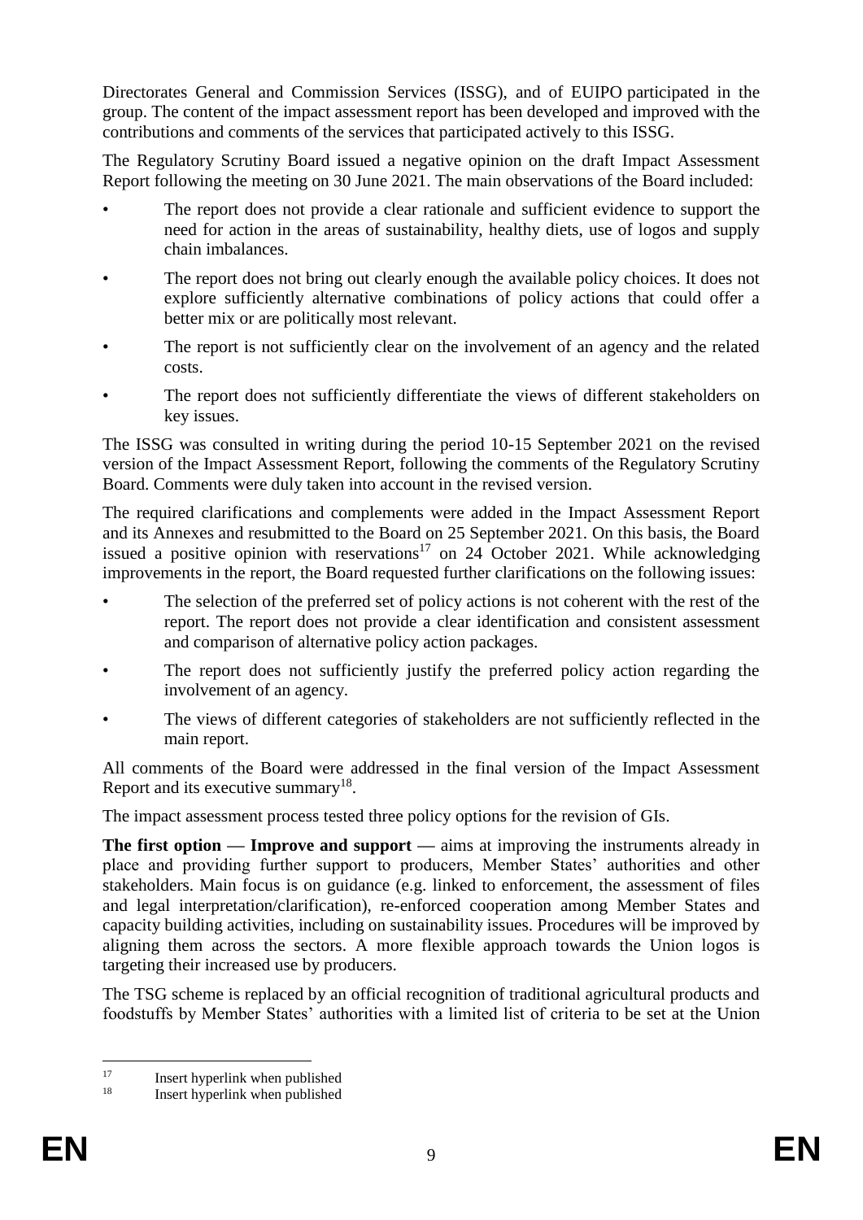Directorates General and Commission Services (ISSG), and of EUIPO participated in the group. The content of the impact assessment report has been developed and improved with the contributions and comments of the services that participated actively to this ISSG.

The Regulatory Scrutiny Board issued a negative opinion on the draft Impact Assessment Report following the meeting on 30 June 2021. The main observations of the Board included:

- The report does not provide a clear rationale and sufficient evidence to support the need for action in the areas of sustainability, healthy diets, use of logos and supply chain imbalances.
- The report does not bring out clearly enough the available policy choices. It does not explore sufficiently alternative combinations of policy actions that could offer a better mix or are politically most relevant.
- The report is not sufficiently clear on the involvement of an agency and the related costs.
- The report does not sufficiently differentiate the views of different stakeholders on key issues.

The ISSG was consulted in writing during the period 10-15 September 2021 on the revised version of the Impact Assessment Report, following the comments of the Regulatory Scrutiny Board. Comments were duly taken into account in the revised version.

The required clarifications and complements were added in the Impact Assessment Report and its Annexes and resubmitted to the Board on 25 September 2021. On this basis, the Board issued a positive opinion with reservations[17] on 24 October 2021. While acknowledging improvements in the report, the Board requested further clarifications on the following issues:

- The selection of the preferred set of policy actions is not coherent with the rest of the report. The report does not provide a clear identification and consistent assessment and comparison of alternative policy action packages.
- The report does not sufficiently justify the preferred policy action regarding the involvement of an agency.
- The views of different categories of stakeholders are not sufficiently reflected in the main report.

All comments of the Board were addressed in the final version of the Impact Assessment Report and its executive summary[18].

The impact assessment process tested three policy options for the revision of GIs.

**The first option — Improve and support —** aims at improving the instruments already in place and providing further support to producers, Member States' authorities and other stakeholders. Main focus is on guidance (e.g. linked to enforcement, the assessment of files and legal interpretation/clarification), re-enforced cooperation among Member States and capacity building activities, including on sustainability issues. Procedures will be improved by aligning them across the sectors. A more flexible approach towards the Union logos is targeting their increased use by producers.

The TSG scheme is replaced by an official recognition of traditional agricultural products and foodstuffs by Member States' authorities with a limited list of criteria to be set at the Union

[17] Insert hyperlink when published

[18] Insert hyperlink when published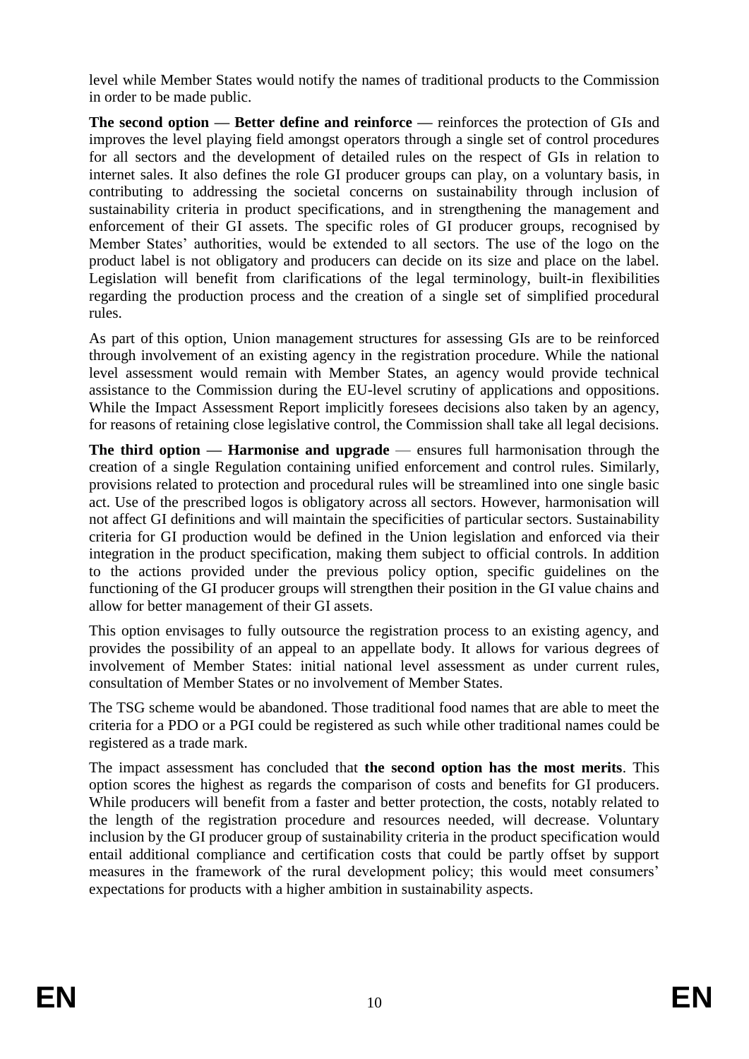level while Member States would notify the names of traditional products to the Commission in order to be made public.

**The second option — Better define and reinforce —** reinforces the protection of GIs and improves the level playing field amongst operators through a single set of control procedures for all sectors and the development of detailed rules on the respect of GIs in relation to internet sales. It also defines the role GI producer groups can play, on a voluntary basis, in contributing to addressing the societal concerns on sustainability through inclusion of sustainability criteria in product specifications, and in strengthening the management and enforcement of their GI assets. The specific roles of GI producer groups, recognised by Member States' authorities, would be extended to all sectors. The use of the logo on the product label is not obligatory and producers can decide on its size and place on the label. Legislation will benefit from clarifications of the legal terminology, built-in flexibilities regarding the production process and the creation of a single set of simplified procedural rules.

As part of this option, Union management structures for assessing GIs are to be reinforced through involvement of an existing agency in the registration procedure. While the national level assessment would remain with Member States, an agency would provide technical assistance to the Commission during the EU-level scrutiny of applications and oppositions. While the Impact Assessment Report implicitly foresees decisions also taken by an agency, for reasons of retaining close legislative control, the Commission shall take all legal decisions.

**The third option — Harmonise and upgrade** — ensures full harmonisation through the creation of a single Regulation containing unified enforcement and control rules. Similarly, provisions related to protection and procedural rules will be streamlined into one single basic act. Use of the prescribed logos is obligatory across all sectors. However, harmonisation will not affect GI definitions and will maintain the specificities of particular sectors. Sustainability criteria for GI production would be defined in the Union legislation and enforced via their integration in the product specification, making them subject to official controls. In addition to the actions provided under the previous policy option, specific guidelines on the functioning of the GI producer groups will strengthen their position in the GI value chains and allow for better management of their GI assets.

This option envisages to fully outsource the registration process to an existing agency, and provides the possibility of an appeal to an appellate body. It allows for various degrees of involvement of Member States: initial national level assessment as under current rules, consultation of Member States or no involvement of Member States.

The TSG scheme would be abandoned. Those traditional food names that are able to meet the criteria for a PDO or a PGI could be registered as such while other traditional names could be registered as a trade mark.

The impact assessment has concluded that **the second option has the most merits**. This option scores the highest as regards the comparison of costs and benefits for GI producers. While producers will benefit from a faster and better protection, the costs, notably related to the length of the registration procedure and resources needed, will decrease. Voluntary inclusion by the GI producer group of sustainability criteria in the product specification would entail additional compliance and certification costs that could be partly offset by support measures in the framework of the rural development policy; this would meet consumers' expectations for products with a higher ambition in sustainability aspects.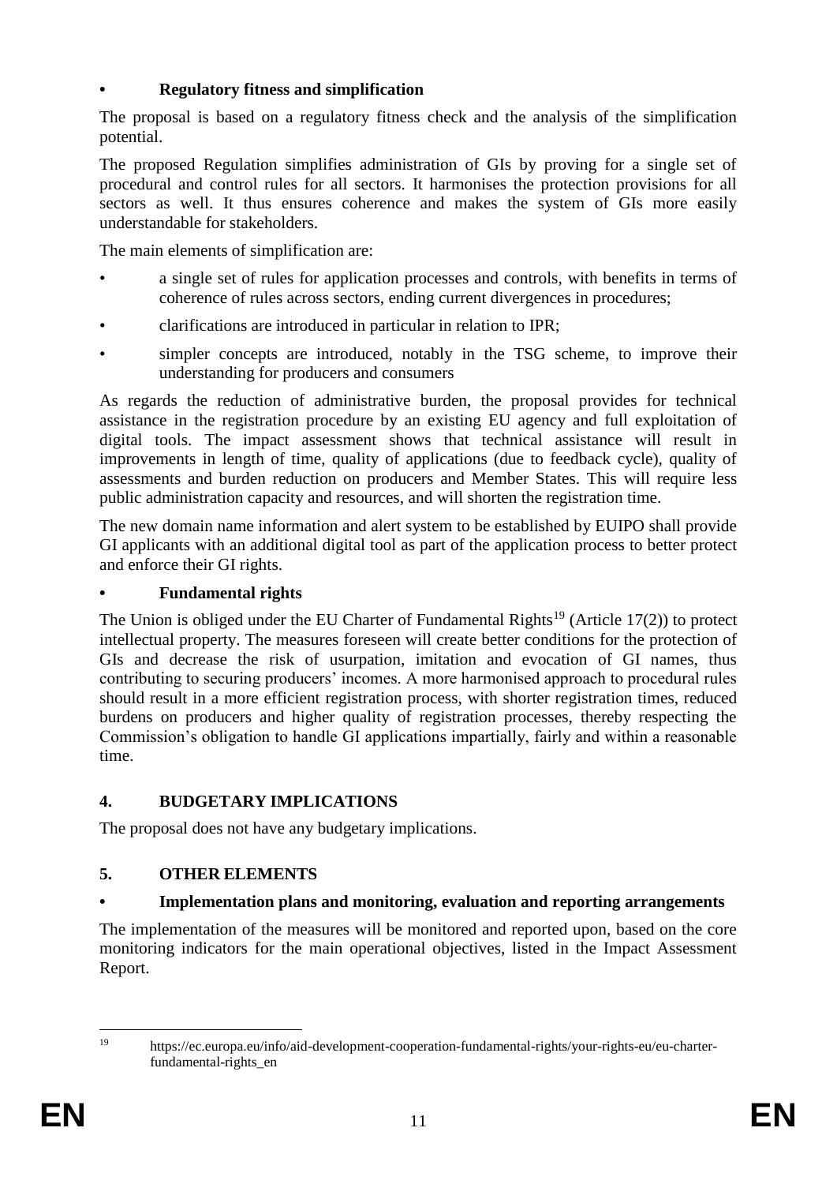- **Regulatory fitness and simplification**

The proposal is based on a regulatory fitness check and the analysis of the simplification potential.

The proposed Regulation simplifies administration of GIs by proving for a single set of procedural and control rules for all sectors. It harmonises the protection provisions for all sectors as well. It thus ensures coherence and makes the system of GIs more easily understandable for stakeholders.

The main elements of simplification are:

- a single set of rules for application processes and controls, with benefits in terms of coherence of rules across sectors, ending current divergences in procedures;
- clarifications are introduced in particular in relation to IPR;
- simpler concepts are introduced, notably in the TSG scheme, to improve their understanding for producers and consumers

As regards the reduction of administrative burden, the proposal provides for technical assistance in the registration procedure by an existing EU agency and full exploitation of digital tools. The impact assessment shows that technical assistance will result in improvements in length of time, quality of applications (due to feedback cycle), quality of assessments and burden reduction on producers and Member States. This will require less public administration capacity and resources, and will shorten the registration time.

The new domain name information and alert system to be established by EUIPO shall provide GI applicants with an additional digital tool as part of the application process to better protect and enforce their GI rights.

- **Fundamental rights**

The Union is obliged under the EU Charter of Fundamental Rights[19] (Article 17(2)) to protect intellectual property. The measures foreseen will create better conditions for the protection of GIs and decrease the risk of usurpation, imitation and evocation of GI names, thus contributing to securing producers' incomes. A more harmonised approach to procedural rules should result in a more efficient registration process, with shorter registration times, reduced burdens on producers and higher quality of registration processes, thereby respecting the Commission's obligation to handle GI applications impartially, fairly and within a reasonable time.

## 4. BUDGETARY IMPLICATIONS

The proposal does not have any budgetary implications.

## 5. OTHER ELEMENTS

- **Implementation plans and monitoring, evaluation and reporting arrangements**

The implementation of the measures will be monitored and reported upon, based on the core monitoring indicators for the main operational objectives, listed in the Impact Assessment Report.

---

[19] https://ec.europa.eu/info/aid-development-cooperation-fundamental-rights/your-rights-eu/eu-charter-fundamental-rights_en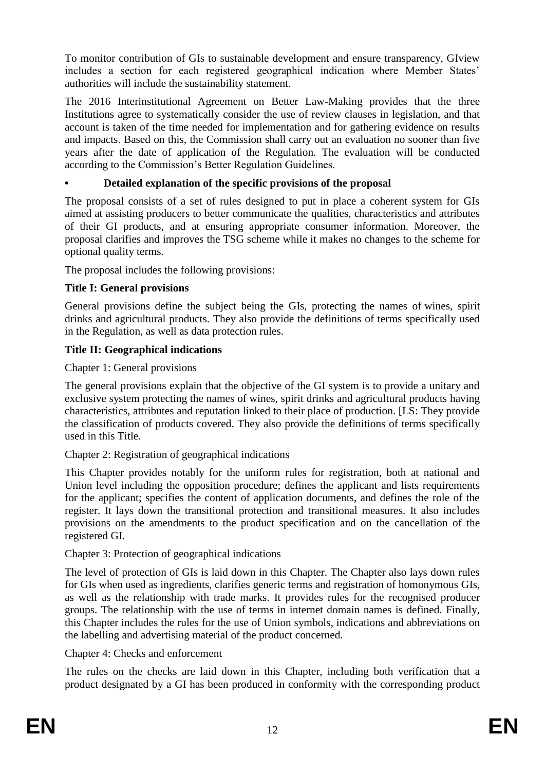To monitor contribution of GIs to sustainable development and ensure transparency, GIview includes a section for each registered geographical indication where Member States' authorities will include the sustainability statement.

The 2016 Interinstitutional Agreement on Better Law-Making provides that the three Institutions agree to systematically consider the use of review clauses in legislation, and that account is taken of the time needed for implementation and for gathering evidence on results and impacts. Based on this, the Commission shall carry out an evaluation no sooner than five years after the date of application of the Regulation. The evaluation will be conducted according to the Commission's Better Regulation Guidelines.

- **Detailed explanation of the specific provisions of the proposal**

The proposal consists of a set of rules designed to put in place a coherent system for GIs aimed at assisting producers to better communicate the qualities, characteristics and attributes of their GI products, and at ensuring appropriate consumer information. Moreover, the proposal clarifies and improves the TSG scheme while it makes no changes to the scheme for optional quality terms.

The proposal includes the following provisions:

**Title I: General provisions**

General provisions define the subject being the GIs, protecting the names of wines, spirit drinks and agricultural products. They also provide the definitions of terms specifically used in the Regulation, as well as data protection rules.

**Title II: Geographical indications**

Chapter 1: General provisions

The general provisions explain that the objective of the GI system is to provide a unitary and exclusive system protecting the names of wines, spirit drinks and agricultural products having characteristics, attributes and reputation linked to their place of production. [LS: They provide the classification of products covered. They also provide the definitions of terms specifically used in this Title.

Chapter 2: Registration of geographical indications

This Chapter provides notably for the uniform rules for registration, both at national and Union level including the opposition procedure; defines the applicant and lists requirements for the applicant; specifies the content of application documents, and defines the role of the register. It lays down the transitional protection and transitional measures. It also includes provisions on the amendments to the product specification and on the cancellation of the registered GI.

Chapter 3: Protection of geographical indications

The level of protection of GIs is laid down in this Chapter. The Chapter also lays down rules for GIs when used as ingredients, clarifies generic terms and registration of homonymous GIs, as well as the relationship with trade marks. It provides rules for the recognised producer groups. The relationship with the use of terms in internet domain names is defined. Finally, this Chapter includes the rules for the use of Union symbols, indications and abbreviations on the labelling and advertising material of the product concerned.

Chapter 4: Checks and enforcement

The rules on the checks are laid down in this Chapter, including both verification that a product designated by a GI has been produced in conformity with the corresponding product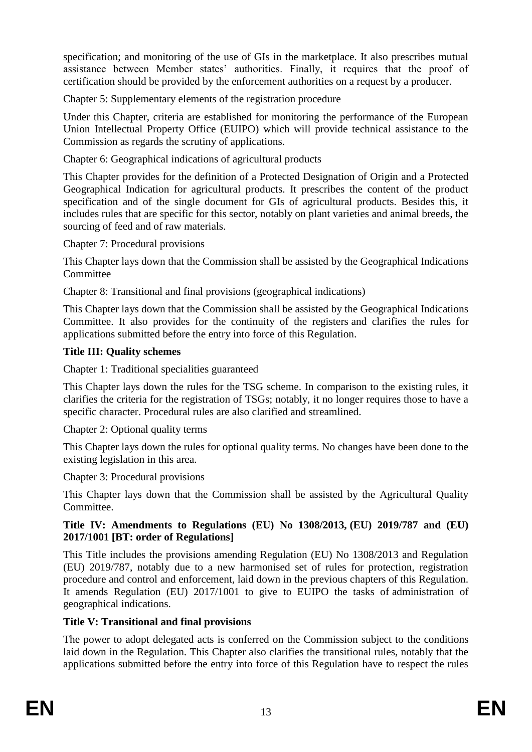specification; and monitoring of the use of GIs in the marketplace. It also prescribes mutual assistance between Member states' authorities. Finally, it requires that the proof of certification should be provided by the enforcement authorities on a request by a producer.

Chapter 5: Supplementary elements of the registration procedure

Under this Chapter, criteria are established for monitoring the performance of the European Union Intellectual Property Office (EUIPO) which will provide technical assistance to the Commission as regards the scrutiny of applications.

Chapter 6: Geographical indications of agricultural products

This Chapter provides for the definition of a Protected Designation of Origin and a Protected Geographical Indication for agricultural products. It prescribes the content of the product specification and of the single document for GIs of agricultural products. Besides this, it includes rules that are specific for this sector, notably on plant varieties and animal breeds, the sourcing of feed and of raw materials.

Chapter 7: Procedural provisions

This Chapter lays down that the Commission shall be assisted by the Geographical Indications Committee

Chapter 8: Transitional and final provisions (geographical indications)

This Chapter lays down that the Commission shall be assisted by the Geographical Indications Committee. It also provides for the continuity of the registers and clarifies the rules for applications submitted before the entry into force of this Regulation.

**Title III: Quality schemes**

Chapter 1: Traditional specialities guaranteed

This Chapter lays down the rules for the TSG scheme. In comparison to the existing rules, it clarifies the criteria for the registration of TSGs; notably, it no longer requires those to have a specific character. Procedural rules are also clarified and streamlined.

Chapter 2: Optional quality terms

This Chapter lays down the rules for optional quality terms. No changes have been done to the existing legislation in this area.

Chapter 3: Procedural provisions

This Chapter lays down that the Commission shall be assisted by the Agricultural Quality Committee.

**Title IV: Amendments to Regulations (EU) No 1308/2013, (EU) 2019/787 and (EU) 2017/1001 [BT: order of Regulations]**

This Title includes the provisions amending Regulation (EU) No 1308/2013 and Regulation (EU) 2019/787, notably due to a new harmonised set of rules for protection, registration procedure and control and enforcement, laid down in the previous chapters of this Regulation. It amends Regulation (EU) 2017/1001 to give to EUIPO the tasks of administration of geographical indications.

**Title V: Transitional and final provisions**

The power to adopt delegated acts is conferred on the Commission subject to the conditions laid down in the Regulation. This Chapter also clarifies the transitional rules, notably that the applications submitted before the entry into force of this Regulation have to respect the rules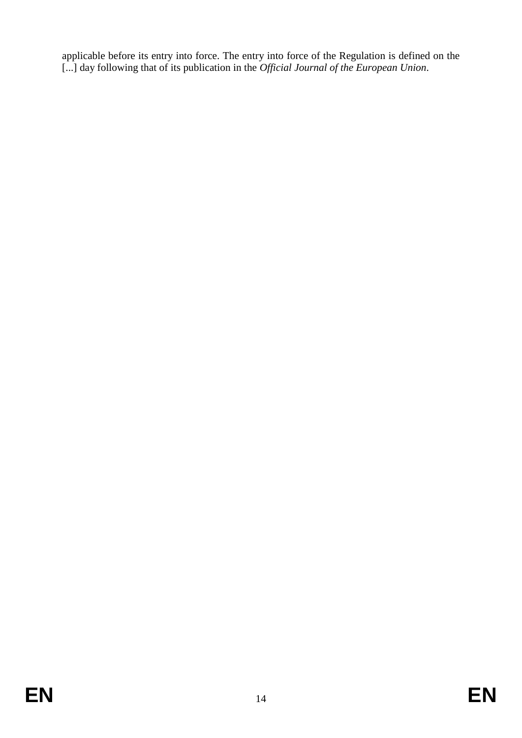applicable before its entry into force. The entry into force of the Regulation is defined on the [...] day following that of its publication in the *Official Journal of the European Union*.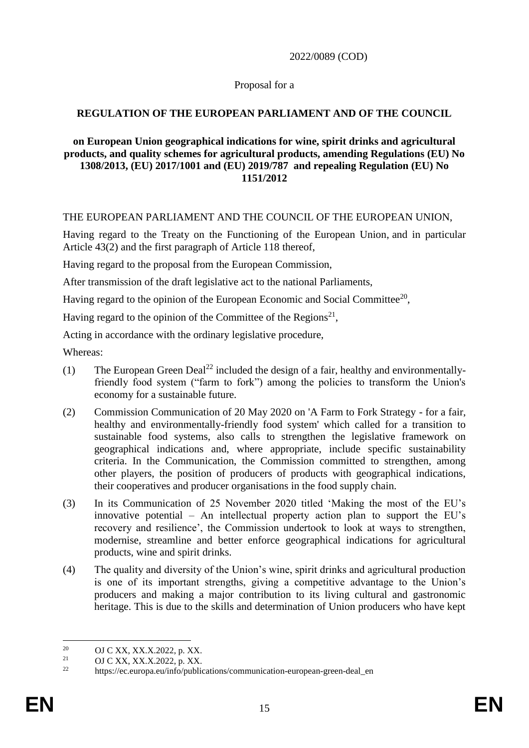2022/0089 (COD)

Proposal for a

**REGULATION OF THE EUROPEAN PARLIAMENT AND OF THE COUNCIL**

**on European Union geographical indications for wine, spirit drinks and agricultural products, and quality schemes for agricultural products, amending Regulations (EU) No 1308/2013, (EU) 2017/1001 and (EU) 2019/787 and repealing Regulation (EU) No 1151/2012**

THE EUROPEAN PARLIAMENT AND THE COUNCIL OF THE EUROPEAN UNION,

Having regard to the Treaty on the Functioning of the European Union, and in particular Article 43(2) and the first paragraph of Article 118 thereof,

Having regard to the proposal from the European Commission,

After transmission of the draft legislative act to the national Parliaments,

Having regard to the opinion of the European Economic and Social Committee[20],

Having regard to the opinion of the Committee of the Regions[21],

Acting in accordance with the ordinary legislative procedure,

Whereas:

(1) The European Green Deal[22] included the design of a fair, healthy and environmentally-friendly food system ("farm to fork") among the policies to transform the Union's economy for a sustainable future.

(2) Commission Communication of 20 May 2020 on 'A Farm to Fork Strategy - for a fair, healthy and environmentally-friendly food system' which called for a transition to sustainable food systems, also calls to strengthen the legislative framework on geographical indications and, where appropriate, include specific sustainability criteria. In the Communication, the Commission committed to strengthen, among other players, the position of producers of products with geographical indications, their cooperatives and producer organisations in the food supply chain.

(3) In its Communication of 25 November 2020 titled 'Making the most of the EU's innovative potential – An intellectual property action plan to support the EU's recovery and resilience', the Commission undertook to look at ways to strengthen, modernise, streamline and better enforce geographical indications for agricultural products, wine and spirit drinks.

(4) The quality and diversity of the Union's wine, spirit drinks and agricultural production is one of its important strengths, giving a competitive advantage to the Union's producers and making a major contribution to its living cultural and gastronomic heritage. This is due to the skills and determination of Union producers who have kept

---

[20] OJ C XX, XX.X.2022, p. XX.

[21] OJ C XX, XX.X.2022, p. XX.

[22] https://ec.europa.eu/info/publications/communication-european-green-deal_en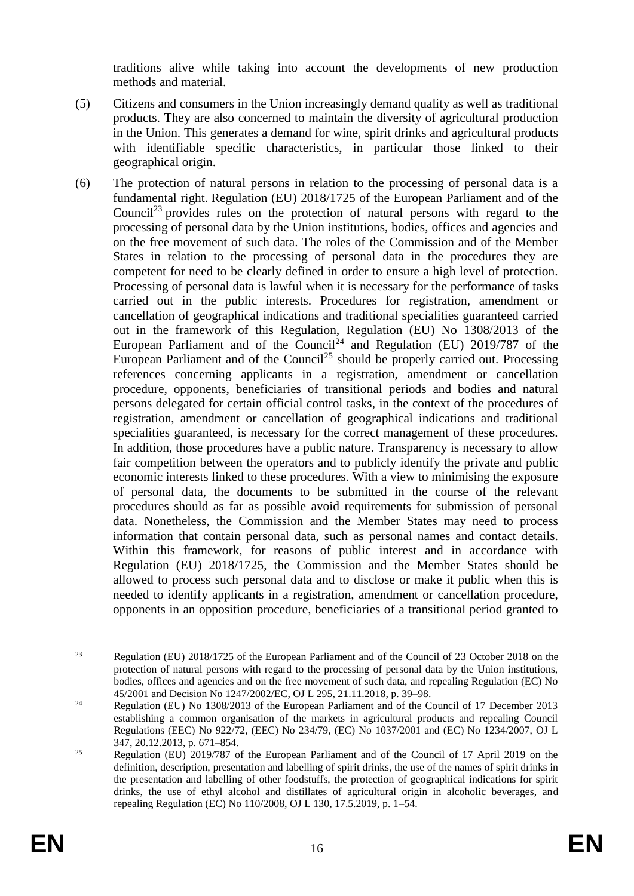traditions alive while taking into account the developments of new production methods and material.

(5) Citizens and consumers in the Union increasingly demand quality as well as traditional products. They are also concerned to maintain the diversity of agricultural production in the Union. This generates a demand for wine, spirit drinks and agricultural products with identifiable specific characteristics, in particular those linked to their geographical origin.

(6) The protection of natural persons in relation to the processing of personal data is a fundamental right. Regulation (EU) 2018/1725 of the European Parliament and of the Council[23] provides rules on the protection of natural persons with regard to the processing of personal data by the Union institutions, bodies, offices and agencies and on the free movement of such data. The roles of the Commission and of the Member States in relation to the processing of personal data in the procedures they are competent for need to be clearly defined in order to ensure a high level of protection. Processing of personal data is lawful when it is necessary for the performance of tasks carried out in the public interests. Procedures for registration, amendment or cancellation of geographical indications and traditional specialities guaranteed carried out in the framework of this Regulation, Regulation (EU) No 1308/2013 of the European Parliament and of the Council[24] and Regulation (EU) 2019/787 of the European Parliament and of the Council[25] should be properly carried out. Processing references concerning applicants in a registration, amendment or cancellation procedure, opponents, beneficiaries of transitional periods and bodies and natural persons delegated for certain official control tasks, in the context of the procedures of registration, amendment or cancellation of geographical indications and traditional specialities guaranteed, is necessary for the correct management of these procedures. In addition, those procedures have a public nature. Transparency is necessary to allow fair competition between the operators and to publicly identify the private and public economic interests linked to these procedures. With a view to minimising the exposure of personal data, the documents to be submitted in the course of the relevant procedures should as far as possible avoid requirements for submission of personal data. Nonetheless, the Commission and the Member States may need to process information that contain personal data, such as personal names and contact details. Within this framework, for reasons of public interest and in accordance with Regulation (EU) 2018/1725, the Commission and the Member States should be allowed to process such personal data and to disclose or make it public when this is needed to identify applicants in a registration, amendment or cancellation procedure, opponents in an opposition procedure, beneficiaries of a transitional period granted to

---

[23] Regulation (EU) 2018/1725 of the European Parliament and of the Council of 23 October 2018 on the protection of natural persons with regard to the processing of personal data by the Union institutions, bodies, offices and agencies and on the free movement of such data, and repealing Regulation (EC) No 45/2001 and Decision No 1247/2002/EC, OJ L 295, 21.11.2018, p. 39–98.

[24] Regulation (EU) No 1308/2013 of the European Parliament and of the Council of 17 December 2013 establishing a common organisation of the markets in agricultural products and repealing Council Regulations (EEC) No 922/72, (EEC) No 234/79, (EC) No 1037/2001 and (EC) No 1234/2007, OJ L 347, 20.12.2013, p. 671–854.

[25] Regulation (EU) 2019/787 of the European Parliament and of the Council of 17 April 2019 on the definition, description, presentation and labelling of spirit drinks, the use of the names of spirit drinks in the presentation and labelling of other foodstuffs, the protection of geographical indications for spirit drinks, the use of ethyl alcohol and distillates of agricultural origin in alcoholic beverages, and repealing Regulation (EC) No 110/2008, OJ L 130, 17.5.2019, p. 1–54.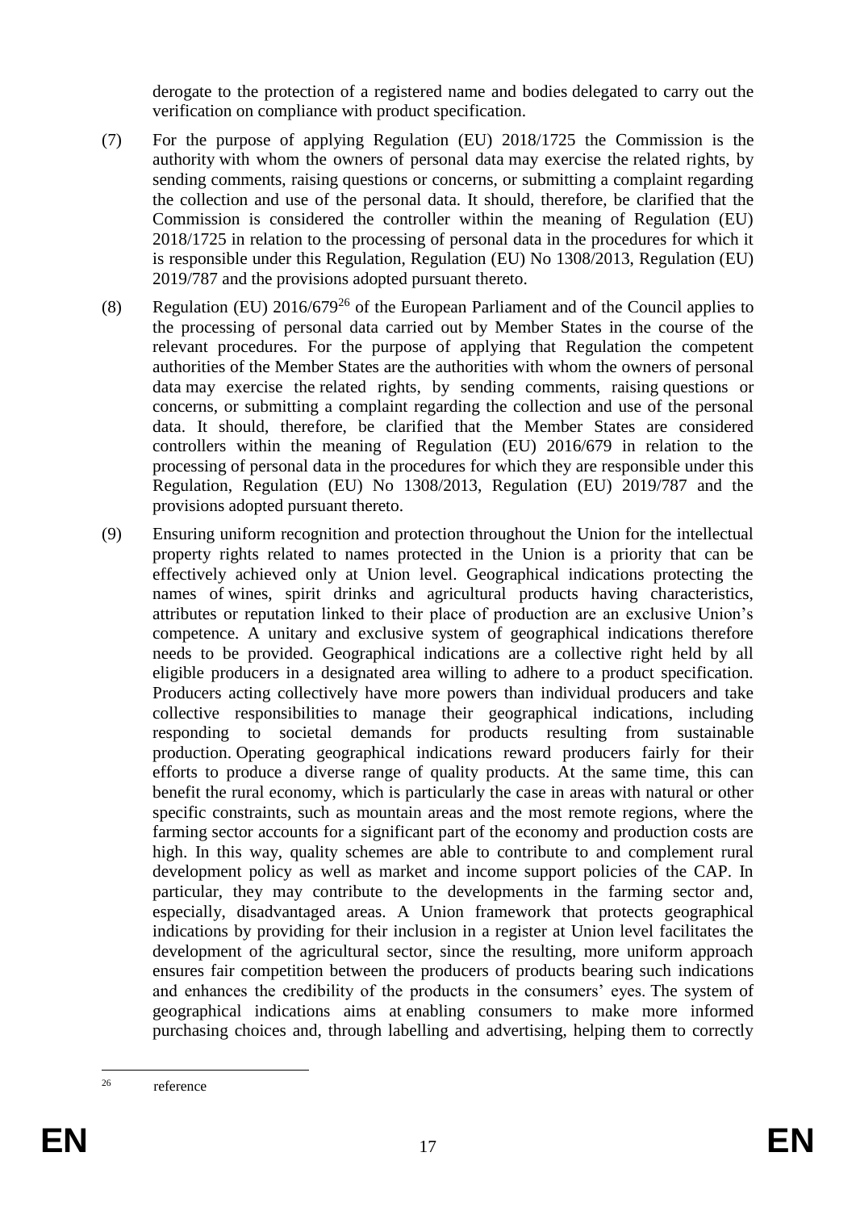derogate to the protection of a registered name and bodies delegated to carry out the verification on compliance with product specification.

(7) For the purpose of applying Regulation (EU) 2018/1725 the Commission is the authority with whom the owners of personal data may exercise the related rights, by sending comments, raising questions or concerns, or submitting a complaint regarding the collection and use of the personal data. It should, therefore, be clarified that the Commission is considered the controller within the meaning of Regulation (EU) 2018/1725 in relation to the processing of personal data in the procedures for which it is responsible under this Regulation, Regulation (EU) No 1308/2013, Regulation (EU) 2019/787 and the provisions adopted pursuant thereto.

(8) Regulation (EU) 2016/679[26] of the European Parliament and of the Council applies to the processing of personal data carried out by Member States in the course of the relevant procedures. For the purpose of applying that Regulation the competent authorities of the Member States are the authorities with whom the owners of personal data may exercise the related rights, by sending comments, raising questions or concerns, or submitting a complaint regarding the collection and use of the personal data. It should, therefore, be clarified that the Member States are considered controllers within the meaning of Regulation (EU) 2016/679 in relation to the processing of personal data in the procedures for which they are responsible under this Regulation, Regulation (EU) No 1308/2013, Regulation (EU) 2019/787 and the provisions adopted pursuant thereto.

(9) Ensuring uniform recognition and protection throughout the Union for the intellectual property rights related to names protected in the Union is a priority that can be effectively achieved only at Union level. Geographical indications protecting the names of wines, spirit drinks and agricultural products having characteristics, attributes or reputation linked to their place of production are an exclusive Union's competence. A unitary and exclusive system of geographical indications therefore needs to be provided. Geographical indications are a collective right held by all eligible producers in a designated area willing to adhere to a product specification. Producers acting collectively have more powers than individual producers and take collective responsibilities to manage their geographical indications, including responding to societal demands for products resulting from sustainable production. Operating geographical indications reward producers fairly for their efforts to produce a diverse range of quality products. At the same time, this can benefit the rural economy, which is particularly the case in areas with natural or other specific constraints, such as mountain areas and the most remote regions, where the farming sector accounts for a significant part of the economy and production costs are high. In this way, quality schemes are able to contribute to and complement rural development policy as well as market and income support policies of the CAP. In particular, they may contribute to the developments in the farming sector and, especially, disadvantaged areas. A Union framework that protects geographical indications by providing for their inclusion in a register at Union level facilitates the development of the agricultural sector, since the resulting, more uniform approach ensures fair competition between the producers of products bearing such indications and enhances the credibility of the products in the consumers' eyes. The system of geographical indications aims at enabling consumers to make more informed purchasing choices and, through labelling and advertising, helping them to correctly

[26] reference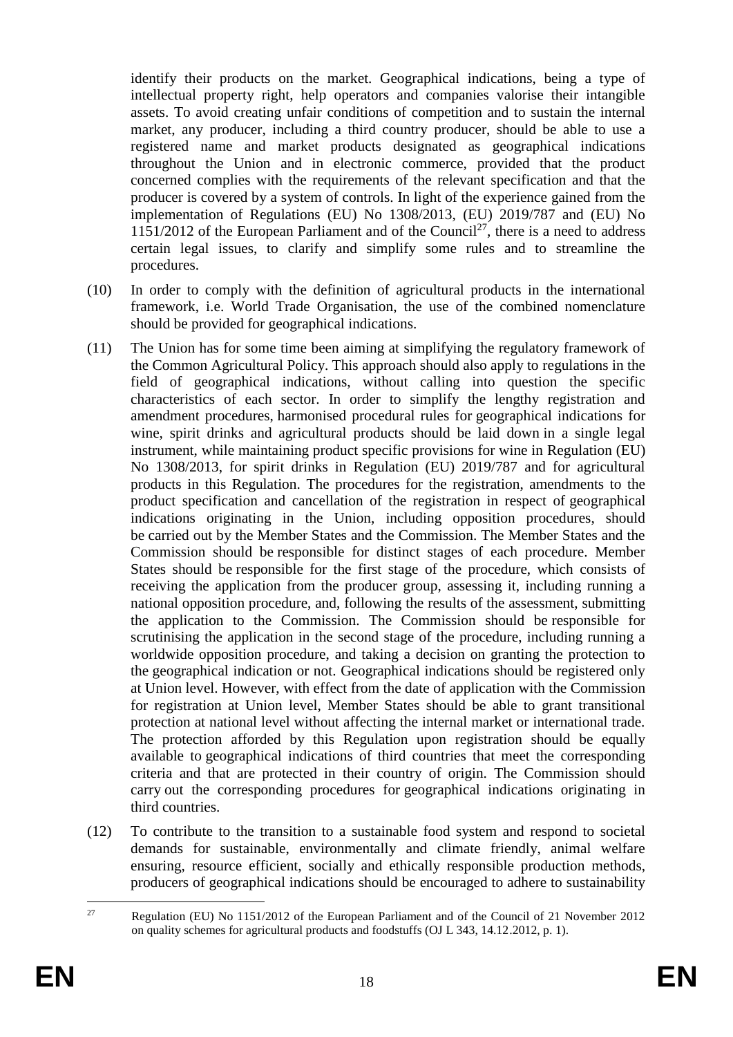identify their products on the market. Geographical indications, being a type of intellectual property right, help operators and companies valorise their intangible assets. To avoid creating unfair conditions of competition and to sustain the internal market, any producer, including a third country producer, should be able to use a registered name and market products designated as geographical indications throughout the Union and in electronic commerce, provided that the product concerned complies with the requirements of the relevant specification and that the producer is covered by a system of controls. In light of the experience gained from the implementation of Regulations (EU) No 1308/2013, (EU) 2019/787 and (EU) No 1151/2012 of the European Parliament and of the Council[27], there is a need to address certain legal issues, to clarify and simplify some rules and to streamline the procedures.

(10) In order to comply with the definition of agricultural products in the international framework, i.e. World Trade Organisation, the use of the combined nomenclature should be provided for geographical indications.

(11) The Union has for some time been aiming at simplifying the regulatory framework of the Common Agricultural Policy. This approach should also apply to regulations in the field of geographical indications, without calling into question the specific characteristics of each sector. In order to simplify the lengthy registration and amendment procedures, harmonised procedural rules for geographical indications for wine, spirit drinks and agricultural products should be laid down in a single legal instrument, while maintaining product specific provisions for wine in Regulation (EU) No 1308/2013, for spirit drinks in Regulation (EU) 2019/787 and for agricultural products in this Regulation. The procedures for the registration, amendments to the product specification and cancellation of the registration in respect of geographical indications originating in the Union, including opposition procedures, should be carried out by the Member States and the Commission. The Member States and the Commission should be responsible for distinct stages of each procedure. Member States should be responsible for the first stage of the procedure, which consists of receiving the application from the producer group, assessing it, including running a national opposition procedure, and, following the results of the assessment, submitting the application to the Commission. The Commission should be responsible for scrutinising the application in the second stage of the procedure, including running a worldwide opposition procedure, and taking a decision on granting the protection to the geographical indication or not. Geographical indications should be registered only at Union level. However, with effect from the date of application with the Commission for registration at Union level, Member States should be able to grant transitional protection at national level without affecting the internal market or international trade. The protection afforded by this Regulation upon registration should be equally available to geographical indications of third countries that meet the corresponding criteria and that are protected in their country of origin. The Commission should carry out the corresponding procedures for geographical indications originating in third countries.

(12) To contribute to the transition to a sustainable food system and respond to societal demands for sustainable, environmentally and climate friendly, animal welfare ensuring, resource efficient, socially and ethically responsible production methods, producers of geographical indications should be encouraged to adhere to sustainability

[27] Regulation (EU) No 1151/2012 of the European Parliament and of the Council of 21 November 2012 on quality schemes for agricultural products and foodstuffs (OJ L 343, 14.12.2012, p. 1).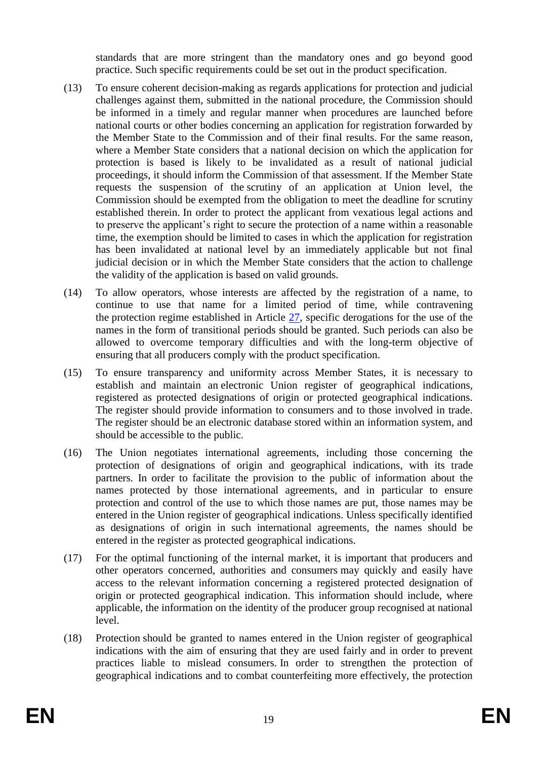standards that are more stringent than the mandatory ones and go beyond good practice. Such specific requirements could be set out in the product specification.

(13) To ensure coherent decision-making as regards applications for protection and judicial challenges against them, submitted in the national procedure, the Commission should be informed in a timely and regular manner when procedures are launched before national courts or other bodies concerning an application for registration forwarded by the Member State to the Commission and of their final results. For the same reason, where a Member State considers that a national decision on which the application for protection is based is likely to be invalidated as a result of national judicial proceedings, it should inform the Commission of that assessment. If the Member State requests the suspension of the scrutiny of an application at Union level, the Commission should be exempted from the obligation to meet the deadline for scrutiny established therein. In order to protect the applicant from vexatious legal actions and to preserve the applicant's right to secure the protection of a name within a reasonable time, the exemption should be limited to cases in which the application for registration has been invalidated at national level by an immediately applicable but not final judicial decision or in which the Member State considers that the action to challenge the validity of the application is based on valid grounds.

(14) To allow operators, whose interests are affected by the registration of a name, to continue to use that name for a limited period of time, while contravening the protection regime established in Article 27, specific derogations for the use of the names in the form of transitional periods should be granted. Such periods can also be allowed to overcome temporary difficulties and with the long-term objective of ensuring that all producers comply with the product specification.

(15) To ensure transparency and uniformity across Member States, it is necessary to establish and maintain an electronic Union register of geographical indications, registered as protected designations of origin or protected geographical indications. The register should provide information to consumers and to those involved in trade. The register should be an electronic database stored within an information system, and should be accessible to the public.

(16) The Union negotiates international agreements, including those concerning the protection of designations of origin and geographical indications, with its trade partners. In order to facilitate the provision to the public of information about the names protected by those international agreements, and in particular to ensure protection and control of the use to which those names are put, those names may be entered in the Union register of geographical indications. Unless specifically identified as designations of origin in such international agreements, the names should be entered in the register as protected geographical indications.

(17) For the optimal functioning of the internal market, it is important that producers and other operators concerned, authorities and consumers may quickly and easily have access to the relevant information concerning a registered protected designation of origin or protected geographical indication. This information should include, where applicable, the information on the identity of the producer group recognised at national level.

(18) Protection should be granted to names entered in the Union register of geographical indications with the aim of ensuring that they are used fairly and in order to prevent practices liable to mislead consumers. In order to strengthen the protection of geographical indications and to combat counterfeiting more effectively, the protection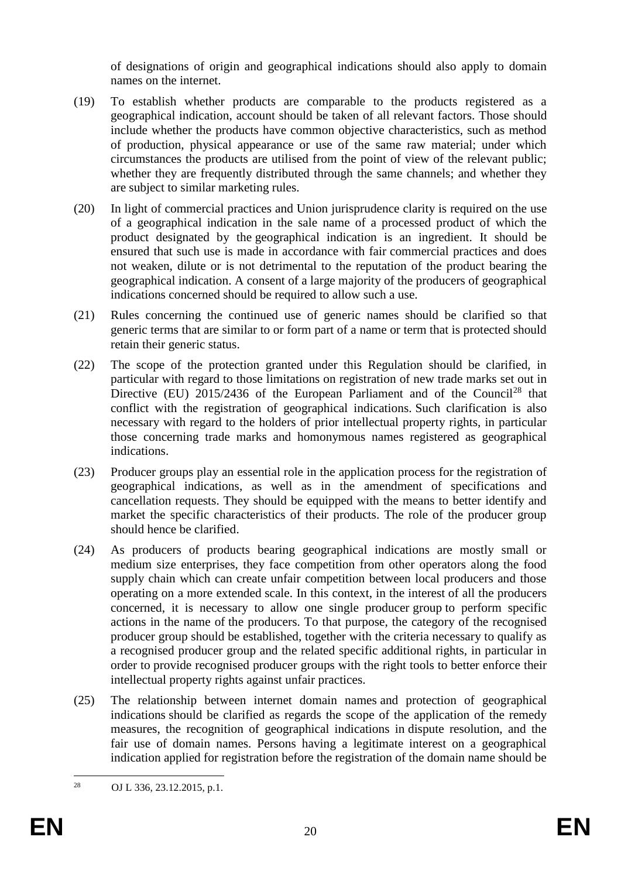of designations of origin and geographical indications should also apply to domain names on the internet.

(19) To establish whether products are comparable to the products registered as a geographical indication, account should be taken of all relevant factors. Those should include whether the products have common objective characteristics, such as method of production, physical appearance or use of the same raw material; under which circumstances the products are utilised from the point of view of the relevant public; whether they are frequently distributed through the same channels; and whether they are subject to similar marketing rules.

(20) In light of commercial practices and Union jurisprudence clarity is required on the use of a geographical indication in the sale name of a processed product of which the product designated by the geographical indication is an ingredient. It should be ensured that such use is made in accordance with fair commercial practices and does not weaken, dilute or is not detrimental to the reputation of the product bearing the geographical indication. A consent of a large majority of the producers of geographical indications concerned should be required to allow such a use.

(21) Rules concerning the continued use of generic names should be clarified so that generic terms that are similar to or form part of a name or term that is protected should retain their generic status.

(22) The scope of the protection granted under this Regulation should be clarified, in particular with regard to those limitations on registration of new trade marks set out in Directive (EU) 2015/2436 of the European Parliament and of the Council[28] that conflict with the registration of geographical indications. Such clarification is also necessary with regard to the holders of prior intellectual property rights, in particular those concerning trade marks and homonymous names registered as geographical indications.

(23) Producer groups play an essential role in the application process for the registration of geographical indications, as well as in the amendment of specifications and cancellation requests. They should be equipped with the means to better identify and market the specific characteristics of their products. The role of the producer group should hence be clarified.

(24) As producers of products bearing geographical indications are mostly small or medium size enterprises, they face competition from other operators along the food supply chain which can create unfair competition between local producers and those operating on a more extended scale. In this context, in the interest of all the producers concerned, it is necessary to allow one single producer group to perform specific actions in the name of the producers. To that purpose, the category of the recognised producer group should be established, together with the criteria necessary to qualify as a recognised producer group and the related specific additional rights, in particular in order to provide recognised producer groups with the right tools to better enforce their intellectual property rights against unfair practices.

(25) The relationship between internet domain names and protection of geographical indications should be clarified as regards the scope of the application of the remedy measures, the recognition of geographical indications in dispute resolution, and the fair use of domain names. Persons having a legitimate interest on a geographical indication applied for registration before the registration of the domain name should be

---

[28] OJ L 336, 23.12.2015, p.1.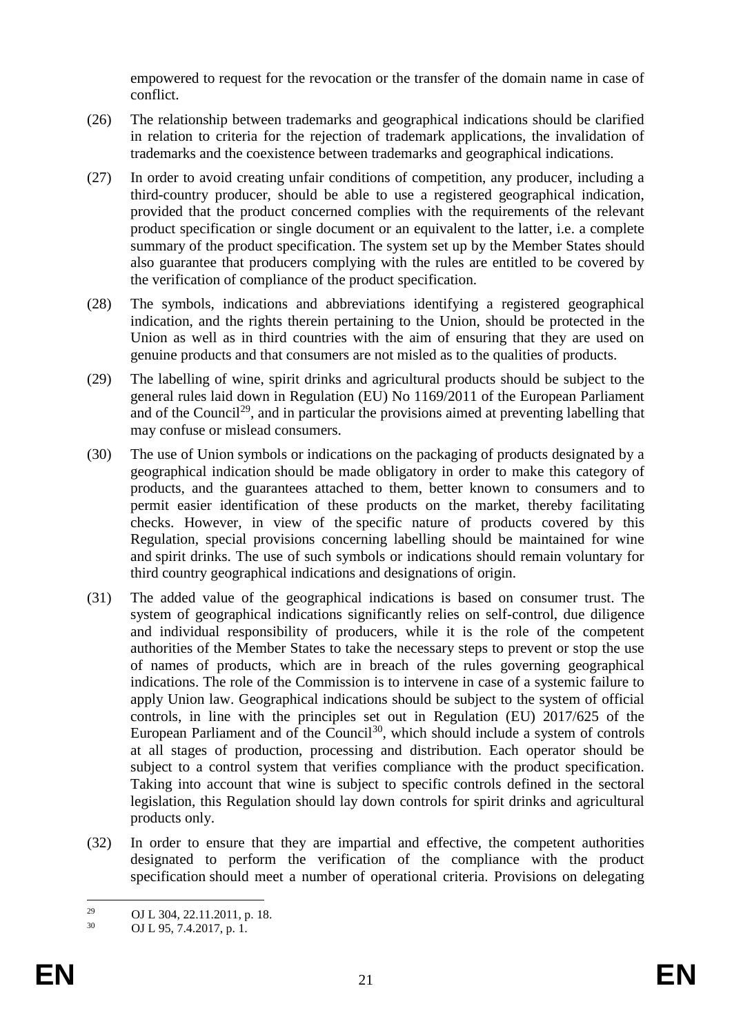empowered to request for the revocation or the transfer of the domain name in case of conflict.

(26) The relationship between trademarks and geographical indications should be clarified in relation to criteria for the rejection of trademark applications, the invalidation of trademarks and the coexistence between trademarks and geographical indications.

(27) In order to avoid creating unfair conditions of competition, any producer, including a third-country producer, should be able to use a registered geographical indication, provided that the product concerned complies with the requirements of the relevant product specification or single document or an equivalent to the latter, i.e. a complete summary of the product specification. The system set up by the Member States should also guarantee that producers complying with the rules are entitled to be covered by the verification of compliance of the product specification.

(28) The symbols, indications and abbreviations identifying a registered geographical indication, and the rights therein pertaining to the Union, should be protected in the Union as well as in third countries with the aim of ensuring that they are used on genuine products and that consumers are not misled as to the qualities of products.

(29) The labelling of wine, spirit drinks and agricultural products should be subject to the general rules laid down in Regulation (EU) No 1169/2011 of the European Parliament and of the Council[29], and in particular the provisions aimed at preventing labelling that may confuse or mislead consumers.

(30) The use of Union symbols or indications on the packaging of products designated by a geographical indication should be made obligatory in order to make this category of products, and the guarantees attached to them, better known to consumers and to permit easier identification of these products on the market, thereby facilitating checks. However, in view of the specific nature of products covered by this Regulation, special provisions concerning labelling should be maintained for wine and spirit drinks. The use of such symbols or indications should remain voluntary for third country geographical indications and designations of origin.

(31) The added value of the geographical indications is based on consumer trust. The system of geographical indications significantly relies on self-control, due diligence and individual responsibility of producers, while it is the role of the competent authorities of the Member States to take the necessary steps to prevent or stop the use of names of products, which are in breach of the rules governing geographical indications. The role of the Commission is to intervene in case of a systemic failure to apply Union law. Geographical indications should be subject to the system of official controls, in line with the principles set out in Regulation (EU) 2017/625 of the European Parliament and of the Council[30], which should include a system of controls at all stages of production, processing and distribution. Each operator should be subject to a control system that verifies compliance with the product specification. Taking into account that wine is subject to specific controls defined in the sectoral legislation, this Regulation should lay down controls for spirit drinks and agricultural products only.

(32) In order to ensure that they are impartial and effective, the competent authorities designated to perform the verification of the compliance with the product specification should meet a number of operational criteria. Provisions on delegating

---

[29] OJ L 304, 22.11.2011, p. 18.

[30] OJ L 95, 7.4.2017, p. 1.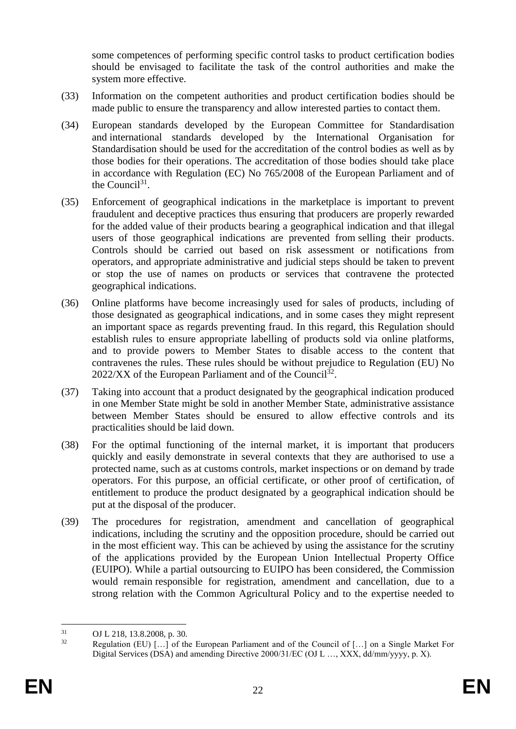some competences of performing specific control tasks to product certification bodies should be envisaged to facilitate the task of the control authorities and make the system more effective.

(33) Information on the competent authorities and product certification bodies should be made public to ensure the transparency and allow interested parties to contact them.

(34) European standards developed by the European Committee for Standardisation and international standards developed by the International Organisation for Standardisation should be used for the accreditation of the control bodies as well as by those bodies for their operations. The accreditation of those bodies should take place in accordance with Regulation (EC) No 765/2008 of the European Parliament and of the Council[31].

(35) Enforcement of geographical indications in the marketplace is important to prevent fraudulent and deceptive practices thus ensuring that producers are properly rewarded for the added value of their products bearing a geographical indication and that illegal users of those geographical indications are prevented from selling their products. Controls should be carried out based on risk assessment or notifications from operators, and appropriate administrative and judicial steps should be taken to prevent or stop the use of names on products or services that contravene the protected geographical indications.

(36) Online platforms have become increasingly used for sales of products, including of those designated as geographical indications, and in some cases they might represent an important space as regards preventing fraud. In this regard, this Regulation should establish rules to ensure appropriate labelling of products sold via online platforms, and to provide powers to Member States to disable access to the content that contravenes the rules. These rules should be without prejudice to Regulation (EU) No 2022/XX of the European Parliament and of the Council[32].

(37) Taking into account that a product designated by the geographical indication produced in one Member State might be sold in another Member State, administrative assistance between Member States should be ensured to allow effective controls and its practicalities should be laid down.

(38) For the optimal functioning of the internal market, it is important that producers quickly and easily demonstrate in several contexts that they are authorised to use a protected name, such as at customs controls, market inspections or on demand by trade operators. For this purpose, an official certificate, or other proof of certification, of entitlement to produce the product designated by a geographical indication should be put at the disposal of the producer.

(39) The procedures for registration, amendment and cancellation of geographical indications, including the scrutiny and the opposition procedure, should be carried out in the most efficient way. This can be achieved by using the assistance for the scrutiny of the applications provided by the European Union Intellectual Property Office (EUIPO). While a partial outsourcing to EUIPO has been considered, the Commission would remain responsible for registration, amendment and cancellation, due to a strong relation with the Common Agricultural Policy and to the expertise needed to

---

[31] OJ L 218, 13.8.2008, p. 30.

[32] Regulation (EU) […] of the European Parliament and of the Council of […] on a Single Market For Digital Services (DSA) and amending Directive 2000/31/EC (OJ L …, XXX, dd/mm/yyyy, p. X).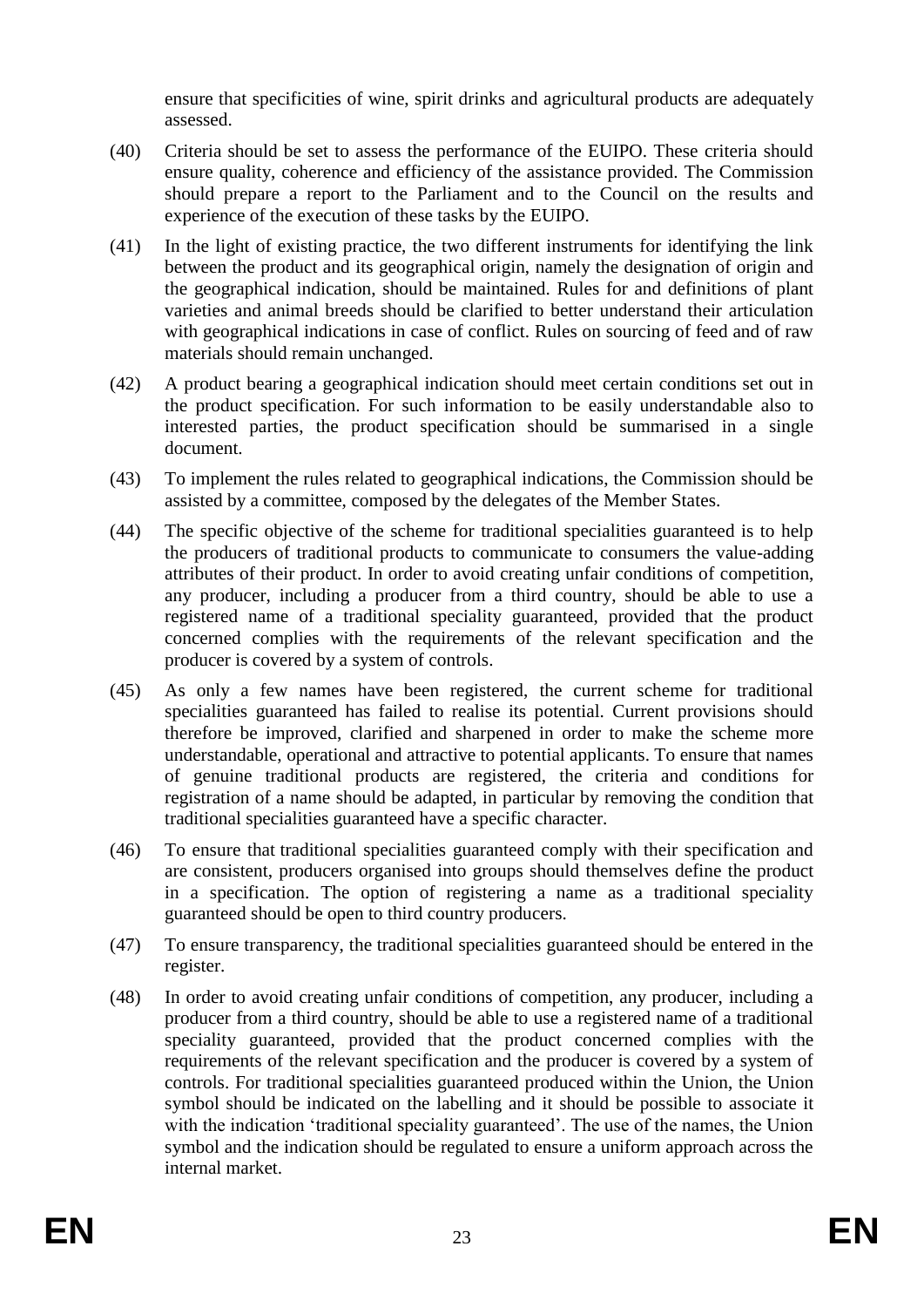ensure that specificities of wine, spirit drinks and agricultural products are adequately assessed.

(40) Criteria should be set to assess the performance of the EUIPO. These criteria should ensure quality, coherence and efficiency of the assistance provided. The Commission should prepare a report to the Parliament and to the Council on the results and experience of the execution of these tasks by the EUIPO.

(41) In the light of existing practice, the two different instruments for identifying the link between the product and its geographical origin, namely the designation of origin and the geographical indication, should be maintained. Rules for and definitions of plant varieties and animal breeds should be clarified to better understand their articulation with geographical indications in case of conflict. Rules on sourcing of feed and of raw materials should remain unchanged.

(42) A product bearing a geographical indication should meet certain conditions set out in the product specification. For such information to be easily understandable also to interested parties, the product specification should be summarised in a single document.

(43) To implement the rules related to geographical indications, the Commission should be assisted by a committee, composed by the delegates of the Member States.

(44) The specific objective of the scheme for traditional specialities guaranteed is to help the producers of traditional products to communicate to consumers the value-adding attributes of their product. In order to avoid creating unfair conditions of competition, any producer, including a producer from a third country, should be able to use a registered name of a traditional speciality guaranteed, provided that the product concerned complies with the requirements of the relevant specification and the producer is covered by a system of controls.

(45) As only a few names have been registered, the current scheme for traditional specialities guaranteed has failed to realise its potential. Current provisions should therefore be improved, clarified and sharpened in order to make the scheme more understandable, operational and attractive to potential applicants. To ensure that names of genuine traditional products are registered, the criteria and conditions for registration of a name should be adapted, in particular by removing the condition that traditional specialities guaranteed have a specific character.

(46) To ensure that traditional specialities guaranteed comply with their specification and are consistent, producers organised into groups should themselves define the product in a specification. The option of registering a name as a traditional speciality guaranteed should be open to third country producers.

(47) To ensure transparency, the traditional specialities guaranteed should be entered in the register.

(48) In order to avoid creating unfair conditions of competition, any producer, including a producer from a third country, should be able to use a registered name of a traditional speciality guaranteed, provided that the product concerned complies with the requirements of the relevant specification and the producer is covered by a system of controls. For traditional specialities guaranteed produced within the Union, the Union symbol should be indicated on the labelling and it should be possible to associate it with the indication 'traditional speciality guaranteed'. The use of the names, the Union symbol and the indication should be regulated to ensure a uniform approach across the internal market.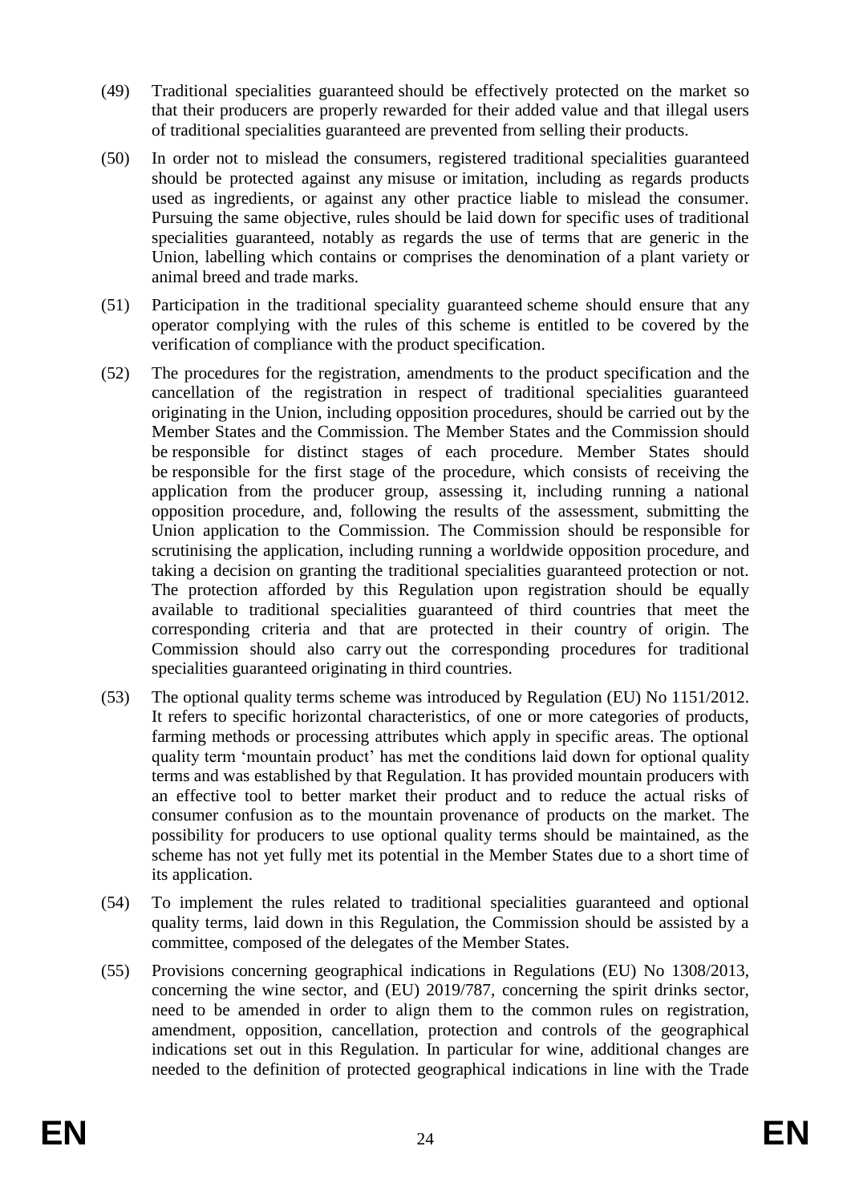(49) Traditional specialities guaranteed should be effectively protected on the market so that their producers are properly rewarded for their added value and that illegal users of traditional specialities guaranteed are prevented from selling their products.

(50) In order not to mislead the consumers, registered traditional specialities guaranteed should be protected against any misuse or imitation, including as regards products used as ingredients, or against any other practice liable to mislead the consumer. Pursuing the same objective, rules should be laid down for specific uses of traditional specialities guaranteed, notably as regards the use of terms that are generic in the Union, labelling which contains or comprises the denomination of a plant variety or animal breed and trade marks.

(51) Participation in the traditional speciality guaranteed scheme should ensure that any operator complying with the rules of this scheme is entitled to be covered by the verification of compliance with the product specification.

(52) The procedures for the registration, amendments to the product specification and the cancellation of the registration in respect of traditional specialities guaranteed originating in the Union, including opposition procedures, should be carried out by the Member States and the Commission. The Member States and the Commission should be responsible for distinct stages of each procedure. Member States should be responsible for the first stage of the procedure, which consists of receiving the application from the producer group, assessing it, including running a national opposition procedure, and, following the results of the assessment, submitting the Union application to the Commission. The Commission should be responsible for scrutinising the application, including running a worldwide opposition procedure, and taking a decision on granting the traditional specialities guaranteed protection or not. The protection afforded by this Regulation upon registration should be equally available to traditional specialities guaranteed of third countries that meet the corresponding criteria and that are protected in their country of origin. The Commission should also carry out the corresponding procedures for traditional specialities guaranteed originating in third countries.

(53) The optional quality terms scheme was introduced by Regulation (EU) No 1151/2012. It refers to specific horizontal characteristics, of one or more categories of products, farming methods or processing attributes which apply in specific areas. The optional quality term 'mountain product' has met the conditions laid down for optional quality terms and was established by that Regulation. It has provided mountain producers with an effective tool to better market their product and to reduce the actual risks of consumer confusion as to the mountain provenance of products on the market. The possibility for producers to use optional quality terms should be maintained, as the scheme has not yet fully met its potential in the Member States due to a short time of its application.

(54) To implement the rules related to traditional specialities guaranteed and optional quality terms, laid down in this Regulation, the Commission should be assisted by a committee, composed of the delegates of the Member States.

(55) Provisions concerning geographical indications in Regulations (EU) No 1308/2013, concerning the wine sector, and (EU) 2019/787, concerning the spirit drinks sector, need to be amended in order to align them to the common rules on registration, amendment, opposition, cancellation, protection and controls of the geographical indications set out in this Regulation. In particular for wine, additional changes are needed to the definition of protected geographical indications in line with the Trade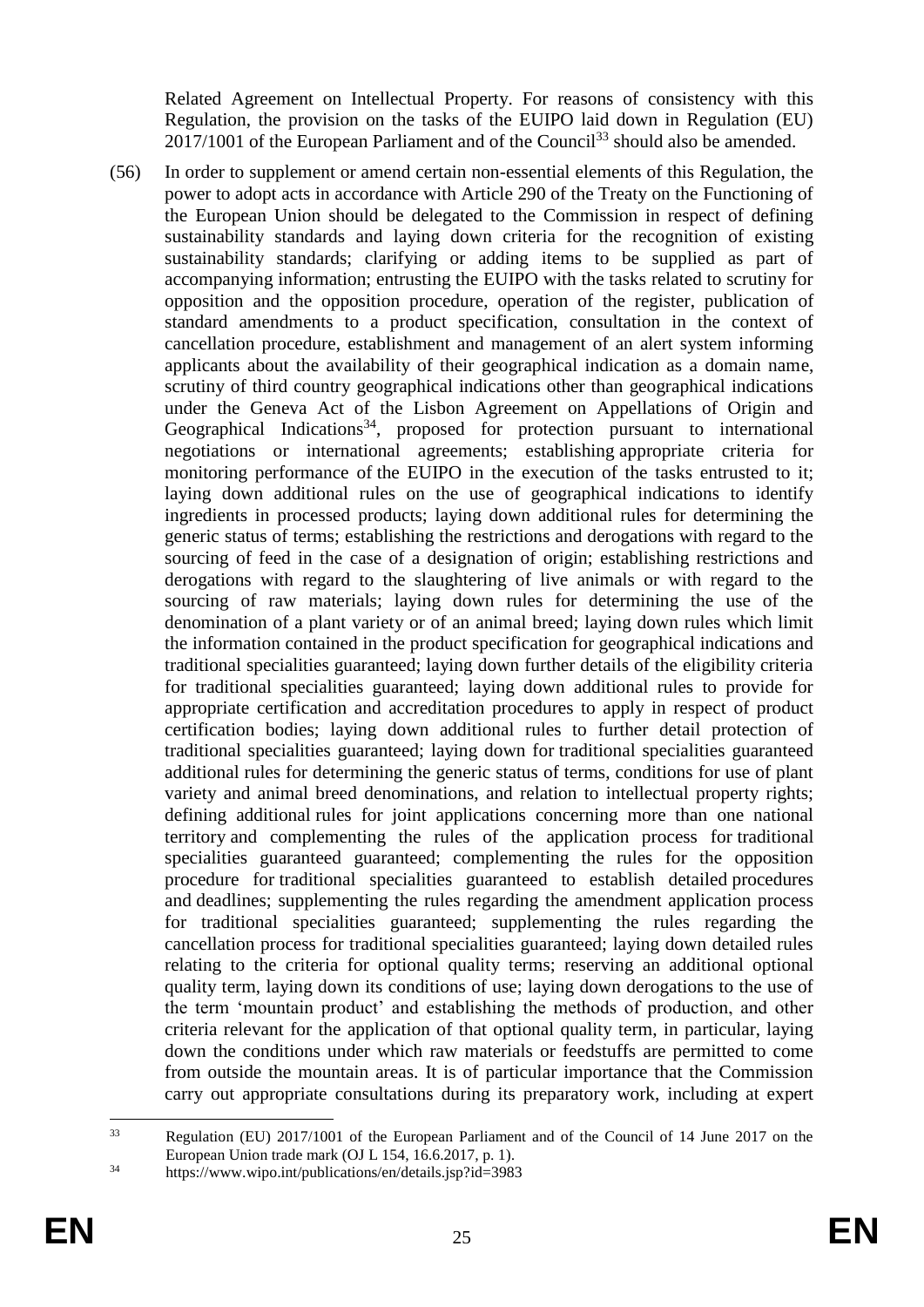Related Agreement on Intellectual Property. For reasons of consistency with this Regulation, the provision on the tasks of the EUIPO laid down in Regulation (EU) 2017/1001 of the European Parliament and of the Council[33] should also be amended.

(56) In order to supplement or amend certain non-essential elements of this Regulation, the power to adopt acts in accordance with Article 290 of the Treaty on the Functioning of the European Union should be delegated to the Commission in respect of defining sustainability standards and laying down criteria for the recognition of existing sustainability standards; clarifying or adding items to be supplied as part of accompanying information; entrusting the EUIPO with the tasks related to scrutiny for opposition and the opposition procedure, operation of the register, publication of standard amendments to a product specification, consultation in the context of cancellation procedure, establishment and management of an alert system informing applicants about the availability of their geographical indication as a domain name, scrutiny of third country geographical indications other than geographical indications under the Geneva Act of the Lisbon Agreement on Appellations of Origin and Geographical Indications[34], proposed for protection pursuant to international negotiations or international agreements; establishing appropriate criteria for monitoring performance of the EUIPO in the execution of the tasks entrusted to it; laying down additional rules on the use of geographical indications to identify ingredients in processed products; laying down additional rules for determining the generic status of terms; establishing the restrictions and derogations with regard to the sourcing of feed in the case of a designation of origin; establishing restrictions and derogations with regard to the slaughtering of live animals or with regard to the sourcing of raw materials; laying down rules for determining the use of the denomination of a plant variety or of an animal breed; laying down rules which limit the information contained in the product specification for geographical indications and traditional specialities guaranteed; laying down further details of the eligibility criteria for traditional specialities guaranteed; laying down additional rules to provide for appropriate certification and accreditation procedures to apply in respect of product certification bodies; laying down additional rules to further detail protection of traditional specialities guaranteed; laying down for traditional specialities guaranteed additional rules for determining the generic status of terms, conditions for use of plant variety and animal breed denominations, and relation to intellectual property rights; defining additional rules for joint applications concerning more than one national territory and complementing the rules of the application process for traditional specialities guaranteed guaranteed; complementing the rules for the opposition procedure for traditional specialities guaranteed to establish detailed procedures and deadlines; supplementing the rules regarding the amendment application process for traditional specialities guaranteed; supplementing the rules regarding the cancellation process for traditional specialities guaranteed; laying down detailed rules relating to the criteria for optional quality terms; reserving an additional optional quality term, laying down its conditions of use; laying down derogations to the use of the term 'mountain product' and establishing the methods of production, and other criteria relevant for the application of that optional quality term, in particular, laying down the conditions under which raw materials or feedstuffs are permitted to come from outside the mountain areas. It is of particular importance that the Commission carry out appropriate consultations during its preparatory work, including at expert

---

[33] Regulation (EU) 2017/1001 of the European Parliament and of the Council of 14 June 2017 on the European Union trade mark (OJ L 154, 16.6.2017, p. 1).

[34] https://www.wipo.int/publications/en/details.jsp?id=3983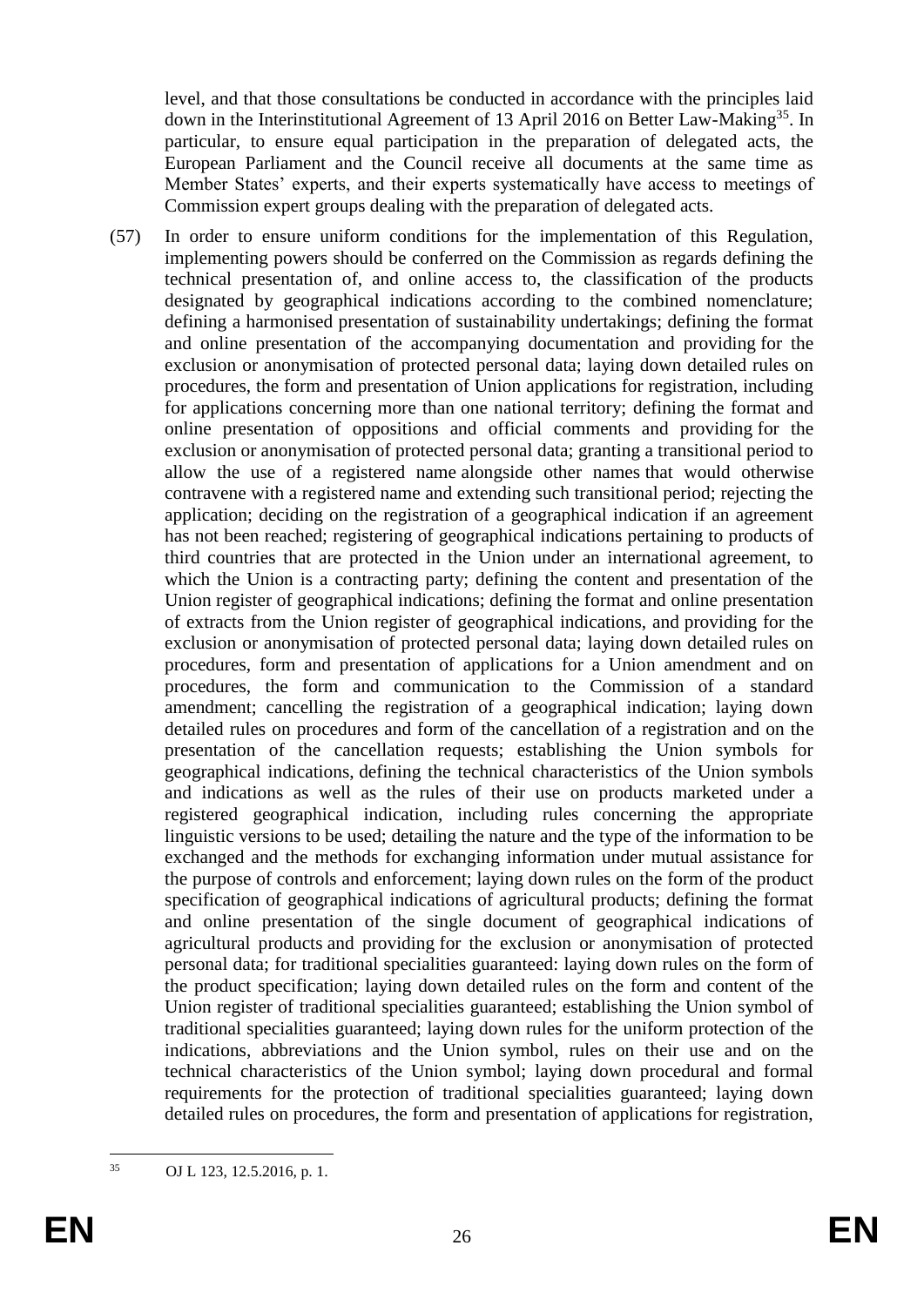level, and that those consultations be conducted in accordance with the principles laid down in the Interinstitutional Agreement of 13 April 2016 on Better Law-Making[35]. In particular, to ensure equal participation in the preparation of delegated acts, the European Parliament and the Council receive all documents at the same time as Member States' experts, and their experts systematically have access to meetings of Commission expert groups dealing with the preparation of delegated acts.

(57) In order to ensure uniform conditions for the implementation of this Regulation, implementing powers should be conferred on the Commission as regards defining the technical presentation of, and online access to, the classification of the products designated by geographical indications according to the combined nomenclature; defining a harmonised presentation of sustainability undertakings; defining the format and online presentation of the accompanying documentation and providing for the exclusion or anonymisation of protected personal data; laying down detailed rules on procedures, the form and presentation of Union applications for registration, including for applications concerning more than one national territory; defining the format and online presentation of oppositions and official comments and providing for the exclusion or anonymisation of protected personal data; granting a transitional period to allow the use of a registered name alongside other names that would otherwise contravene with a registered name and extending such transitional period; rejecting the application; deciding on the registration of a geographical indication if an agreement has not been reached; registering of geographical indications pertaining to products of third countries that are protected in the Union under an international agreement, to which the Union is a contracting party; defining the content and presentation of the Union register of geographical indications; defining the format and online presentation of extracts from the Union register of geographical indications, and providing for the exclusion or anonymisation of protected personal data; laying down detailed rules on procedures, form and presentation of applications for a Union amendment and on procedures, the form and communication to the Commission of a standard amendment; cancelling the registration of a geographical indication; laying down detailed rules on procedures and form of the cancellation of a registration and on the presentation of the cancellation requests; establishing the Union symbols for geographical indications, defining the technical characteristics of the Union symbols and indications as well as the rules of their use on products marketed under a registered geographical indication, including rules concerning the appropriate linguistic versions to be used; detailing the nature and the type of the information to be exchanged and the methods for exchanging information under mutual assistance for the purpose of controls and enforcement; laying down rules on the form of the product specification of geographical indications of agricultural products; defining the format and online presentation of the single document of geographical indications of agricultural products and providing for the exclusion or anonymisation of protected personal data; for traditional specialities guaranteed: laying down rules on the form of the product specification; laying down detailed rules on the form and content of the Union register of traditional specialities guaranteed; establishing the Union symbol of traditional specialities guaranteed; laying down rules for the uniform protection of the indications, abbreviations and the Union symbol, rules on their use and on the technical characteristics of the Union symbol; laying down procedural and formal requirements for the protection of traditional specialities guaranteed; laying down detailed rules on procedures, the form and presentation of applications for registration,

[35] OJ L 123, 12.5.2016, p. 1.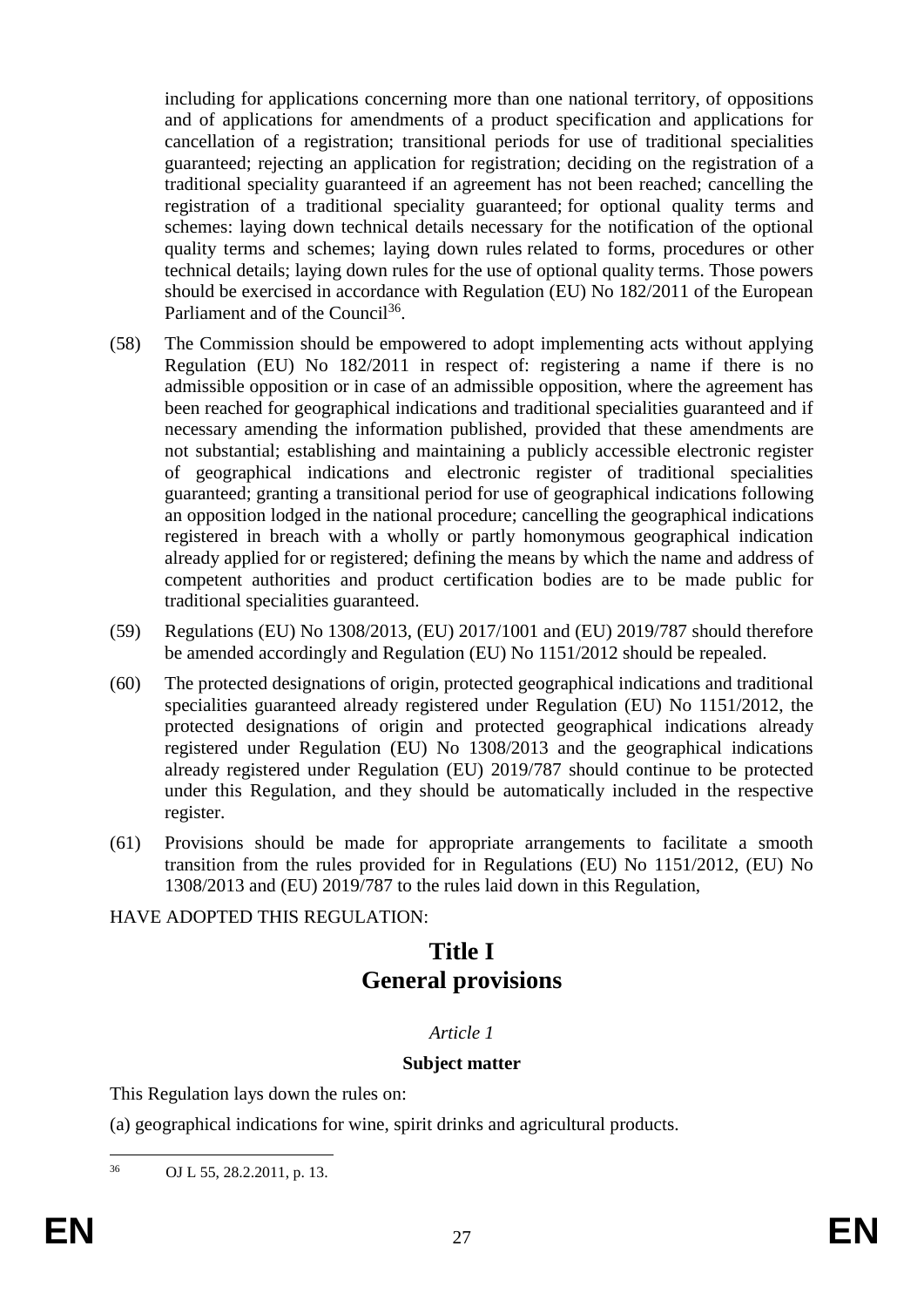including for applications concerning more than one national territory, of oppositions and of applications for amendments of a product specification and applications for cancellation of a registration; transitional periods for use of traditional specialities guaranteed; rejecting an application for registration; deciding on the registration of a traditional speciality guaranteed if an agreement has not been reached; cancelling the registration of a traditional speciality guaranteed; for optional quality terms and schemes: laying down technical details necessary for the notification of the optional quality terms and schemes; laying down rules related to forms, procedures or other technical details; laying down rules for the use of optional quality terms. Those powers should be exercised in accordance with Regulation (EU) No 182/2011 of the European Parliament and of the Council[36].

(58) The Commission should be empowered to adopt implementing acts without applying Regulation (EU) No 182/2011 in respect of: registering a name if there is no admissible opposition or in case of an admissible opposition, where the agreement has been reached for geographical indications and traditional specialities guaranteed and if necessary amending the information published, provided that these amendments are not substantial; establishing and maintaining a publicly accessible electronic register of geographical indications and electronic register of traditional specialities guaranteed; granting a transitional period for use of geographical indications following an opposition lodged in the national procedure; cancelling the geographical indications registered in breach with a wholly or partly homonymous geographical indication already applied for or registered; defining the means by which the name and address of competent authorities and product certification bodies are to be made public for traditional specialities guaranteed.

(59) Regulations (EU) No 1308/2013, (EU) 2017/1001 and (EU) 2019/787 should therefore be amended accordingly and Regulation (EU) No 1151/2012 should be repealed.

(60) The protected designations of origin, protected geographical indications and traditional specialities guaranteed already registered under Regulation (EU) No 1151/2012, the protected designations of origin and protected geographical indications already registered under Regulation (EU) No 1308/2013 and the geographical indications already registered under Regulation (EU) 2019/787 should continue to be protected under this Regulation, and they should be automatically included in the respective register.

(61) Provisions should be made for appropriate arrangements to facilitate a smooth transition from the rules provided for in Regulations (EU) No 1151/2012, (EU) No 1308/2013 and (EU) 2019/787 to the rules laid down in this Regulation,

HAVE ADOPTED THIS REGULATION:

# Title I
# General provisions

*Article 1*

**Subject matter**

This Regulation lays down the rules on:

(a) geographical indications for wine, spirit drinks and agricultural products.

[36] OJ L 55, 28.2.2011, p. 13.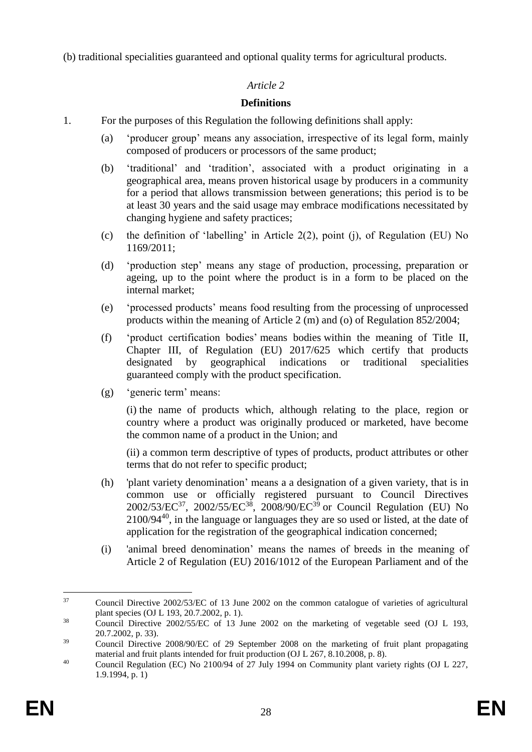(b) traditional specialities guaranteed and optional quality terms for agricultural products.

*Article 2*

**Definitions**

1. For the purposes of this Regulation the following definitions shall apply:

   (a) 'producer group' means any association, irrespective of its legal form, mainly composed of producers or processors of the same product;

   (b) 'traditional' and 'tradition', associated with a product originating in a geographical area, means proven historical usage by producers in a community for a period that allows transmission between generations; this period is to be at least 30 years and the said usage may embrace modifications necessitated by changing hygiene and safety practices;

   (c) the definition of 'labelling' in Article 2(2), point (j), of Regulation (EU) No 1169/2011;

   (d) 'production step' means any stage of production, processing, preparation or ageing, up to the point where the product is in a form to be placed on the internal market;

   (e) 'processed products' means food resulting from the processing of unprocessed products within the meaning of Article 2 (m) and (o) of Regulation 852/2004;

   (f) 'product certification bodies' means bodies within the meaning of Title II, Chapter III, of Regulation (EU) 2017/625 which certify that products designated by geographical indications or traditional specialities guaranteed comply with the product specification.

   (g) 'generic term' means:

   (i) the name of products which, although relating to the place, region or country where a product was originally produced or marketed, have become the common name of a product in the Union; and

   (ii) a common term descriptive of types of products, product attributes or other terms that do not refer to specific product;

   (h) 'plant variety denomination' means a a designation of a given variety, that is in common use or officially registered pursuant to Council Directives 2002/53/EC[37], 2002/55/EC[38], 2008/90/EC[39] or Council Regulation (EU) No 2100/94[40], in the language or languages they are so used or listed, at the date of application for the registration of the geographical indication concerned;

   (i) 'animal breed denomination' means the names of breeds in the meaning of Article 2 of Regulation (EU) 2016/1012 of the European Parliament and of the

---

[37] Council Directive 2002/53/EC of 13 June 2002 on the common catalogue of varieties of agricultural plant species (OJ L 193, 20.7.2002, p. 1).

[38] Council Directive 2002/55/EC of 13 June 2002 on the marketing of vegetable seed (OJ L 193, 20.7.2002, p. 33).

[39] Council Directive 2008/90/EC of 29 September 2008 on the marketing of fruit plant propagating material and fruit plants intended for fruit production (OJ L 267, 8.10.2008, p. 8).

[40] Council Regulation (EC) No 2100/94 of 27 July 1994 on Community plant variety rights (OJ L 227, 1.9.1994, p. 1)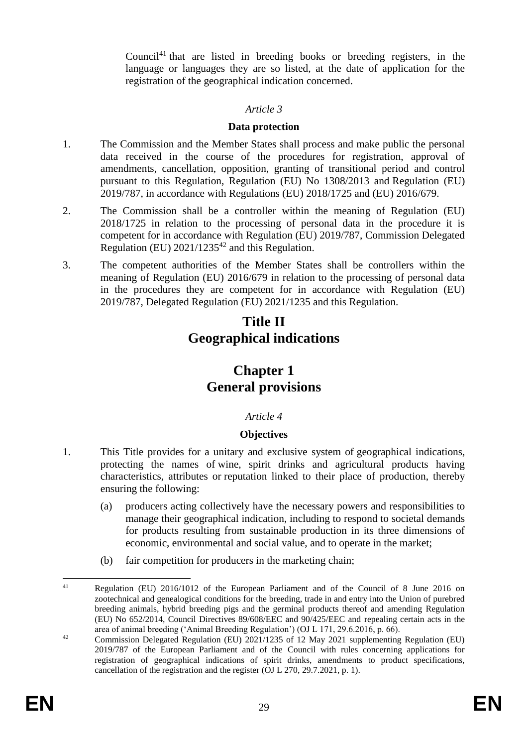Council[41] that are listed in breeding books or breeding registers, in the language or languages they are so listed, at the date of application for the registration of the geographical indication concerned.

*Article 3*

**Data protection**

1. The Commission and the Member States shall process and make public the personal data received in the course of the procedures for registration, approval of amendments, cancellation, opposition, granting of transitional period and control pursuant to this Regulation, Regulation (EU) No 1308/2013 and Regulation (EU) 2019/787, in accordance with Regulations (EU) 2018/1725 and (EU) 2016/679.

2. The Commission shall be a controller within the meaning of Regulation (EU) 2018/1725 in relation to the processing of personal data in the procedure it is competent for in accordance with Regulation (EU) 2019/787, Commission Delegated Regulation (EU) 2021/1235[42] and this Regulation.

3. The competent authorities of the Member States shall be controllers within the meaning of Regulation (EU) 2016/679 in relation to the processing of personal data in the procedures they are competent for in accordance with Regulation (EU) 2019/787, Delegated Regulation (EU) 2021/1235 and this Regulation.

# Title II
# Geographical indications

## Chapter 1
## General provisions

*Article 4*

**Objectives**

1. This Title provides for a unitary and exclusive system of geographical indications, protecting the names of wine, spirit drinks and agricultural products having characteristics, attributes or reputation linked to their place of production, thereby ensuring the following:

   (a) producers acting collectively have the necessary powers and responsibilities to manage their geographical indication, including to respond to societal demands for products resulting from sustainable production in its three dimensions of economic, environmental and social value, and to operate in the market;

   (b) fair competition for producers in the marketing chain;

---

[41] Regulation (EU) 2016/1012 of the European Parliament and of the Council of 8 June 2016 on zootechnical and genealogical conditions for the breeding, trade in and entry into the Union of purebred breeding animals, hybrid breeding pigs and the germinal products thereof and amending Regulation (EU) No 652/2014, Council Directives 89/608/EEC and 90/425/EEC and repealing certain acts in the area of animal breeding ('Animal Breeding Regulation') (OJ L 171, 29.6.2016, p. 66).

[42] Commission Delegated Regulation (EU) 2021/1235 of 12 May 2021 supplementing Regulation (EU) 2019/787 of the European Parliament and of the Council with rules concerning applications for registration of geographical indications of spirit drinks, amendments to product specifications, cancellation of the registration and the register (OJ L 270, 29.7.2021, p. 1).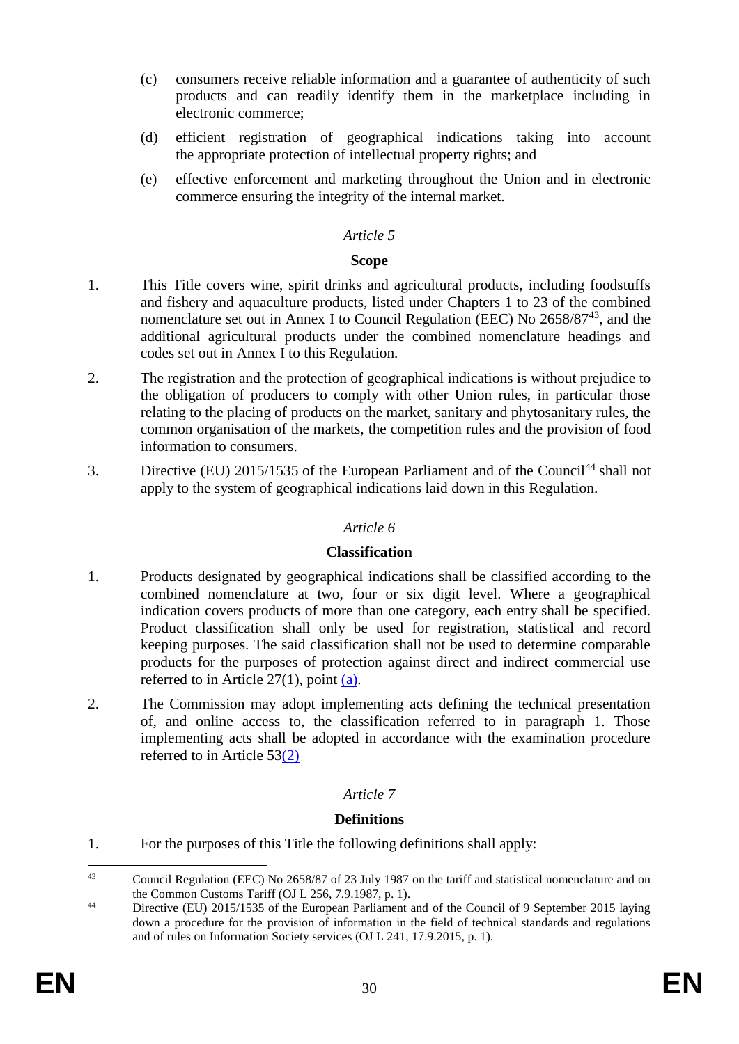(c) consumers receive reliable information and a guarantee of authenticity of such products and can readily identify them in the marketplace including in electronic commerce;

(d) efficient registration of geographical indications taking into account the appropriate protection of intellectual property rights; and

(e) effective enforcement and marketing throughout the Union and in electronic commerce ensuring the integrity of the internal market.

*Article 5*

**Scope**

1. This Title covers wine, spirit drinks and agricultural products, including foodstuffs and fishery and aquaculture products, listed under Chapters 1 to 23 of the combined nomenclature set out in Annex I to Council Regulation (EEC) No 2658/87[43], and the additional agricultural products under the combined nomenclature headings and codes set out in Annex I to this Regulation.

2. The registration and the protection of geographical indications is without prejudice to the obligation of producers to comply with other Union rules, in particular those relating to the placing of products on the market, sanitary and phytosanitary rules, the common organisation of the markets, the competition rules and the provision of food information to consumers.

3. Directive (EU) 2015/1535 of the European Parliament and of the Council[44] shall not apply to the system of geographical indications laid down in this Regulation.

*Article 6*

**Classification**

1. Products designated by geographical indications shall be classified according to the combined nomenclature at two, four or six digit level. Where a geographical indication covers products of more than one category, each entry shall be specified. Product classification shall only be used for registration, statistical and record keeping purposes. The said classification shall not be used to determine comparable products for the purposes of protection against direct and indirect commercial use referred to in Article 27(1), point (a).

2. The Commission may adopt implementing acts defining the technical presentation of, and online access to, the classification referred to in paragraph 1. Those implementing acts shall be adopted in accordance with the examination procedure referred to in Article 53(2)

*Article 7*

**Definitions**

1. For the purposes of this Title the following definitions shall apply:

---

[43] Council Regulation (EEC) No 2658/87 of 23 July 1987 on the tariff and statistical nomenclature and on the Common Customs Tariff (OJ L 256, 7.9.1987, p. 1).

[44] Directive (EU) 2015/1535 of the European Parliament and of the Council of 9 September 2015 laying down a procedure for the provision of information in the field of technical standards and regulations and of rules on Information Society services (OJ L 241, 17.9.2015, p. 1).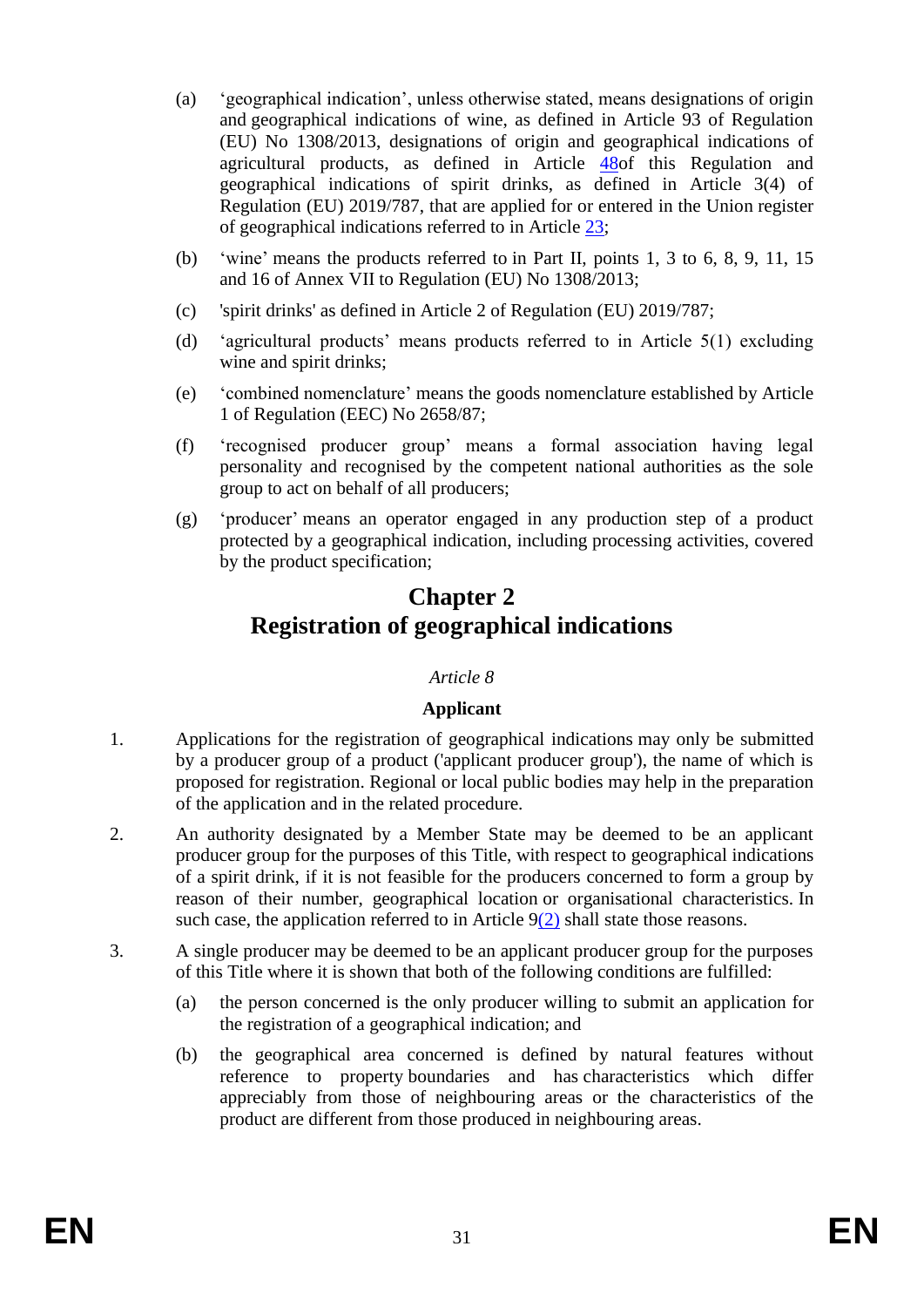(a) ‘geographical indication’, unless otherwise stated, means designations of origin and geographical indications of wine, as defined in Article 93 of Regulation (EU) No 1308/2013, designations of origin and geographical indications of agricultural products, as defined in Article 48of this Regulation and geographical indications of spirit drinks, as defined in Article 3(4) of Regulation (EU) 2019/787, that are applied for or entered in the Union register of geographical indications referred to in Article 23;

(b) ‘wine’ means the products referred to in Part II, points 1, 3 to 6, 8, 9, 11, 15 and 16 of Annex VII to Regulation (EU) No 1308/2013;

(c) 'spirit drinks' as defined in Article 2 of Regulation (EU) 2019/787;

(d) ‘agricultural products’ means products referred to in Article 5(1) excluding wine and spirit drinks;

(e) ‘combined nomenclature’ means the goods nomenclature established by Article 1 of Regulation (EEC) No 2658/87;

(f) ‘recognised producer group’ means a formal association having legal personality and recognised by the competent national authorities as the sole group to act on behalf of all producers;

(g) ‘producer’ means an operator engaged in any production step of a product protected by a geographical indication, including processing activities, covered by the product specification;

## Chapter 2
## Registration of geographical indications

*Article 8*

**Applicant**

1. Applications for the registration of geographical indications may only be submitted by a producer group of a product ('applicant producer group'), the name of which is proposed for registration. Regional or local public bodies may help in the preparation of the application and in the related procedure.

2. An authority designated by a Member State may be deemed to be an applicant producer group for the purposes of this Title, with respect to geographical indications of a spirit drink, if it is not feasible for the producers concerned to form a group by reason of their number, geographical location or organisational characteristics. In such case, the application referred to in Article 9(2) shall state those reasons.

3. A single producer may be deemed to be an applicant producer group for the purposes of this Title where it is shown that both of the following conditions are fulfilled:

   (a) the person concerned is the only producer willing to submit an application for the registration of a geographical indication; and

   (b) the geographical area concerned is defined by natural features without reference to property boundaries and has characteristics which differ appreciably from those of neighbouring areas or the characteristics of the product are different from those produced in neighbouring areas.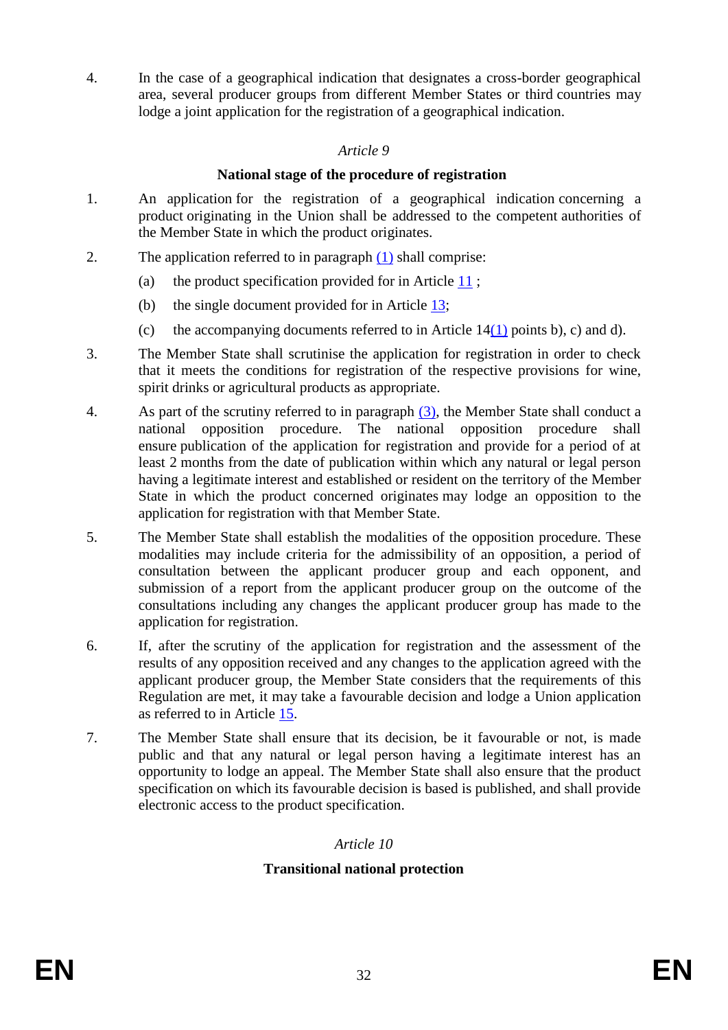4. In the case of a geographical indication that designates a cross-border geographical area, several producer groups from different Member States or third countries may lodge a joint application for the registration of a geographical indication.

*Article 9*

**National stage of the procedure of registration**

1. An application for the registration of a geographical indication concerning a product originating in the Union shall be addressed to the competent authorities of the Member State in which the product originates.

2. The application referred to in paragraph (1) shall comprise:

   (a) the product specification provided for in Article 11 ;

   (b) the single document provided for in Article 13;

   (c) the accompanying documents referred to in Article 14(1) points b), c) and d).

3. The Member State shall scrutinise the application for registration in order to check that it meets the conditions for registration of the respective provisions for wine, spirit drinks or agricultural products as appropriate.

4. As part of the scrutiny referred to in paragraph (3), the Member State shall conduct a national opposition procedure. The national opposition procedure shall ensure publication of the application for registration and provide for a period of at least 2 months from the date of publication within which any natural or legal person having a legitimate interest and established or resident on the territory of the Member State in which the product concerned originates may lodge an opposition to the application for registration with that Member State.

5. The Member State shall establish the modalities of the opposition procedure. These modalities may include criteria for the admissibility of an opposition, a period of consultation between the applicant producer group and each opponent, and submission of a report from the applicant producer group on the outcome of the consultations including any changes the applicant producer group has made to the application for registration.

6. If, after the scrutiny of the application for registration and the assessment of the results of any opposition received and any changes to the application agreed with the applicant producer group, the Member State considers that the requirements of this Regulation are met, it may take a favourable decision and lodge a Union application as referred to in Article 15.

7. The Member State shall ensure that its decision, be it favourable or not, is made public and that any natural or legal person having a legitimate interest has an opportunity to lodge an appeal. The Member State shall also ensure that the product specification on which its favourable decision is based is published, and shall provide electronic access to the product specification.

*Article 10*

**Transitional national protection**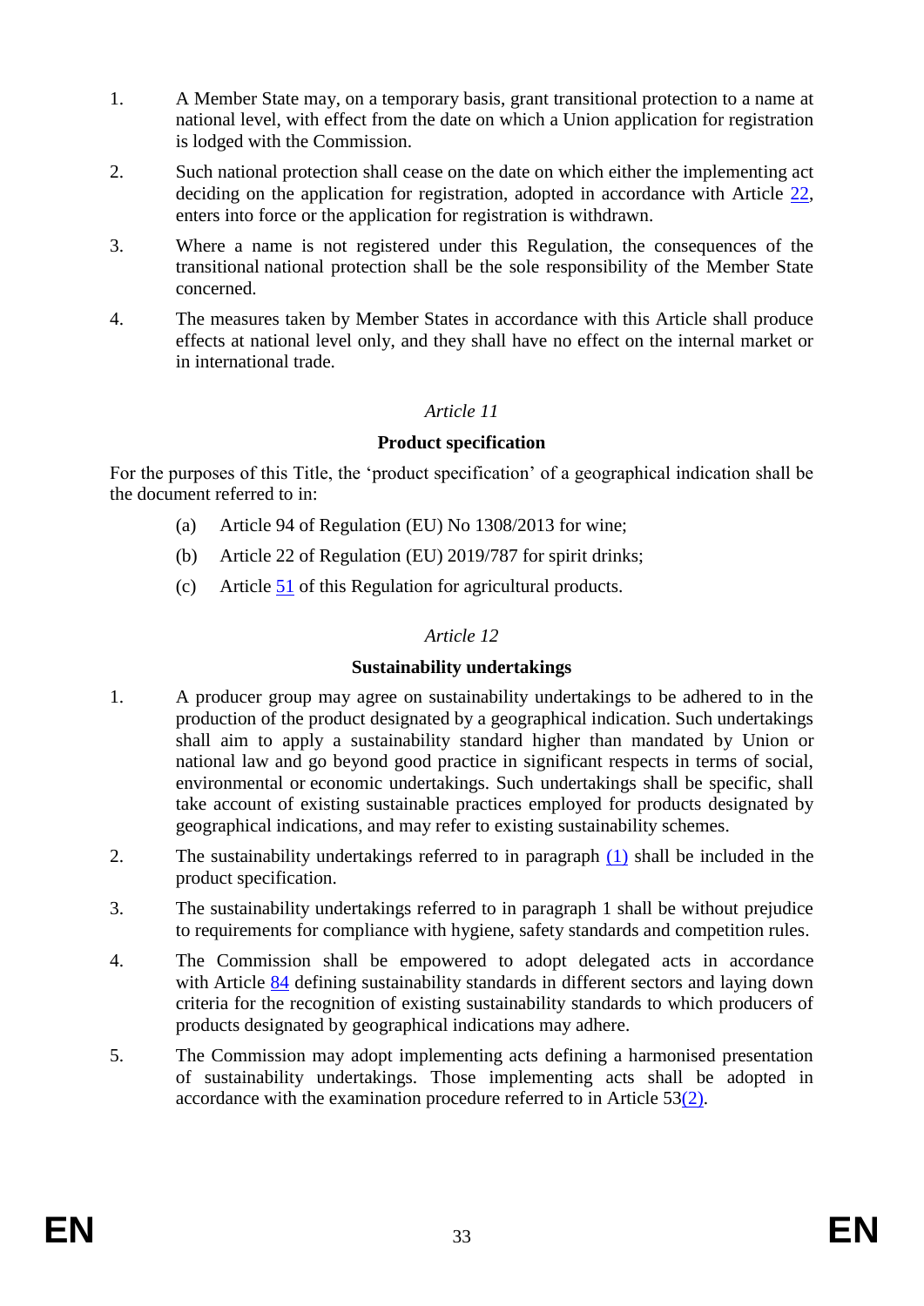1. A Member State may, on a temporary basis, grant transitional protection to a name at national level, with effect from the date on which a Union application for registration is lodged with the Commission.
2. Such national protection shall cease on the date on which either the implementing act deciding on the application for registration, adopted in accordance with Article 22, enters into force or the application for registration is withdrawn.
3. Where a name is not registered under this Regulation, the consequences of the transitional national protection shall be the sole responsibility of the Member State concerned.
4. The measures taken by Member States in accordance with this Article shall produce effects at national level only, and they shall have no effect on the internal market or in international trade.

*Article 11*

**Product specification**

For the purposes of this Title, the 'product specification' of a geographical indication shall be the document referred to in:

(a) Article 94 of Regulation (EU) No 1308/2013 for wine;

(b) Article 22 of Regulation (EU) 2019/787 for spirit drinks;

(c) Article 51 of this Regulation for agricultural products.

*Article 12*

**Sustainability undertakings**

1. A producer group may agree on sustainability undertakings to be adhered to in the production of the product designated by a geographical indication. Such undertakings shall aim to apply a sustainability standard higher than mandated by Union or national law and go beyond good practice in significant respects in terms of social, environmental or economic undertakings. Such undertakings shall be specific, shall take account of existing sustainable practices employed for products designated by geographical indications, and may refer to existing sustainability schemes.
2. The sustainability undertakings referred to in paragraph (1) shall be included in the product specification.
3. The sustainability undertakings referred to in paragraph 1 shall be without prejudice to requirements for compliance with hygiene, safety standards and competition rules.
4. The Commission shall be empowered to adopt delegated acts in accordance with Article 84 defining sustainability standards in different sectors and laying down criteria for the recognition of existing sustainability standards to which producers of products designated by geographical indications may adhere.
5. The Commission may adopt implementing acts defining a harmonised presentation of sustainability undertakings. Those implementing acts shall be adopted in accordance with the examination procedure referred to in Article 53(2).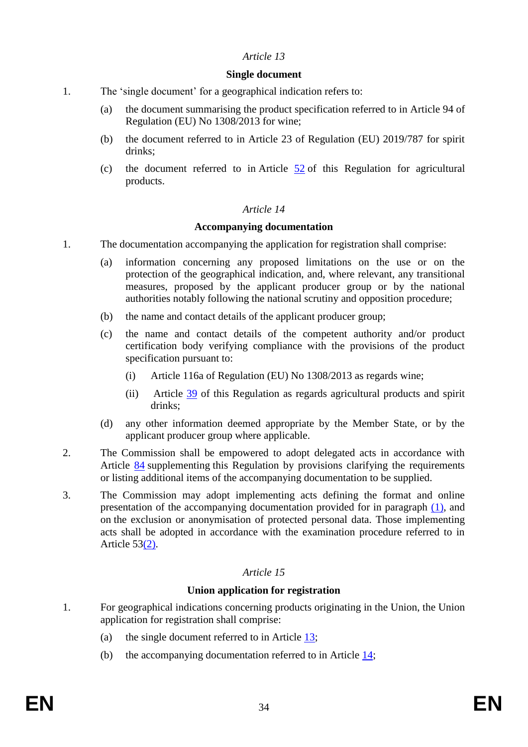*Article 13*

**Single document**

1. The 'single document' for a geographical indication refers to:

   (a) the document summarising the product specification referred to in Article 94 of Regulation (EU) No 1308/2013 for wine;

   (b) the document referred to in Article 23 of Regulation (EU) 2019/787 for spirit drinks;

   (c) the document referred to in Article 52 of this Regulation for agricultural products.

*Article 14*

**Accompanying documentation**

1. The documentation accompanying the application for registration shall comprise:

   (a) information concerning any proposed limitations on the use or on the protection of the geographical indication, and, where relevant, any transitional measures, proposed by the applicant producer group or by the national authorities notably following the national scrutiny and opposition procedure;

   (b) the name and contact details of the applicant producer group;

   (c) the name and contact details of the competent authority and/or product certification body verifying compliance with the provisions of the product specification pursuant to:

      (i) Article 116a of Regulation (EU) No 1308/2013 as regards wine;

      (ii) Article 39 of this Regulation as regards agricultural products and spirit drinks;

   (d) any other information deemed appropriate by the Member State, or by the applicant producer group where applicable.

2. The Commission shall be empowered to adopt delegated acts in accordance with Article 84 supplementing this Regulation by provisions clarifying the requirements or listing additional items of the accompanying documentation to be supplied.

3. The Commission may adopt implementing acts defining the format and online presentation of the accompanying documentation provided for in paragraph (1), and on the exclusion or anonymisation of protected personal data. Those implementing acts shall be adopted in accordance with the examination procedure referred to in Article 53(2).

*Article 15*

**Union application for registration**

1. For geographical indications concerning products originating in the Union, the Union application for registration shall comprise:

   (a) the single document referred to in Article 13;

   (b) the accompanying documentation referred to in Article 14;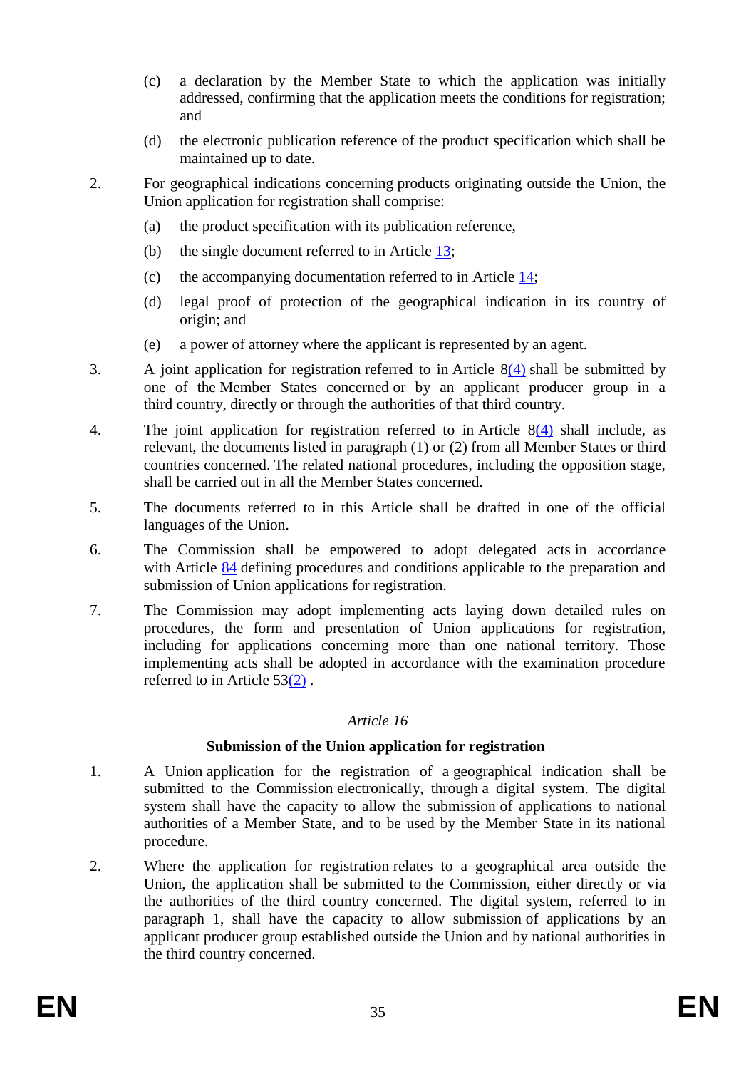(c) a declaration by the Member State to which the application was initially addressed, confirming that the application meets the conditions for registration; and

(d) the electronic publication reference of the product specification which shall be maintained up to date.

2. For geographical indications concerning products originating outside the Union, the Union application for registration shall comprise:

   (a) the product specification with its publication reference,

   (b) the single document referred to in Article 13;

   (c) the accompanying documentation referred to in Article 14;

   (d) legal proof of protection of the geographical indication in its country of origin; and

   (e) a power of attorney where the applicant is represented by an agent.

3. A joint application for registration referred to in Article 8(4) shall be submitted by one of the Member States concerned or by an applicant producer group in a third country, directly or through the authorities of that third country.

4. The joint application for registration referred to in Article 8(4) shall include, as relevant, the documents listed in paragraph (1) or (2) from all Member States or third countries concerned. The related national procedures, including the opposition stage, shall be carried out in all the Member States concerned.

5. The documents referred to in this Article shall be drafted in one of the official languages of the Union.

6. The Commission shall be empowered to adopt delegated acts in accordance with Article 84 defining procedures and conditions applicable to the preparation and submission of Union applications for registration.

7. The Commission may adopt implementing acts laying down detailed rules on procedures, the form and presentation of Union applications for registration, including for applications concerning more than one national territory. Those implementing acts shall be adopted in accordance with the examination procedure referred to in Article 53(2) .

*Article 16*

**Submission of the Union application for registration**

1. A Union application for the registration of a geographical indication shall be submitted to the Commission electronically, through a digital system. The digital system shall have the capacity to allow the submission of applications to national authorities of a Member State, and to be used by the Member State in its national procedure.

2. Where the application for registration relates to a geographical area outside the Union, the application shall be submitted to the Commission, either directly or via the authorities of the third country concerned. The digital system, referred to in paragraph 1, shall have the capacity to allow submission of applications by an applicant producer group established outside the Union and by national authorities in the third country concerned.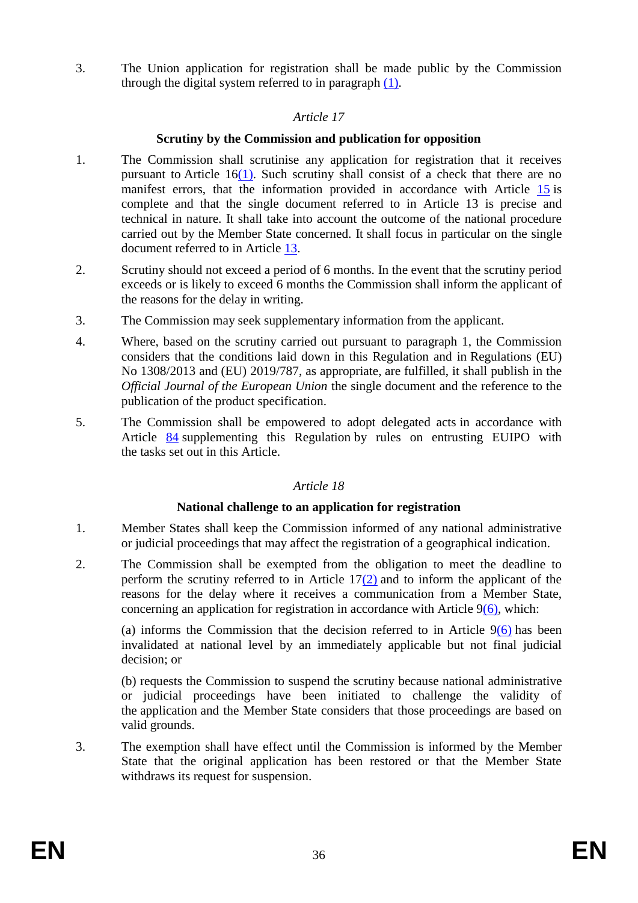3. The Union application for registration shall be made public by the Commission through the digital system referred to in paragraph (1).

*Article 17*

**Scrutiny by the Commission and publication for opposition**

1. The Commission shall scrutinise any application for registration that it receives pursuant to Article 16(1). Such scrutiny shall consist of a check that there are no manifest errors, that the information provided in accordance with Article 15 is complete and that the single document referred to in Article 13 is precise and technical in nature. It shall take into account the outcome of the national procedure carried out by the Member State concerned. It shall focus in particular on the single document referred to in Article 13.

2. Scrutiny should not exceed a period of 6 months. In the event that the scrutiny period exceeds or is likely to exceed 6 months the Commission shall inform the applicant of the reasons for the delay in writing.

3. The Commission may seek supplementary information from the applicant.

4. Where, based on the scrutiny carried out pursuant to paragraph 1, the Commission considers that the conditions laid down in this Regulation and in Regulations (EU) No 1308/2013 and (EU) 2019/787, as appropriate, are fulfilled, it shall publish in the *Official Journal of the European Union* the single document and the reference to the publication of the product specification.

5. The Commission shall be empowered to adopt delegated acts in accordance with Article 84 supplementing this Regulation by rules on entrusting EUIPO with the tasks set out in this Article.

*Article 18*

**National challenge to an application for registration**

1. Member States shall keep the Commission informed of any national administrative or judicial proceedings that may affect the registration of a geographical indication.

2. The Commission shall be exempted from the obligation to meet the deadline to perform the scrutiny referred to in Article 17(2) and to inform the applicant of the reasons for the delay where it receives a communication from a Member State, concerning an application for registration in accordance with Article 9(6), which:

   (a) informs the Commission that the decision referred to in Article 9(6) has been invalidated at national level by an immediately applicable but not final judicial decision; or

   (b) requests the Commission to suspend the scrutiny because national administrative or judicial proceedings have been initiated to challenge the validity of the application and the Member State considers that those proceedings are based on valid grounds.

3. The exemption shall have effect until the Commission is informed by the Member State that the original application has been restored or that the Member State withdraws its request for suspension.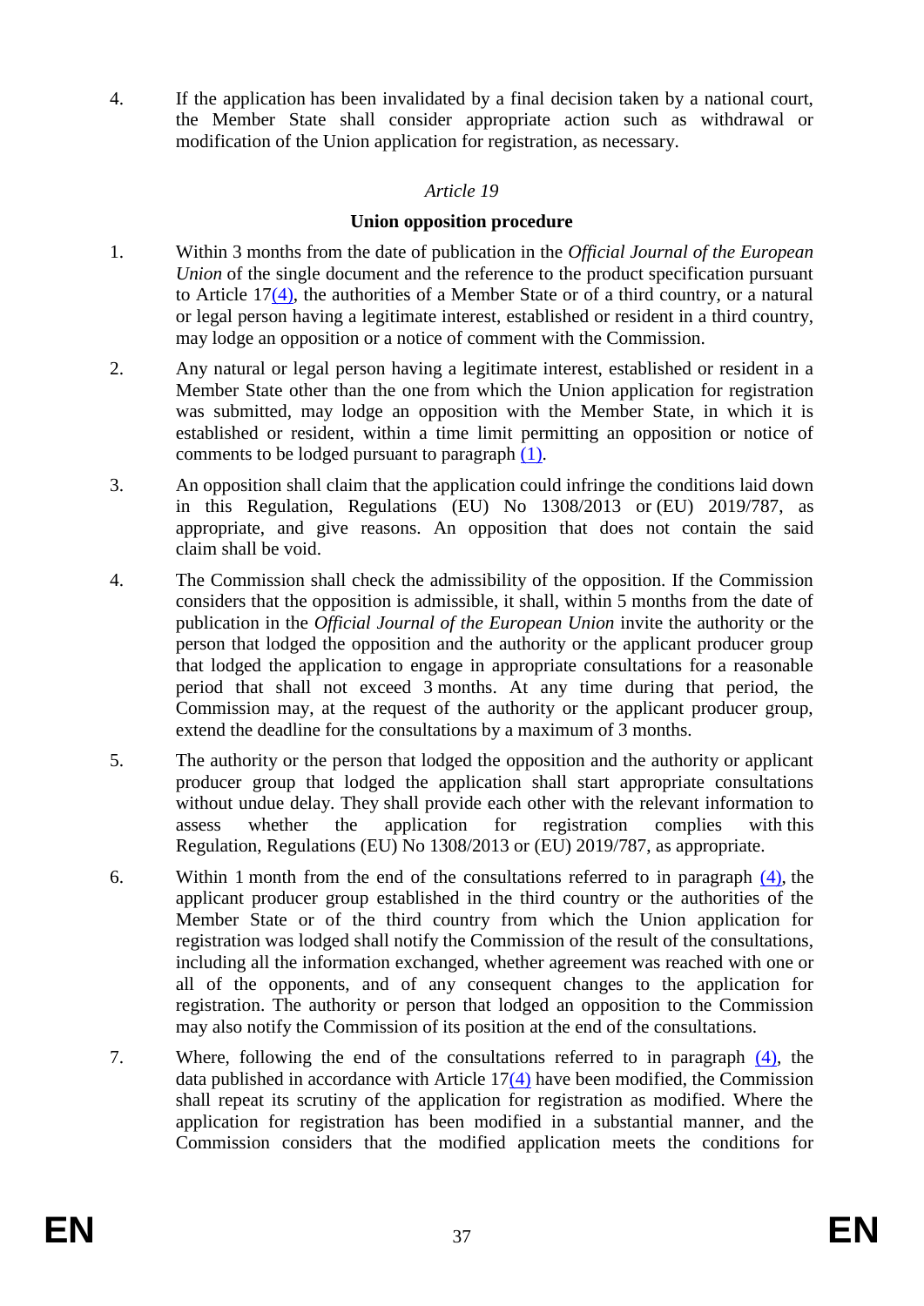4. If the application has been invalidated by a final decision taken by a national court, the Member State shall consider appropriate action such as withdrawal or modification of the Union application for registration, as necessary.

*Article 19*

**Union opposition procedure**

1. Within 3 months from the date of publication in the *Official Journal of the European Union* of the single document and the reference to the product specification pursuant to Article 17(4), the authorities of a Member State or of a third country, or a natural or legal person having a legitimate interest, established or resident in a third country, may lodge an opposition or a notice of comment with the Commission.

2. Any natural or legal person having a legitimate interest, established or resident in a Member State other than the one from which the Union application for registration was submitted, may lodge an opposition with the Member State, in which it is established or resident, within a time limit permitting an opposition or notice of comments to be lodged pursuant to paragraph (1).

3. An opposition shall claim that the application could infringe the conditions laid down in this Regulation, Regulations (EU) No 1308/2013 or (EU) 2019/787, as appropriate, and give reasons. An opposition that does not contain the said claim shall be void.

4. The Commission shall check the admissibility of the opposition. If the Commission considers that the opposition is admissible, it shall, within 5 months from the date of publication in the *Official Journal of the European Union* invite the authority or the person that lodged the opposition and the authority or the applicant producer group that lodged the application to engage in appropriate consultations for a reasonable period that shall not exceed 3 months. At any time during that period, the Commission may, at the request of the authority or the applicant producer group, extend the deadline for the consultations by a maximum of 3 months.

5. The authority or the person that lodged the opposition and the authority or applicant producer group that lodged the application shall start appropriate consultations without undue delay. They shall provide each other with the relevant information to assess whether the application for registration complies with this Regulation, Regulations (EU) No 1308/2013 or (EU) 2019/787, as appropriate.

6. Within 1 month from the end of the consultations referred to in paragraph (4), the applicant producer group established in the third country or the authorities of the Member State or of the third country from which the Union application for registration was lodged shall notify the Commission of the result of the consultations, including all the information exchanged, whether agreement was reached with one or all of the opponents, and of any consequent changes to the application for registration. The authority or person that lodged an opposition to the Commission may also notify the Commission of its position at the end of the consultations.

7. Where, following the end of the consultations referred to in paragraph (4), the data published in accordance with Article 17(4) have been modified, the Commission shall repeat its scrutiny of the application for registration as modified. Where the application for registration has been modified in a substantial manner, and the Commission considers that the modified application meets the conditions for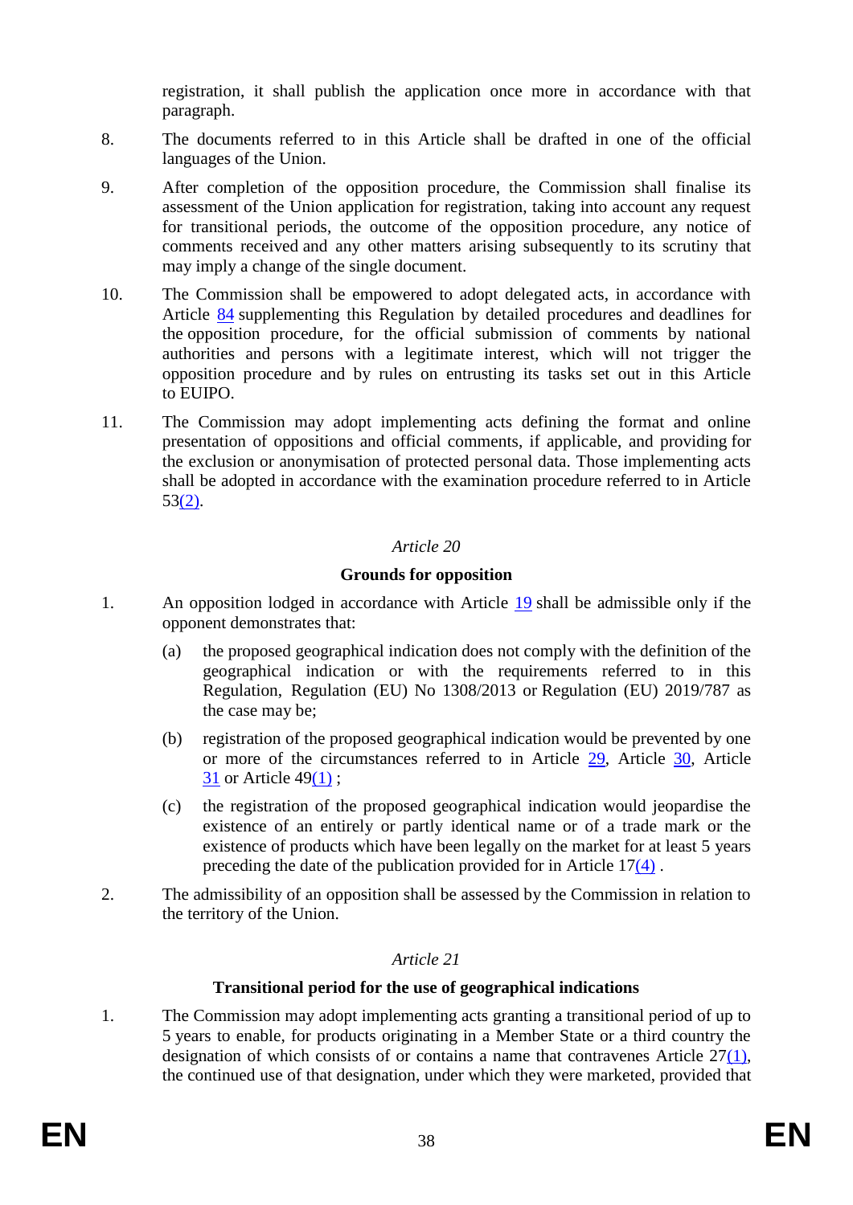registration, it shall publish the application once more in accordance with that paragraph.

8. The documents referred to in this Article shall be drafted in one of the official languages of the Union.

9. After completion of the opposition procedure, the Commission shall finalise its assessment of the Union application for registration, taking into account any request for transitional periods, the outcome of the opposition procedure, any notice of comments received and any other matters arising subsequently to its scrutiny that may imply a change of the single document.

10. The Commission shall be empowered to adopt delegated acts, in accordance with Article 84 supplementing this Regulation by detailed procedures and deadlines for the opposition procedure, for the official submission of comments by national authorities and persons with a legitimate interest, which will not trigger the opposition procedure and by rules on entrusting its tasks set out in this Article to EUIPO.

11. The Commission may adopt implementing acts defining the format and online presentation of oppositions and official comments, if applicable, and providing for the exclusion or anonymisation of protected personal data. Those implementing acts shall be adopted in accordance with the examination procedure referred to in Article 53(2).

*Article 20*

**Grounds for opposition**

1. An opposition lodged in accordance with Article 19 shall be admissible only if the opponent demonstrates that:

   (a) the proposed geographical indication does not comply with the definition of the geographical indication or with the requirements referred to in this Regulation, Regulation (EU) No 1308/2013 or Regulation (EU) 2019/787 as the case may be;

   (b) registration of the proposed geographical indication would be prevented by one or more of the circumstances referred to in Article 29, Article 30, Article 31 or Article 49(1) ;

   (c) the registration of the proposed geographical indication would jeopardise the existence of an entirely or partly identical name or of a trade mark or the existence of products which have been legally on the market for at least 5 years preceding the date of the publication provided for in Article 17(4) .

2. The admissibility of an opposition shall be assessed by the Commission in relation to the territory of the Union.

*Article 21*

**Transitional period for the use of geographical indications**

1. The Commission may adopt implementing acts granting a transitional period of up to 5 years to enable, for products originating in a Member State or a third country the designation of which consists of or contains a name that contravenes Article 27(1), the continued use of that designation, under which they were marketed, provided that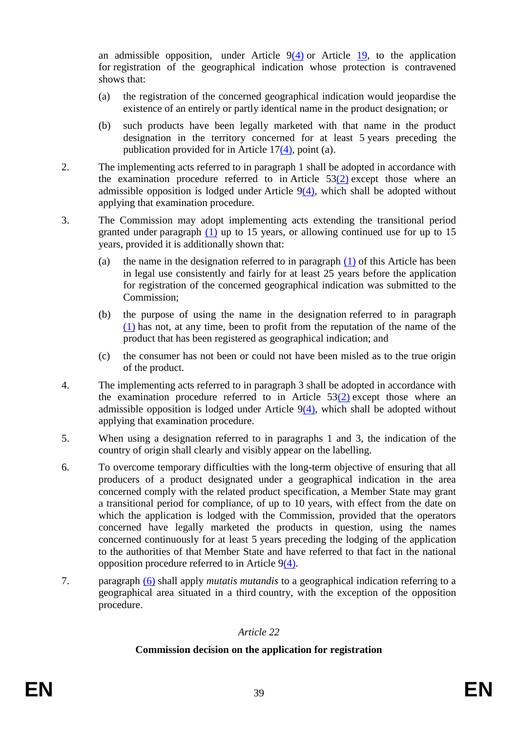an admissible opposition, under Article 9(4) or Article 19, to the application for registration of the geographical indication whose protection is contravened shows that:

(a) the registration of the concerned geographical indication would jeopardise the existence of an entirely or partly identical name in the product designation; or

(b) such products have been legally marketed with that name in the product designation in the territory concerned for at least 5 years preceding the publication provided for in Article 17(4), point (a).

2. The implementing acts referred to in paragraph 1 shall be adopted in accordance with the examination procedure referred to in Article 53(2) except those where an admissible opposition is lodged under Article 9(4), which shall be adopted without applying that examination procedure.

3. The Commission may adopt implementing acts extending the transitional period granted under paragraph (1) up to 15 years, or allowing continued use for up to 15 years, provided it is additionally shown that:

(a) the name in the designation referred to in paragraph (1) of this Article has been in legal use consistently and fairly for at least 25 years before the application for registration of the concerned geographical indication was submitted to the Commission;

(b) the purpose of using the name in the designation referred to in paragraph (1) has not, at any time, been to profit from the reputation of the name of the product that has been registered as geographical indication; and

(c) the consumer has not been or could not have been misled as to the true origin of the product.

4. The implementing acts referred to in paragraph 3 shall be adopted in accordance with the examination procedure referred to in Article 53(2) except those where an admissible opposition is lodged under Article 9(4), which shall be adopted without applying that examination procedure.

5. When using a designation referred to in paragraphs 1 and 3, the indication of the country of origin shall clearly and visibly appear on the labelling.

6. To overcome temporary difficulties with the long-term objective of ensuring that all producers of a product designated under a geographical indication in the area concerned comply with the related product specification, a Member State may grant a transitional period for compliance, of up to 10 years, with effect from the date on which the application is lodged with the Commission, provided that the operators concerned have legally marketed the products in question, using the names concerned continuously for at least 5 years preceding the lodging of the application to the authorities of that Member State and have referred to that fact in the national opposition procedure referred to in Article 9(4).

7. paragraph (6) shall apply *mutatis mutandis* to a geographical indication referring to a geographical area situated in a third country, with the exception of the opposition procedure.

### *Article 22*

### **Commission decision on the application for registration**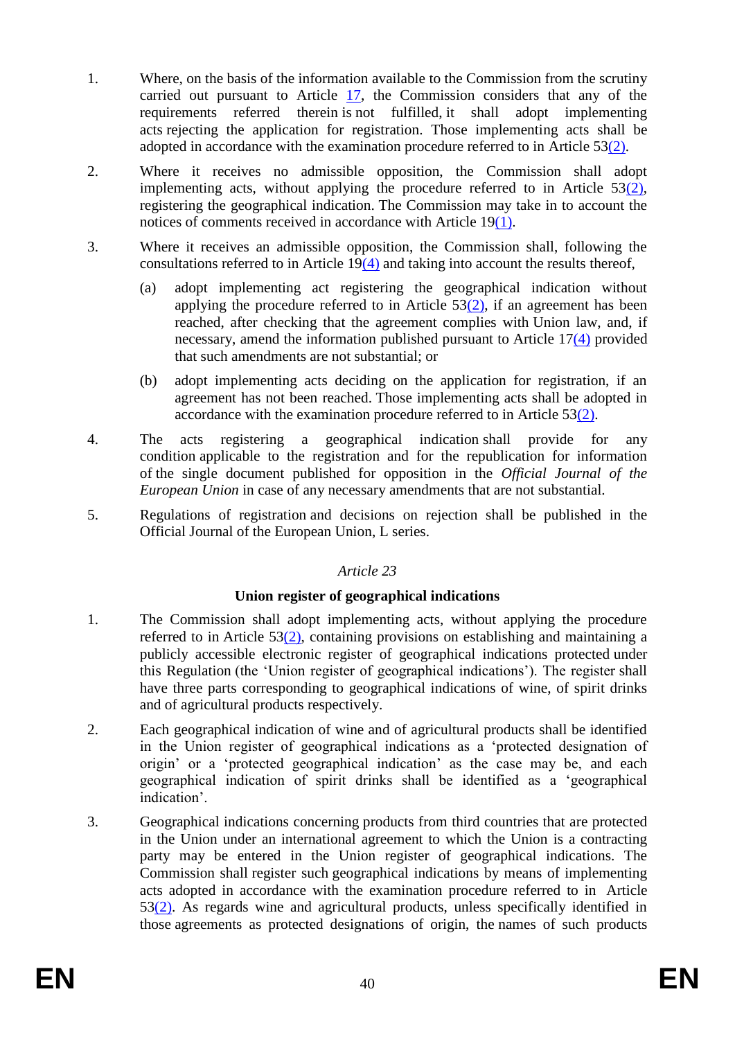1. Where, on the basis of the information available to the Commission from the scrutiny carried out pursuant to Article 17, the Commission considers that any of the requirements referred therein is not fulfilled, it shall adopt implementing acts rejecting the application for registration. Those implementing acts shall be adopted in accordance with the examination procedure referred to in Article 53(2).

2. Where it receives no admissible opposition, the Commission shall adopt implementing acts, without applying the procedure referred to in Article 53(2), registering the geographical indication. The Commission may take in to account the notices of comments received in accordance with Article 19(1).

3. Where it receives an admissible opposition, the Commission shall, following the consultations referred to in Article 19(4) and taking into account the results thereof,

   (a) adopt implementing act registering the geographical indication without applying the procedure referred to in Article 53(2), if an agreement has been reached, after checking that the agreement complies with Union law, and, if necessary, amend the information published pursuant to Article 17(4) provided that such amendments are not substantial; or

   (b) adopt implementing acts deciding on the application for registration, if an agreement has not been reached. Those implementing acts shall be adopted in accordance with the examination procedure referred to in Article 53(2).

4. The acts registering a geographical indication shall provide for any condition applicable to the registration and for the republication for information of the single document published for opposition in the *Official Journal of the European Union* in case of any necessary amendments that are not substantial.

5. Regulations of registration and decisions on rejection shall be published in the Official Journal of the European Union, L series.

*Article 23*

**Union register of geographical indications**

1. The Commission shall adopt implementing acts, without applying the procedure referred to in Article 53(2), containing provisions on establishing and maintaining a publicly accessible electronic register of geographical indications protected under this Regulation (the 'Union register of geographical indications'). The register shall have three parts corresponding to geographical indications of wine, of spirit drinks and of agricultural products respectively.

2. Each geographical indication of wine and of agricultural products shall be identified in the Union register of geographical indications as a 'protected designation of origin' or a 'protected geographical indication' as the case may be, and each geographical indication of spirit drinks shall be identified as a 'geographical indication'.

3. Geographical indications concerning products from third countries that are protected in the Union under an international agreement to which the Union is a contracting party may be entered in the Union register of geographical indications. The Commission shall register such geographical indications by means of implementing acts adopted in accordance with the examination procedure referred to in Article 53(2). As regards wine and agricultural products, unless specifically identified in those agreements as protected designations of origin, the names of such products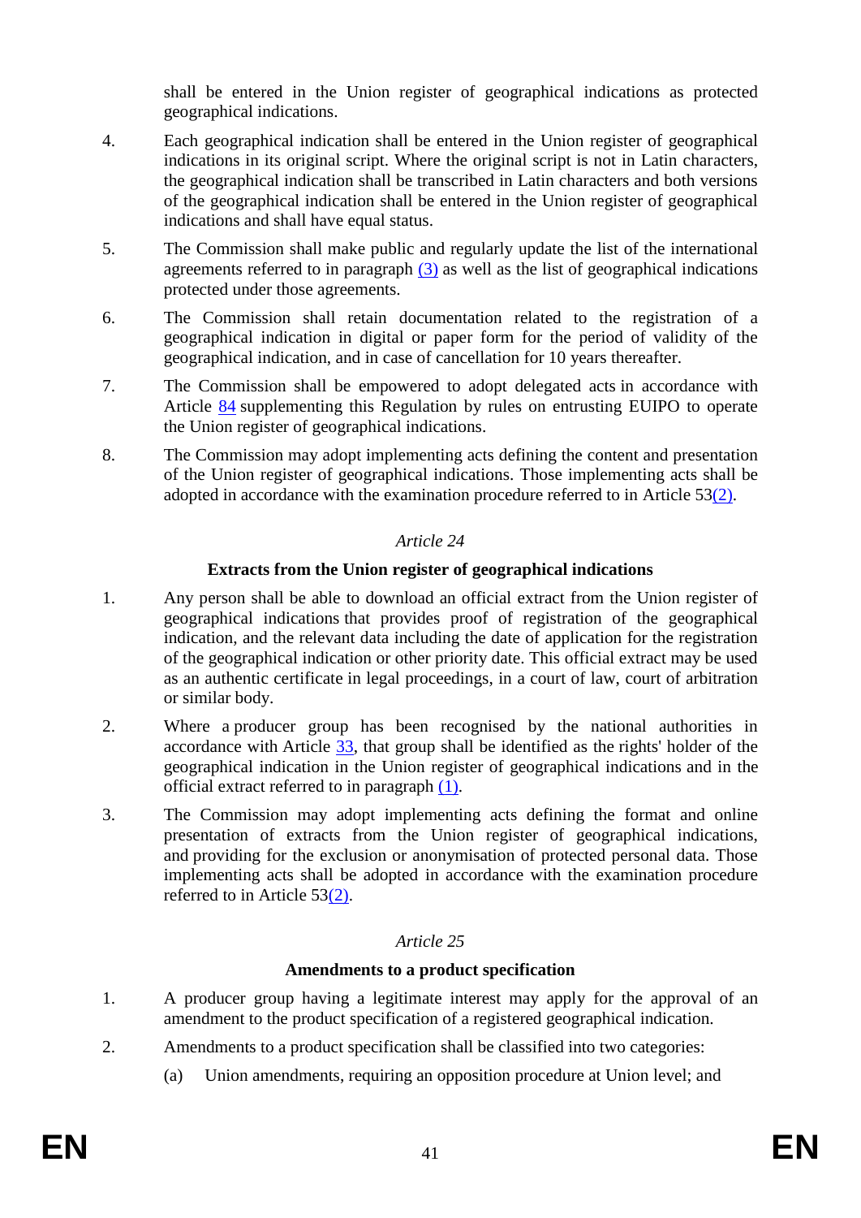shall be entered in the Union register of geographical indications as protected geographical indications.

4. Each geographical indication shall be entered in the Union register of geographical indications in its original script. Where the original script is not in Latin characters, the geographical indication shall be transcribed in Latin characters and both versions of the geographical indication shall be entered in the Union register of geographical indications and shall have equal status.

5. The Commission shall make public and regularly update the list of the international agreements referred to in paragraph (3) as well as the list of geographical indications protected under those agreements.

6. The Commission shall retain documentation related to the registration of a geographical indication in digital or paper form for the period of validity of the geographical indication, and in case of cancellation for 10 years thereafter.

7. The Commission shall be empowered to adopt delegated acts in accordance with Article 84 supplementing this Regulation by rules on entrusting EUIPO to operate the Union register of geographical indications.

8. The Commission may adopt implementing acts defining the content and presentation of the Union register of geographical indications. Those implementing acts shall be adopted in accordance with the examination procedure referred to in Article 53(2).

*Article 24*

**Extracts from the Union register of geographical indications**

1. Any person shall be able to download an official extract from the Union register of geographical indications that provides proof of registration of the geographical indication, and the relevant data including the date of application for the registration of the geographical indication or other priority date. This official extract may be used as an authentic certificate in legal proceedings, in a court of law, court of arbitration or similar body.

2. Where a producer group has been recognised by the national authorities in accordance with Article 33, that group shall be identified as the rights' holder of the geographical indication in the Union register of geographical indications and in the official extract referred to in paragraph (1).

3. The Commission may adopt implementing acts defining the format and online presentation of extracts from the Union register of geographical indications, and providing for the exclusion or anonymisation of protected personal data. Those implementing acts shall be adopted in accordance with the examination procedure referred to in Article 53(2).

*Article 25*

**Amendments to a product specification**

1. A producer group having a legitimate interest may apply for the approval of an amendment to the product specification of a registered geographical indication.

2. Amendments to a product specification shall be classified into two categories:

   (a) Union amendments, requiring an opposition procedure at Union level; and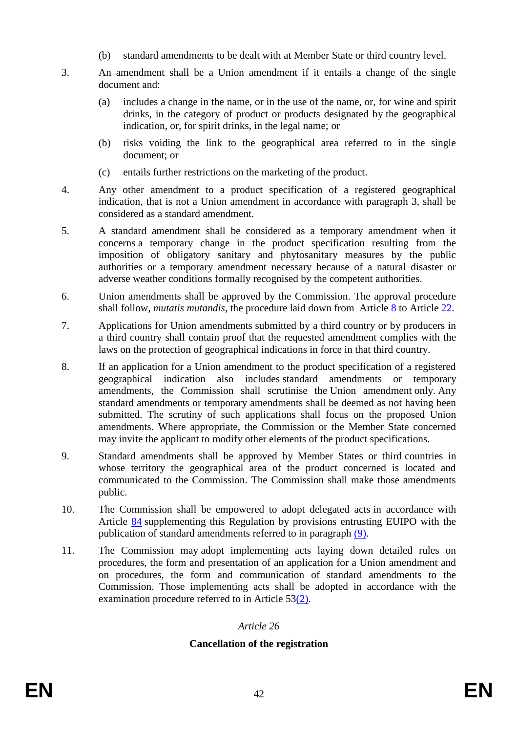(b) standard amendments to be dealt with at Member State or third country level.

3. An amendment shall be a Union amendment if it entails a change of the single document and:

   (a) includes a change in the name, or in the use of the name, or, for wine and spirit drinks, in the category of product or products designated by the geographical indication, or, for spirit drinks, in the legal name; or

   (b) risks voiding the link to the geographical area referred to in the single document; or

   (c) entails further restrictions on the marketing of the product.

4. Any other amendment to a product specification of a registered geographical indication, that is not a Union amendment in accordance with paragraph 3, shall be considered as a standard amendment.

5. A standard amendment shall be considered as a temporary amendment when it concerns a temporary change in the product specification resulting from the imposition of obligatory sanitary and phytosanitary measures by the public authorities or a temporary amendment necessary because of a natural disaster or adverse weather conditions formally recognised by the competent authorities.

6. Union amendments shall be approved by the Commission. The approval procedure shall follow, *mutatis mutandis*, the procedure laid down from Article 8 to Article 22.

7. Applications for Union amendments submitted by a third country or by producers in a third country shall contain proof that the requested amendment complies with the laws on the protection of geographical indications in force in that third country.

8. If an application for a Union amendment to the product specification of a registered geographical indication also includes standard amendments or temporary amendments, the Commission shall scrutinise the Union amendment only. Any standard amendments or temporary amendments shall be deemed as not having been submitted. The scrutiny of such applications shall focus on the proposed Union amendments. Where appropriate, the Commission or the Member State concerned may invite the applicant to modify other elements of the product specifications.

9. Standard amendments shall be approved by Member States or third countries in whose territory the geographical area of the product concerned is located and communicated to the Commission. The Commission shall make those amendments public.

10. The Commission shall be empowered to adopt delegated acts in accordance with Article 84 supplementing this Regulation by provisions entrusting EUIPO with the publication of standard amendments referred to in paragraph (9).

11. The Commission may adopt implementing acts laying down detailed rules on procedures, the form and presentation of an application for a Union amendment and on procedures, the form and communication of standard amendments to the Commission. Those implementing acts shall be adopted in accordance with the examination procedure referred to in Article 53(2).

*Article 26*

**Cancellation of the registration**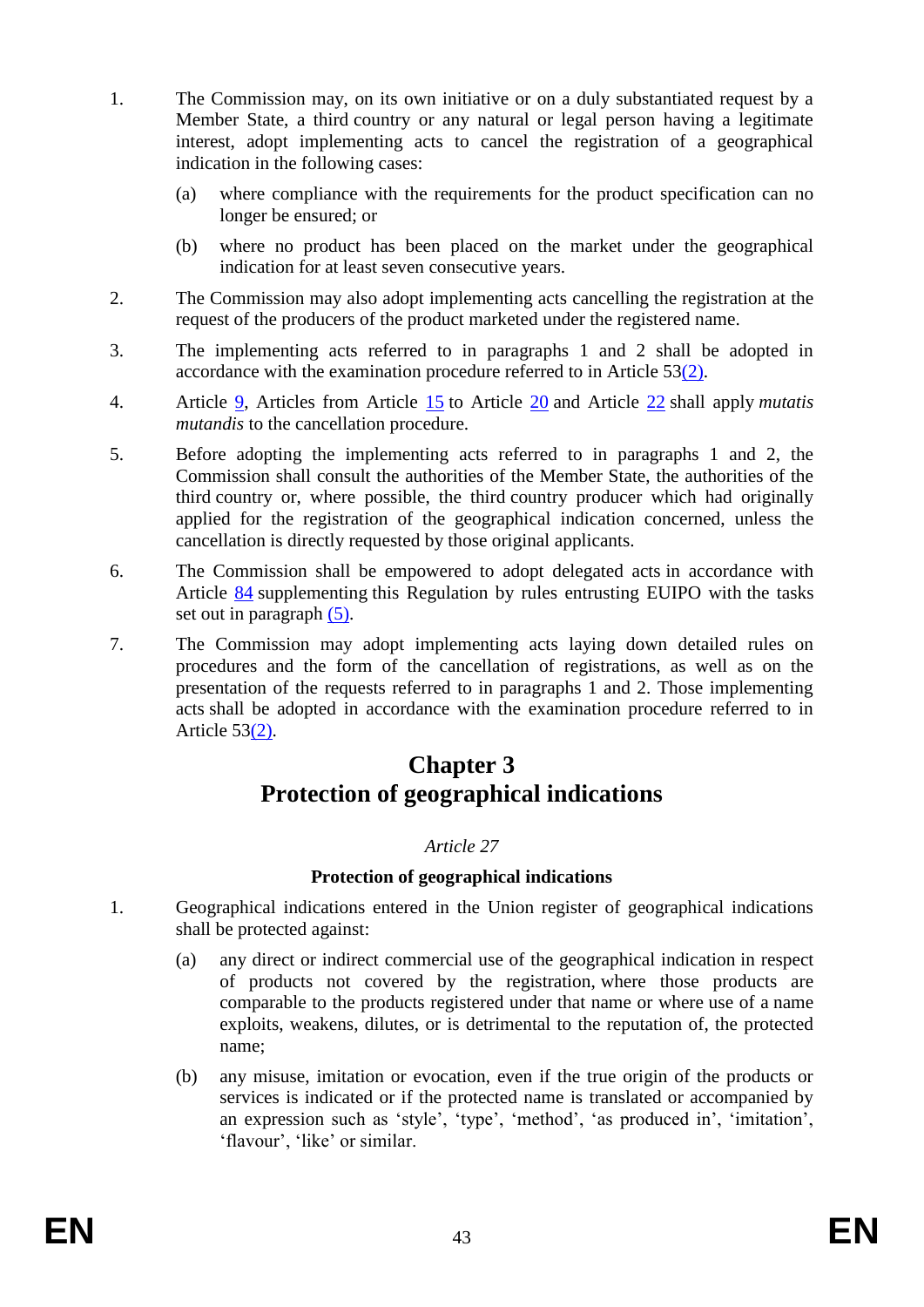1. The Commission may, on its own initiative or on a duly substantiated request by a Member State, a third country or any natural or legal person having a legitimate interest, adopt implementing acts to cancel the registration of a geographical indication in the following cases:

   (a) where compliance with the requirements for the product specification can no longer be ensured; or

   (b) where no product has been placed on the market under the geographical indication for at least seven consecutive years.

2. The Commission may also adopt implementing acts cancelling the registration at the request of the producers of the product marketed under the registered name.

3. The implementing acts referred to in paragraphs 1 and 2 shall be adopted in accordance with the examination procedure referred to in Article 53(2).

4. Article 9, Articles from Article 15 to Article 20 and Article 22 shall apply *mutatis mutandis* to the cancellation procedure.

5. Before adopting the implementing acts referred to in paragraphs 1 and 2, the Commission shall consult the authorities of the Member State, the authorities of the third country or, where possible, the third country producer which had originally applied for the registration of the geographical indication concerned, unless the cancellation is directly requested by those original applicants.

6. The Commission shall be empowered to adopt delegated acts in accordance with Article 84 supplementing this Regulation by rules entrusting EUIPO with the tasks set out in paragraph (5).

7. The Commission may adopt implementing acts laying down detailed rules on procedures and the form of the cancellation of registrations, as well as on the presentation of the requests referred to in paragraphs 1 and 2. Those implementing acts shall be adopted in accordance with the examination procedure referred to in Article 53(2).

## Chapter 3
## Protection of geographical indications

*Article 27*

**Protection of geographical indications**

1. Geographical indications entered in the Union register of geographical indications shall be protected against:

   (a) any direct or indirect commercial use of the geographical indication in respect of products not covered by the registration, where those products are comparable to the products registered under that name or where use of a name exploits, weakens, dilutes, or is detrimental to the reputation of, the protected name;

   (b) any misuse, imitation or evocation, even if the true origin of the products or services is indicated or if the protected name is translated or accompanied by an expression such as 'style', 'type', 'method', 'as produced in', 'imitation', 'flavour', 'like' or similar.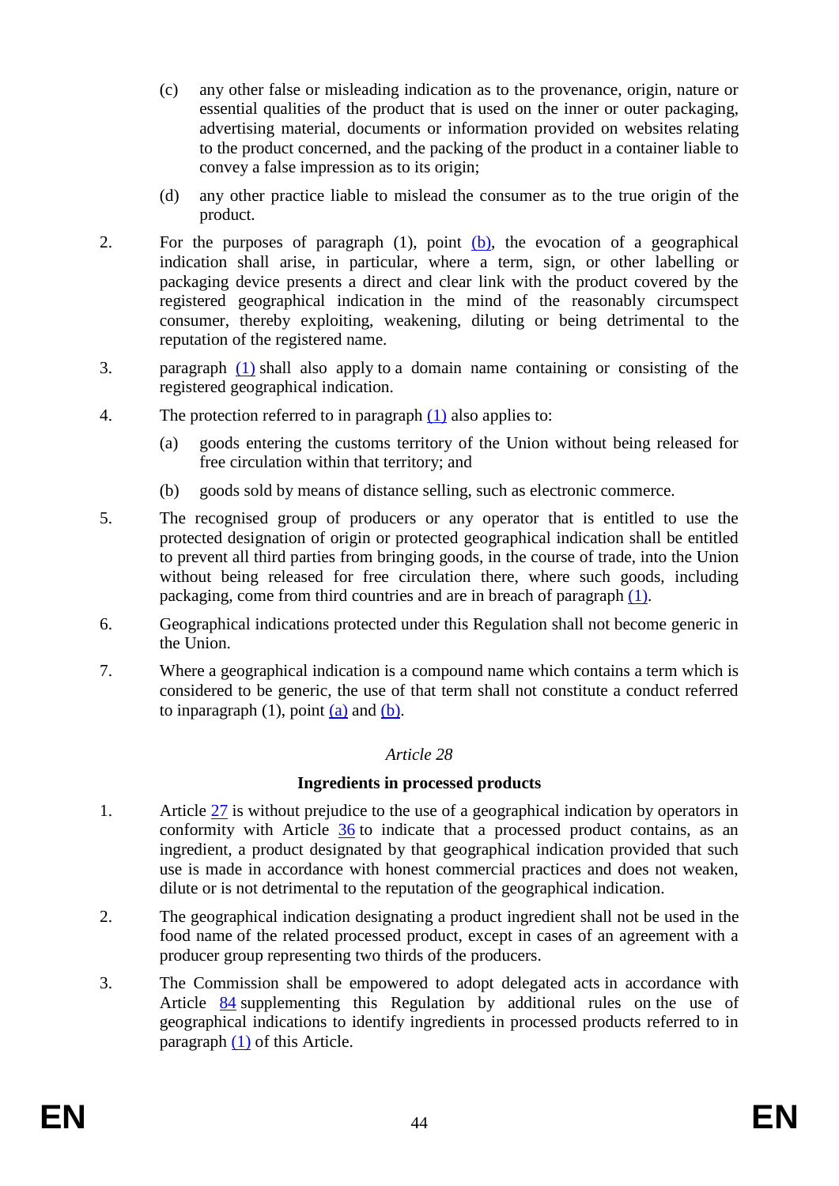(c) any other false or misleading indication as to the provenance, origin, nature or essential qualities of the product that is used on the inner or outer packaging, advertising material, documents or information provided on websites relating to the product concerned, and the packing of the product in a container liable to convey a false impression as to its origin;

(d) any other practice liable to mislead the consumer as to the true origin of the product.

2. For the purposes of paragraph (1), point (b), the evocation of a geographical indication shall arise, in particular, where a term, sign, or other labelling or packaging device presents a direct and clear link with the product covered by the registered geographical indication in the mind of the reasonably circumspect consumer, thereby exploiting, weakening, diluting or being detrimental to the reputation of the registered name.

3. paragraph (1) shall also apply to a domain name containing or consisting of the registered geographical indication.

4. The protection referred to in paragraph (1) also applies to:

(a) goods entering the customs territory of the Union without being released for free circulation within that territory; and

(b) goods sold by means of distance selling, such as electronic commerce.

5. The recognised group of producers or any operator that is entitled to use the protected designation of origin or protected geographical indication shall be entitled to prevent all third parties from bringing goods, in the course of trade, into the Union without being released for free circulation there, where such goods, including packaging, come from third countries and are in breach of paragraph (1).

6. Geographical indications protected under this Regulation shall not become generic in the Union.

7. Where a geographical indication is a compound name which contains a term which is considered to be generic, the use of that term shall not constitute a conduct referred to in paragraph (1), point (a) and (b).

*Article 28*

**Ingredients in processed products**

1. Article 27 is without prejudice to the use of a geographical indication by operators in conformity with Article 36 to indicate that a processed product contains, as an ingredient, a product designated by that geographical indication provided that such use is made in accordance with honest commercial practices and does not weaken, dilute or is not detrimental to the reputation of the geographical indication.

2. The geographical indication designating a product ingredient shall not be used in the food name of the related processed product, except in cases of an agreement with a producer group representing two thirds of the producers.

3. The Commission shall be empowered to adopt delegated acts in accordance with Article 84 supplementing this Regulation by additional rules on the use of geographical indications to identify ingredients in processed products referred to in paragraph (1) of this Article.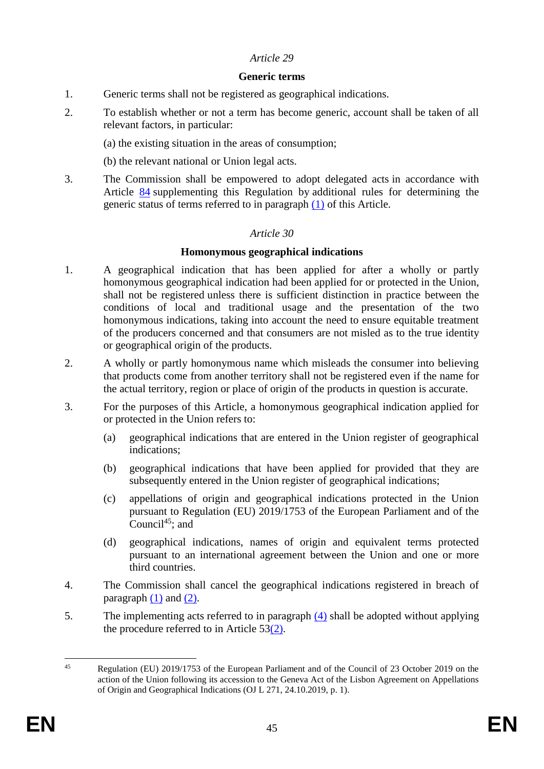*Article 29*

**Generic terms**

1. Generic terms shall not be registered as geographical indications.

2. To establish whether or not a term has become generic, account shall be taken of all relevant factors, in particular:

   (a) the existing situation in the areas of consumption;

   (b) the relevant national or Union legal acts.

3. The Commission shall be empowered to adopt delegated acts in accordance with Article 84 supplementing this Regulation by additional rules for determining the generic status of terms referred to in paragraph (1) of this Article.

*Article 30*

**Homonymous geographical indications**

1. A geographical indication that has been applied for after a wholly or partly homonymous geographical indication had been applied for or protected in the Union, shall not be registered unless there is sufficient distinction in practice between the conditions of local and traditional usage and the presentation of the two homonymous indications, taking into account the need to ensure equitable treatment of the producers concerned and that consumers are not misled as to the true identity or geographical origin of the products.

2. A wholly or partly homonymous name which misleads the consumer into believing that products come from another territory shall not be registered even if the name for the actual territory, region or place of origin of the products in question is accurate.

3. For the purposes of this Article, a homonymous geographical indication applied for or protected in the Union refers to:

   (a) geographical indications that are entered in the Union register of geographical indications;

   (b) geographical indications that have been applied for provided that they are subsequently entered in the Union register of geographical indications;

   (c) appellations of origin and geographical indications protected in the Union pursuant to Regulation (EU) 2019/1753 of the European Parliament and of the Council[45]; and

   (d) geographical indications, names of origin and equivalent terms protected pursuant to an international agreement between the Union and one or more third countries.

4. The Commission shall cancel the geographical indications registered in breach of paragraph (1) and (2).

5. The implementing acts referred to in paragraph (4) shall be adopted without applying the procedure referred to in Article 53(2).

---

[45] Regulation (EU) 2019/1753 of the European Parliament and of the Council of 23 October 2019 on the action of the Union following its accession to the Geneva Act of the Lisbon Agreement on Appellations of Origin and Geographical Indications (OJ L 271, 24.10.2019, p. 1).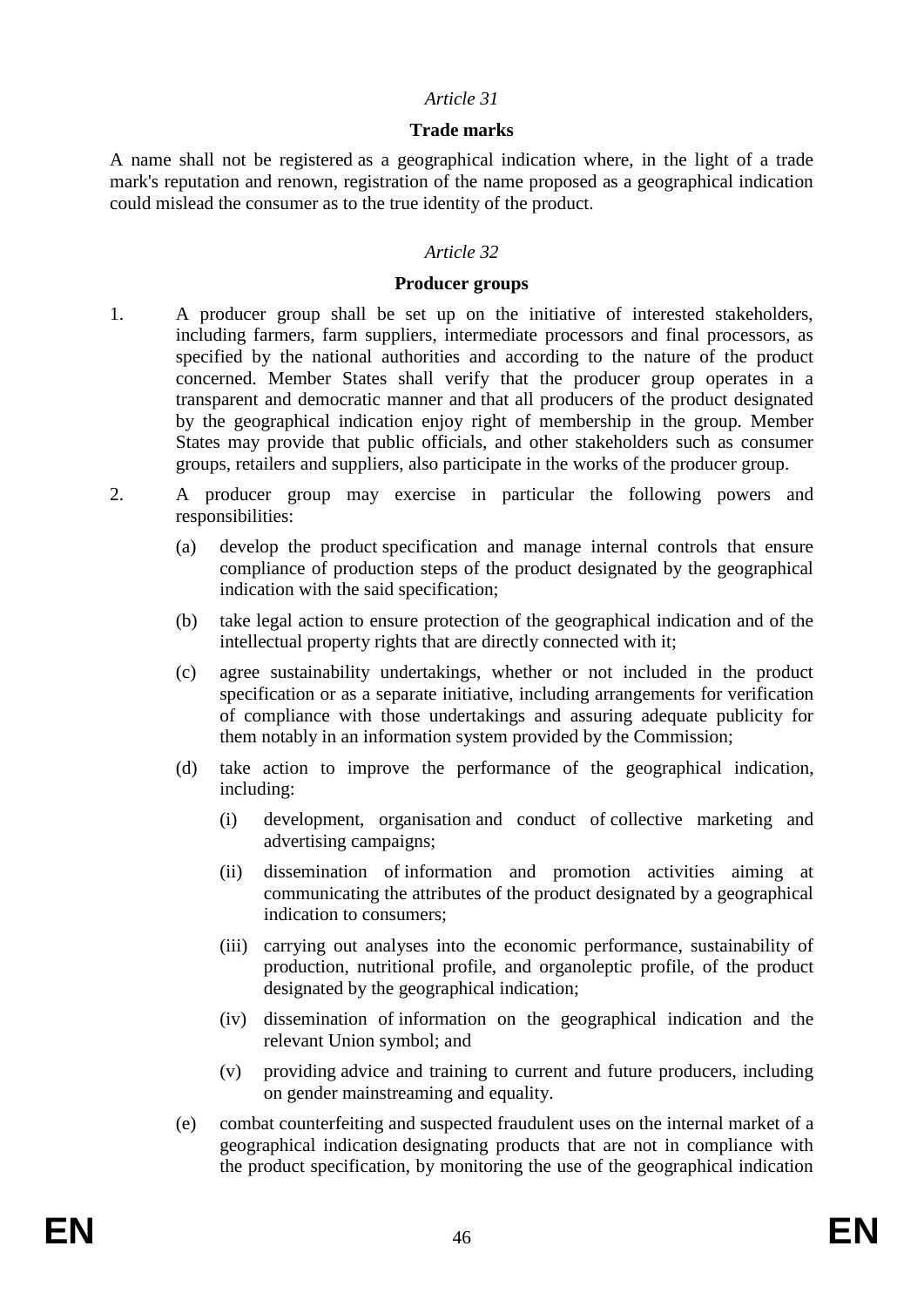*Article 31*

**Trade marks**

A name shall not be registered as a geographical indication where, in the light of a trade mark's reputation and renown, registration of the name proposed as a geographical indication could mislead the consumer as to the true identity of the product.

*Article 32*

**Producer groups**

1. A producer group shall be set up on the initiative of interested stakeholders, including farmers, farm suppliers, intermediate processors and final processors, as specified by the national authorities and according to the nature of the product concerned. Member States shall verify that the producer group operates in a transparent and democratic manner and that all producers of the product designated by the geographical indication enjoy right of membership in the group. Member States may provide that public officials, and other stakeholders such as consumer groups, retailers and suppliers, also participate in the works of the producer group.

2. A producer group may exercise in particular the following powers and responsibilities:

   (a) develop the product specification and manage internal controls that ensure compliance of production steps of the product designated by the geographical indication with the said specification;

   (b) take legal action to ensure protection of the geographical indication and of the intellectual property rights that are directly connected with it;

   (c) agree sustainability undertakings, whether or not included in the product specification or as a separate initiative, including arrangements for verification of compliance with those undertakings and assuring adequate publicity for them notably in an information system provided by the Commission;

   (d) take action to improve the performance of the geographical indication, including:

      (i) development, organisation and conduct of collective marketing and advertising campaigns;

      (ii) dissemination of information and promotion activities aiming at communicating the attributes of the product designated by a geographical indication to consumers;

      (iii) carrying out analyses into the economic performance, sustainability of production, nutritional profile, and organoleptic profile, of the product designated by the geographical indication;

      (iv) dissemination of information on the geographical indication and the relevant Union symbol; and

      (v) providing advice and training to current and future producers, including on gender mainstreaming and equality.

   (e) combat counterfeiting and suspected fraudulent uses on the internal market of a geographical indication designating products that are not in compliance with the product specification, by monitoring the use of the geographical indication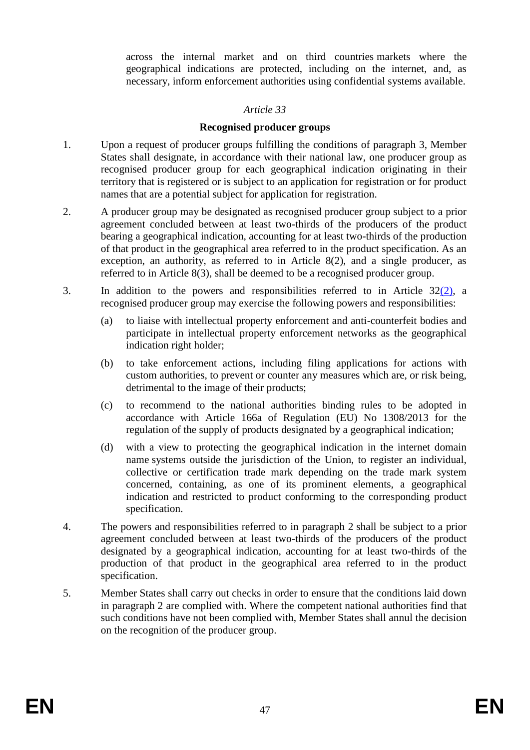across the internal market and on third countries markets where the geographical indications are protected, including on the internet, and, as necessary, inform enforcement authorities using confidential systems available.

*Article 33*

**Recognised producer groups**

1. Upon a request of producer groups fulfilling the conditions of paragraph 3, Member States shall designate, in accordance with their national law, one producer group as recognised producer group for each geographical indication originating in their territory that is registered or is subject to an application for registration or for product names that are a potential subject for application for registration.

2. A producer group may be designated as recognised producer group subject to a prior agreement concluded between at least two-thirds of the producers of the product bearing a geographical indication, accounting for at least two-thirds of the production of that product in the geographical area referred to in the product specification. As an exception, an authority, as referred to in Article 8(2), and a single producer, as referred to in Article 8(3), shall be deemed to be a recognised producer group.

3. In addition to the powers and responsibilities referred to in Article 32(2), a recognised producer group may exercise the following powers and responsibilities:

   (a) to liaise with intellectual property enforcement and anti-counterfeit bodies and participate in intellectual property enforcement networks as the geographical indication right holder;

   (b) to take enforcement actions, including filing applications for actions with custom authorities, to prevent or counter any measures which are, or risk being, detrimental to the image of their products;

   (c) to recommend to the national authorities binding rules to be adopted in accordance with Article 166a of Regulation (EU) No 1308/2013 for the regulation of the supply of products designated by a geographical indication;

   (d) with a view to protecting the geographical indication in the internet domain name systems outside the jurisdiction of the Union, to register an individual, collective or certification trade mark depending on the trade mark system concerned, containing, as one of its prominent elements, a geographical indication and restricted to product conforming to the corresponding product specification.

4. The powers and responsibilities referred to in paragraph 2 shall be subject to a prior agreement concluded between at least two-thirds of the producers of the product designated by a geographical indication, accounting for at least two-thirds of the production of that product in the geographical area referred to in the product specification.

5. Member States shall carry out checks in order to ensure that the conditions laid down in paragraph 2 are complied with. Where the competent national authorities find that such conditions have not been complied with, Member States shall annul the decision on the recognition of the producer group.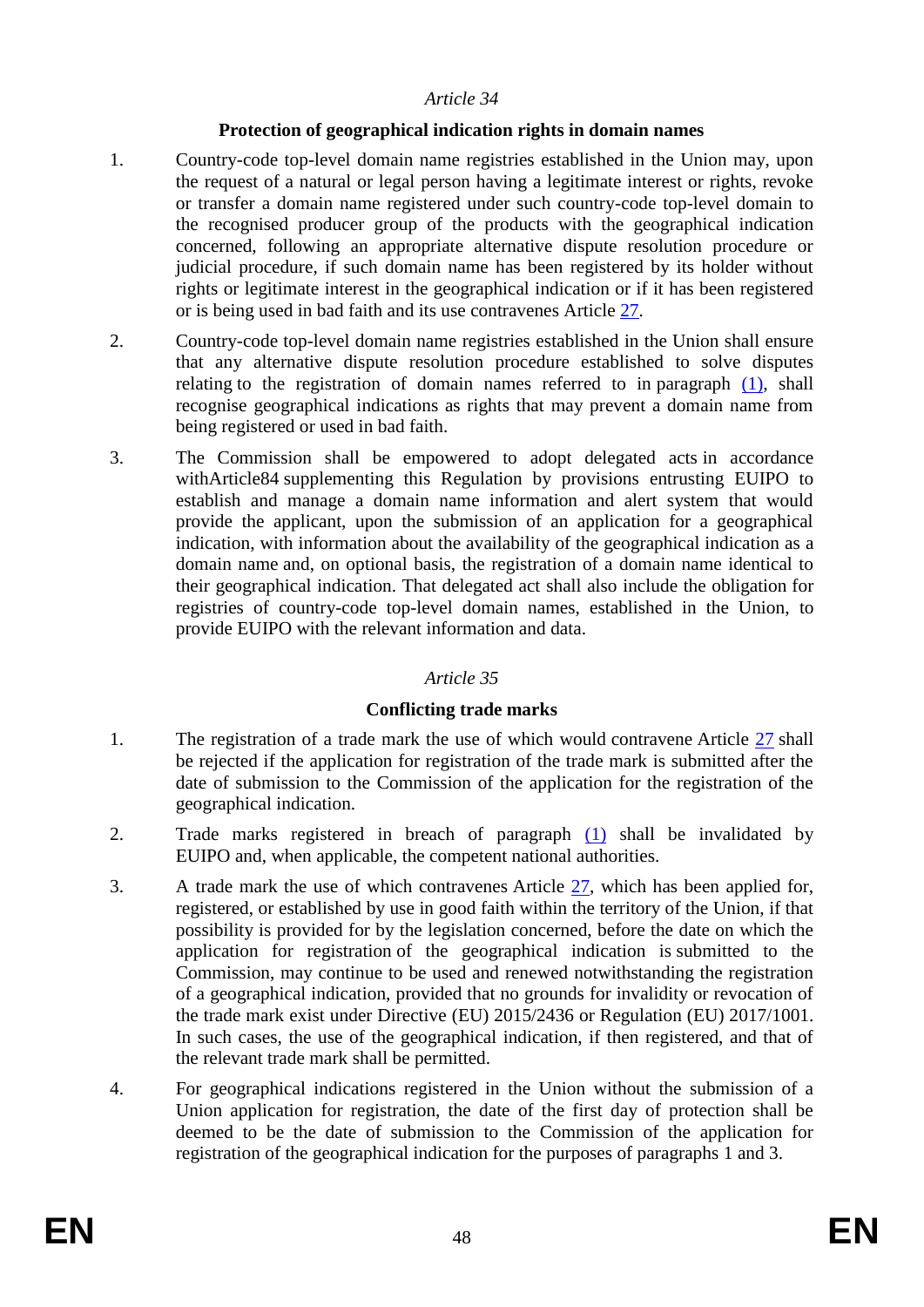*Article 34*

**Protection of geographical indication rights in domain names**

1. Country-code top-level domain name registries established in the Union may, upon the request of a natural or legal person having a legitimate interest or rights, revoke or transfer a domain name registered under such country-code top-level domain to the recognised producer group of the products with the geographical indication concerned, following an appropriate alternative dispute resolution procedure or judicial procedure, if such domain name has been registered by its holder without rights or legitimate interest in the geographical indication or if it has been registered or is being used in bad faith and its use contravenes Article 27.

2. Country-code top-level domain name registries established in the Union shall ensure that any alternative dispute resolution procedure established to solve disputes relating to the registration of domain names referred to in paragraph (1), shall recognise geographical indications as rights that may prevent a domain name from being registered or used in bad faith.

3. The Commission shall be empowered to adopt delegated acts in accordance withArticle84 supplementing this Regulation by provisions entrusting EUIPO to establish and manage a domain name information and alert system that would provide the applicant, upon the submission of an application for a geographical indication, with information about the availability of the geographical indication as a domain name and, on optional basis, the registration of a domain name identical to their geographical indication. That delegated act shall also include the obligation for registries of country-code top-level domain names, established in the Union, to provide EUIPO with the relevant information and data.

*Article 35*

**Conflicting trade marks**

1. The registration of a trade mark the use of which would contravene Article 27 shall be rejected if the application for registration of the trade mark is submitted after the date of submission to the Commission of the application for the registration of the geographical indication.

2. Trade marks registered in breach of paragraph (1) shall be invalidated by EUIPO and, when applicable, the competent national authorities.

3. A trade mark the use of which contravenes Article 27, which has been applied for, registered, or established by use in good faith within the territory of the Union, if that possibility is provided for by the legislation concerned, before the date on which the application for registration of the geographical indication is submitted to the Commission, may continue to be used and renewed notwithstanding the registration of a geographical indication, provided that no grounds for invalidity or revocation of the trade mark exist under Directive (EU) 2015/2436 or Regulation (EU) 2017/1001. In such cases, the use of the geographical indication, if then registered, and that of the relevant trade mark shall be permitted.

4. For geographical indications registered in the Union without the submission of a Union application for registration, the date of the first day of protection shall be deemed to be the date of submission to the Commission of the application for registration of the geographical indication for the purposes of paragraphs 1 and 3.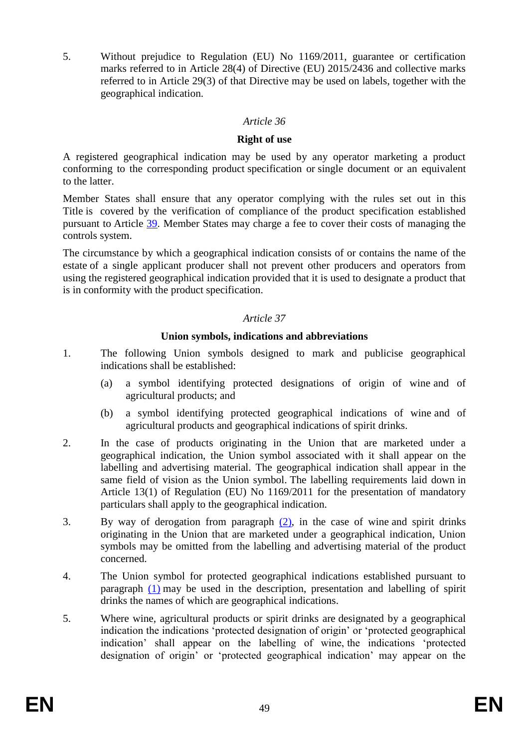5. Without prejudice to Regulation (EU) No 1169/2011, guarantee or certification marks referred to in Article 28(4) of Directive (EU) 2015/2436 and collective marks referred to in Article 29(3) of that Directive may be used on labels, together with the geographical indication.

*Article 36*

**Right of use**

A registered geographical indication may be used by any operator marketing a product conforming to the corresponding product specification or single document or an equivalent to the latter.

Member States shall ensure that any operator complying with the rules set out in this Title is covered by the verification of compliance of the product specification established pursuant to Article 39. Member States may charge a fee to cover their costs of managing the controls system.

The circumstance by which a geographical indication consists of or contains the name of the estate of a single applicant producer shall not prevent other producers and operators from using the registered geographical indication provided that it is used to designate a product that is in conformity with the product specification.

*Article 37*

**Union symbols, indications and abbreviations**

1. The following Union symbols designed to mark and publicise geographical indications shall be established:

   (a) a symbol identifying protected designations of origin of wine and of agricultural products; and

   (b) a symbol identifying protected geographical indications of wine and of agricultural products and geographical indications of spirit drinks.

2. In the case of products originating in the Union that are marketed under a geographical indication, the Union symbol associated with it shall appear on the labelling and advertising material. The geographical indication shall appear in the same field of vision as the Union symbol. The labelling requirements laid down in Article 13(1) of Regulation (EU) No 1169/2011 for the presentation of mandatory particulars shall apply to the geographical indication.

3. By way of derogation from paragraph (2), in the case of wine and spirit drinks originating in the Union that are marketed under a geographical indication, Union symbols may be omitted from the labelling and advertising material of the product concerned.

4. The Union symbol for protected geographical indications established pursuant to paragraph (1) may be used in the description, presentation and labelling of spirit drinks the names of which are geographical indications.

5. Where wine, agricultural products or spirit drinks are designated by a geographical indication the indications 'protected designation of origin' or 'protected geographical indication' shall appear on the labelling of wine, the indications 'protected designation of origin' or 'protected geographical indication' may appear on the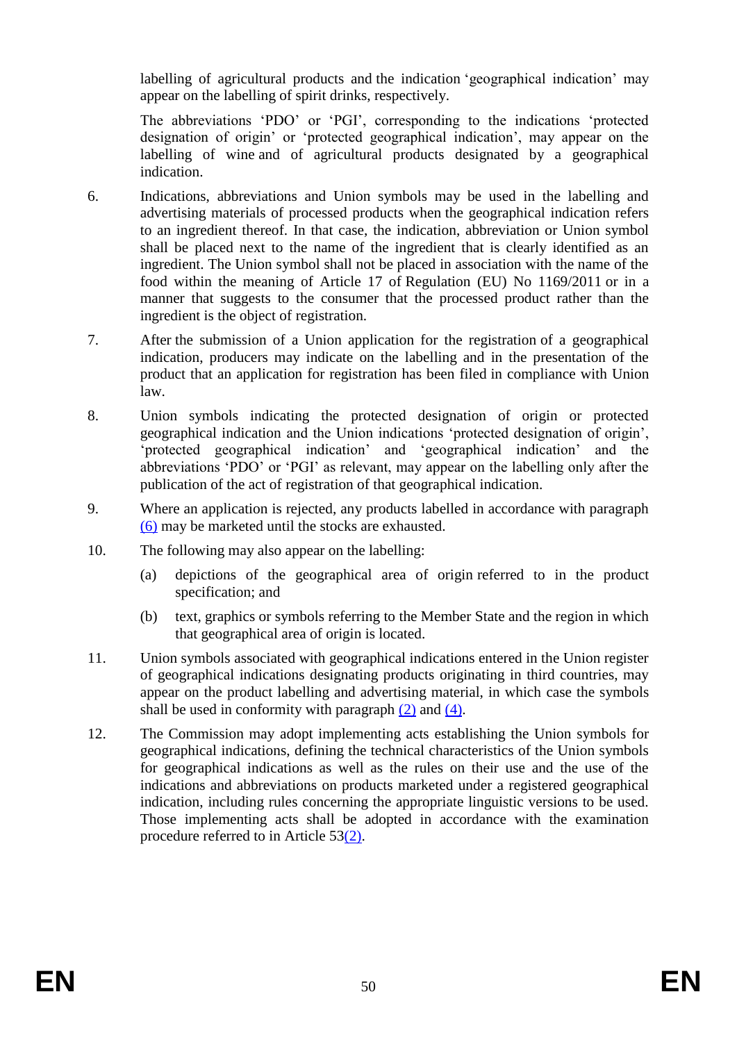labelling of agricultural products and the indication 'geographical indication' may appear on the labelling of spirit drinks, respectively.

The abbreviations 'PDO' or 'PGI', corresponding to the indications 'protected designation of origin' or 'protected geographical indication', may appear on the labelling of wine and of agricultural products designated by a geographical indication.

6. Indications, abbreviations and Union symbols may be used in the labelling and advertising materials of processed products when the geographical indication refers to an ingredient thereof. In that case, the indication, abbreviation or Union symbol shall be placed next to the name of the ingredient that is clearly identified as an ingredient. The Union symbol shall not be placed in association with the name of the food within the meaning of Article 17 of Regulation (EU) No 1169/2011 or in a manner that suggests to the consumer that the processed product rather than the ingredient is the object of registration.

7. After the submission of a Union application for the registration of a geographical indication, producers may indicate on the labelling and in the presentation of the product that an application for registration has been filed in compliance with Union law.

8. Union symbols indicating the protected designation of origin or protected geographical indication and the Union indications 'protected designation of origin', 'protected geographical indication' and 'geographical indication' and the abbreviations 'PDO' or 'PGI' as relevant, may appear on the labelling only after the publication of the act of registration of that geographical indication.

9. Where an application is rejected, any products labelled in accordance with paragraph (6) may be marketed until the stocks are exhausted.

10. The following may also appear on the labelling:

   (a) depictions of the geographical area of origin referred to in the product specification; and

   (b) text, graphics or symbols referring to the Member State and the region in which that geographical area of origin is located.

11. Union symbols associated with geographical indications entered in the Union register of geographical indications designating products originating in third countries, may appear on the product labelling and advertising material, in which case the symbols shall be used in conformity with paragraph (2) and (4).

12. The Commission may adopt implementing acts establishing the Union symbols for geographical indications, defining the technical characteristics of the Union symbols for geographical indications as well as the rules on their use and the use of the indications and abbreviations on products marketed under a registered geographical indication, including rules concerning the appropriate linguistic versions to be used. Those implementing acts shall be adopted in accordance with the examination procedure referred to in Article 53(2).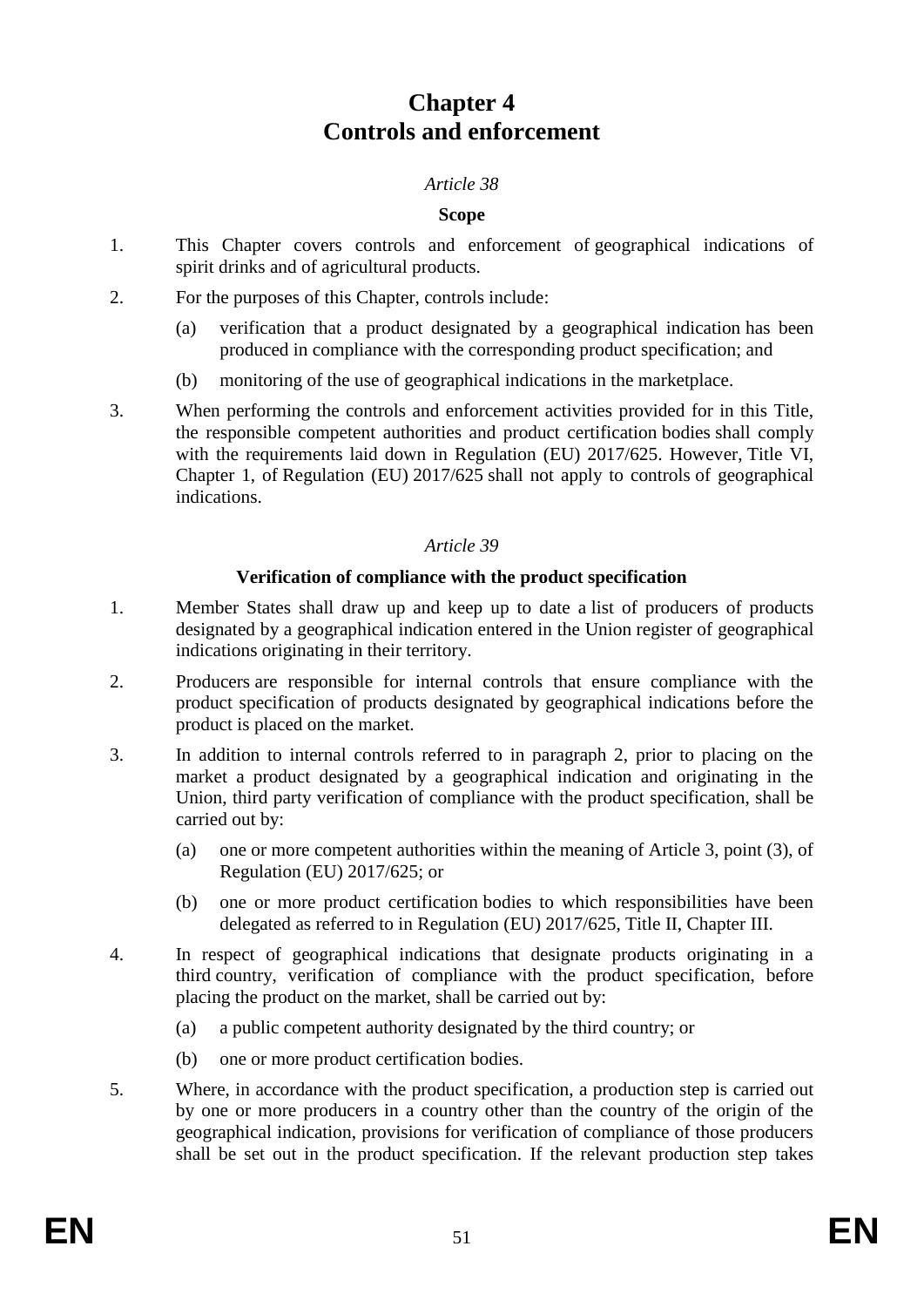# Chapter 4
# Controls and enforcement

*Article 38*

**Scope**

1. This Chapter covers controls and enforcement of geographical indications of spirit drinks and of agricultural products.

2. For the purposes of this Chapter, controls include:

   (a) verification that a product designated by a geographical indication has been produced in compliance with the corresponding product specification; and

   (b) monitoring of the use of geographical indications in the marketplace.

3. When performing the controls and enforcement activities provided for in this Title, the responsible competent authorities and product certification bodies shall comply with the requirements laid down in Regulation (EU) 2017/625. However, Title VI, Chapter 1, of Regulation (EU) 2017/625 shall not apply to controls of geographical indications.

*Article 39*

**Verification of compliance with the product specification**

1. Member States shall draw up and keep up to date a list of producers of products designated by a geographical indication entered in the Union register of geographical indications originating in their territory.

2. Producers are responsible for internal controls that ensure compliance with the product specification of products designated by geographical indications before the product is placed on the market.

3. In addition to internal controls referred to in paragraph 2, prior to placing on the market a product designated by a geographical indication and originating in the Union, third party verification of compliance with the product specification, shall be carried out by:

   (a) one or more competent authorities within the meaning of Article 3, point (3), of Regulation (EU) 2017/625; or

   (b) one or more product certification bodies to which responsibilities have been delegated as referred to in Regulation (EU) 2017/625, Title II, Chapter III.

4. In respect of geographical indications that designate products originating in a third country, verification of compliance with the product specification, before placing the product on the market, shall be carried out by:

   (a) a public competent authority designated by the third country; or

   (b) one or more product certification bodies.

5. Where, in accordance with the product specification, a production step is carried out by one or more producers in a country other than the country of the origin of the geographical indication, provisions for verification of compliance of those producers shall be set out in the product specification. If the relevant production step takes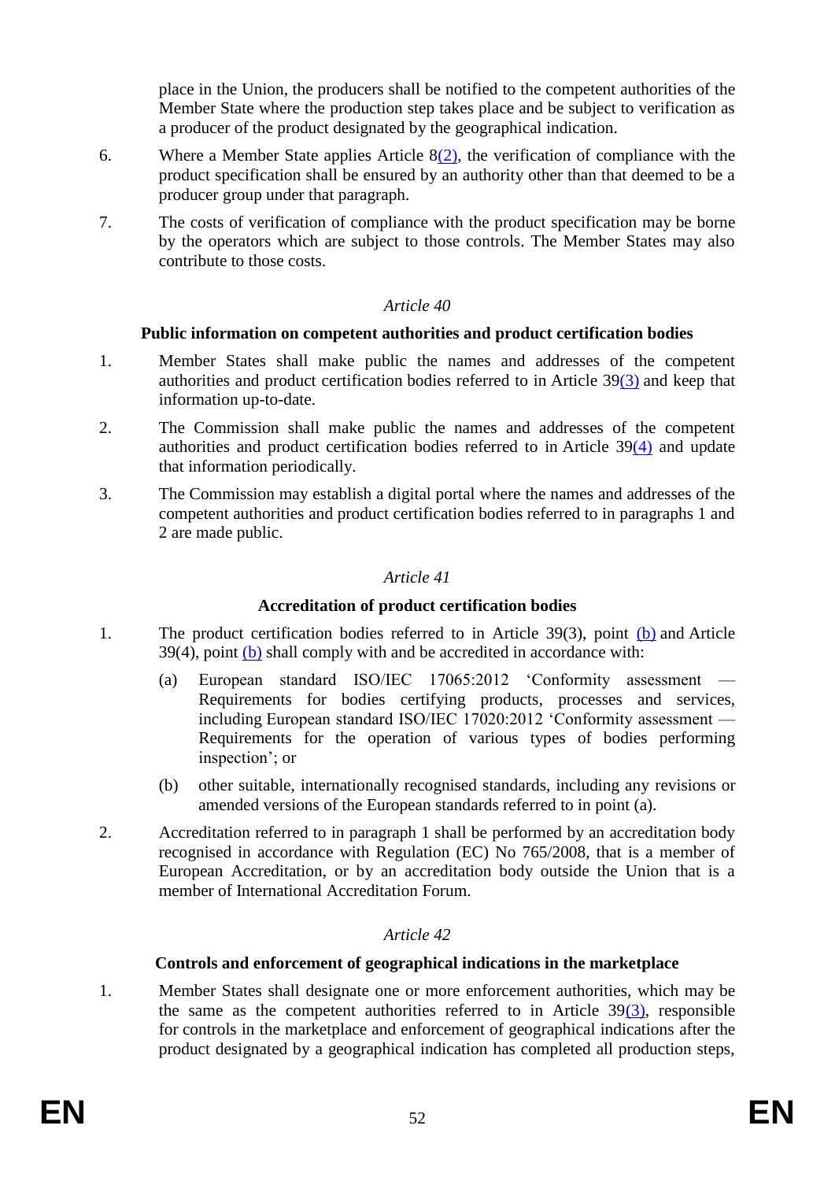place in the Union, the producers shall be notified to the competent authorities of the Member State where the production step takes place and be subject to verification as a producer of the product designated by the geographical indication.

6. Where a Member State applies Article 8(2), the verification of compliance with the product specification shall be ensured by an authority other than that deemed to be a producer group under that paragraph.

7. The costs of verification of compliance with the product specification may be borne by the operators which are subject to those controls. The Member States may also contribute to those costs.

*Article 40*

**Public information on competent authorities and product certification bodies**

1. Member States shall make public the names and addresses of the competent authorities and product certification bodies referred to in Article 39(3) and keep that information up-to-date.

2. The Commission shall make public the names and addresses of the competent authorities and product certification bodies referred to in Article 39(4) and update that information periodically.

3. The Commission may establish a digital portal where the names and addresses of the competent authorities and product certification bodies referred to in paragraphs 1 and 2 are made public.

*Article 41*

**Accreditation of product certification bodies**

1. The product certification bodies referred to in Article 39(3), point (b) and Article 39(4), point (b) shall comply with and be accredited in accordance with:

   (a) European standard ISO/IEC 17065:2012 'Conformity assessment — Requirements for bodies certifying products, processes and services, including European standard ISO/IEC 17020:2012 'Conformity assessment — Requirements for the operation of various types of bodies performing inspection'; or

   (b) other suitable, internationally recognised standards, including any revisions or amended versions of the European standards referred to in point (a).

2. Accreditation referred to in paragraph 1 shall be performed by an accreditation body recognised in accordance with Regulation (EC) No 765/2008, that is a member of European Accreditation, or by an accreditation body outside the Union that is a member of International Accreditation Forum.

*Article 42*

**Controls and enforcement of geographical indications in the marketplace**

1. Member States shall designate one or more enforcement authorities, which may be the same as the competent authorities referred to in Article 39(3), responsible for controls in the marketplace and enforcement of geographical indications after the product designated by a geographical indication has completed all production steps,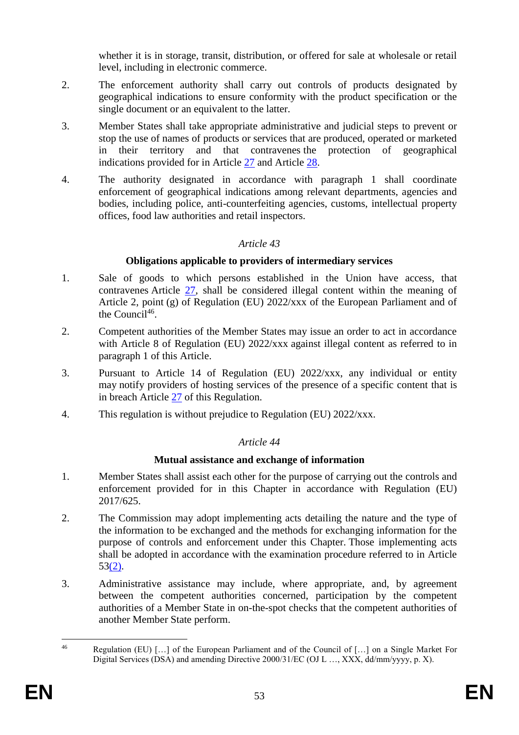whether it is in storage, transit, distribution, or offered for sale at wholesale or retail level, including in electronic commerce.

2. The enforcement authority shall carry out controls of products designated by geographical indications to ensure conformity with the product specification or the single document or an equivalent to the latter.

3. Member States shall take appropriate administrative and judicial steps to prevent or stop the use of names of products or services that are produced, operated or marketed in their territory and that contravenes the protection of geographical indications provided for in Article 27 and Article 28.

4. The authority designated in accordance with paragraph 1 shall coordinate enforcement of geographical indications among relevant departments, agencies and bodies, including police, anti-counterfeiting agencies, customs, intellectual property offices, food law authorities and retail inspectors.

*Article 43*

**Obligations applicable to providers of intermediary services**

1. Sale of goods to which persons established in the Union have access, that contravenes Article 27, shall be considered illegal content within the meaning of Article 2, point (g) of Regulation (EU) 2022/xxx of the European Parliament and of the Council[46].

2. Competent authorities of the Member States may issue an order to act in accordance with Article 8 of Regulation (EU) 2022/xxx against illegal content as referred to in paragraph 1 of this Article.

3. Pursuant to Article 14 of Regulation (EU) 2022/xxx, any individual or entity may notify providers of hosting services of the presence of a specific content that is in breach Article 27 of this Regulation.

4. This regulation is without prejudice to Regulation (EU) 2022/xxx.

*Article 44*

**Mutual assistance and exchange of information**

1. Member States shall assist each other for the purpose of carrying out the controls and enforcement provided for in this Chapter in accordance with Regulation (EU) 2017/625.

2. The Commission may adopt implementing acts detailing the nature and the type of the information to be exchanged and the methods for exchanging information for the purpose of controls and enforcement under this Chapter. Those implementing acts shall be adopted in accordance with the examination procedure referred to in Article 53(2).

3. Administrative assistance may include, where appropriate, and, by agreement between the competent authorities concerned, participation by the competent authorities of a Member State in on-the-spot checks that the competent authorities of another Member State perform.

---

[46] Regulation (EU) […] of the European Parliament and of the Council of […] on a Single Market For Digital Services (DSA) and amending Directive 2000/31/EC (OJ L …, XXX, dd/mm/yyyy, p. X).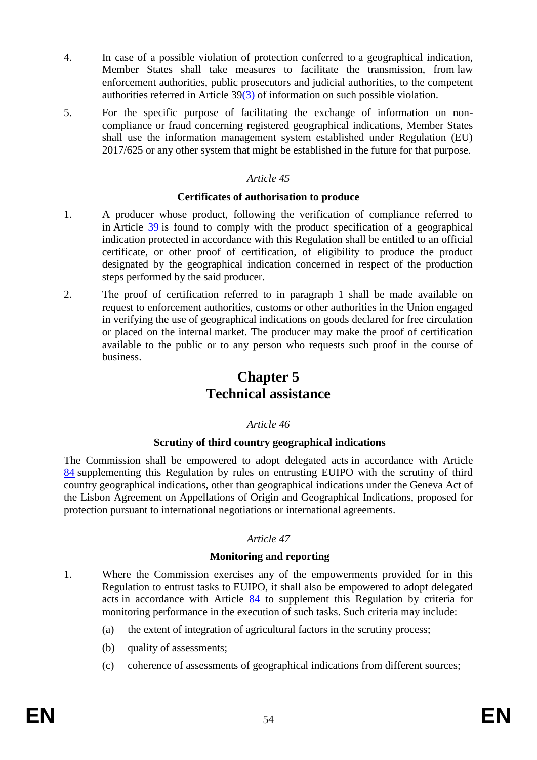4. In case of a possible violation of protection conferred to a geographical indication, Member States shall take measures to facilitate the transmission, from law enforcement authorities, public prosecutors and judicial authorities, to the competent authorities referred in Article 39(3) of information on such possible violation.

5. For the specific purpose of facilitating the exchange of information on non-compliance or fraud concerning registered geographical indications, Member States shall use the information management system established under Regulation (EU) 2017/625 or any other system that might be established in the future for that purpose.

*Article 45*

**Certificates of authorisation to produce**

1. A producer whose product, following the verification of compliance referred to in Article 39 is found to comply with the product specification of a geographical indication protected in accordance with this Regulation shall be entitled to an official certificate, or other proof of certification, of eligibility to produce the product designated by the geographical indication concerned in respect of the production steps performed by the said producer.

2. The proof of certification referred to in paragraph 1 shall be made available on request to enforcement authorities, customs or other authorities in the Union engaged in verifying the use of geographical indications on goods declared for free circulation or placed on the internal market. The producer may make the proof of certification available to the public or to any person who requests such proof in the course of business.

# Chapter 5
# Technical assistance

*Article 46*

**Scrutiny of third country geographical indications**

The Commission shall be empowered to adopt delegated acts in accordance with Article 84 supplementing this Regulation by rules on entrusting EUIPO with the scrutiny of third country geographical indications, other than geographical indications under the Geneva Act of the Lisbon Agreement on Appellations of Origin and Geographical Indications, proposed for protection pursuant to international negotiations or international agreements.

*Article 47*

**Monitoring and reporting**

1. Where the Commission exercises any of the empowerments provided for in this Regulation to entrust tasks to EUIPO, it shall also be empowered to adopt delegated acts in accordance with Article 84 to supplement this Regulation by criteria for monitoring performance in the execution of such tasks. Such criteria may include:

   (a) the extent of integration of agricultural factors in the scrutiny process;

   (b) quality of assessments;

   (c) coherence of assessments of geographical indications from different sources;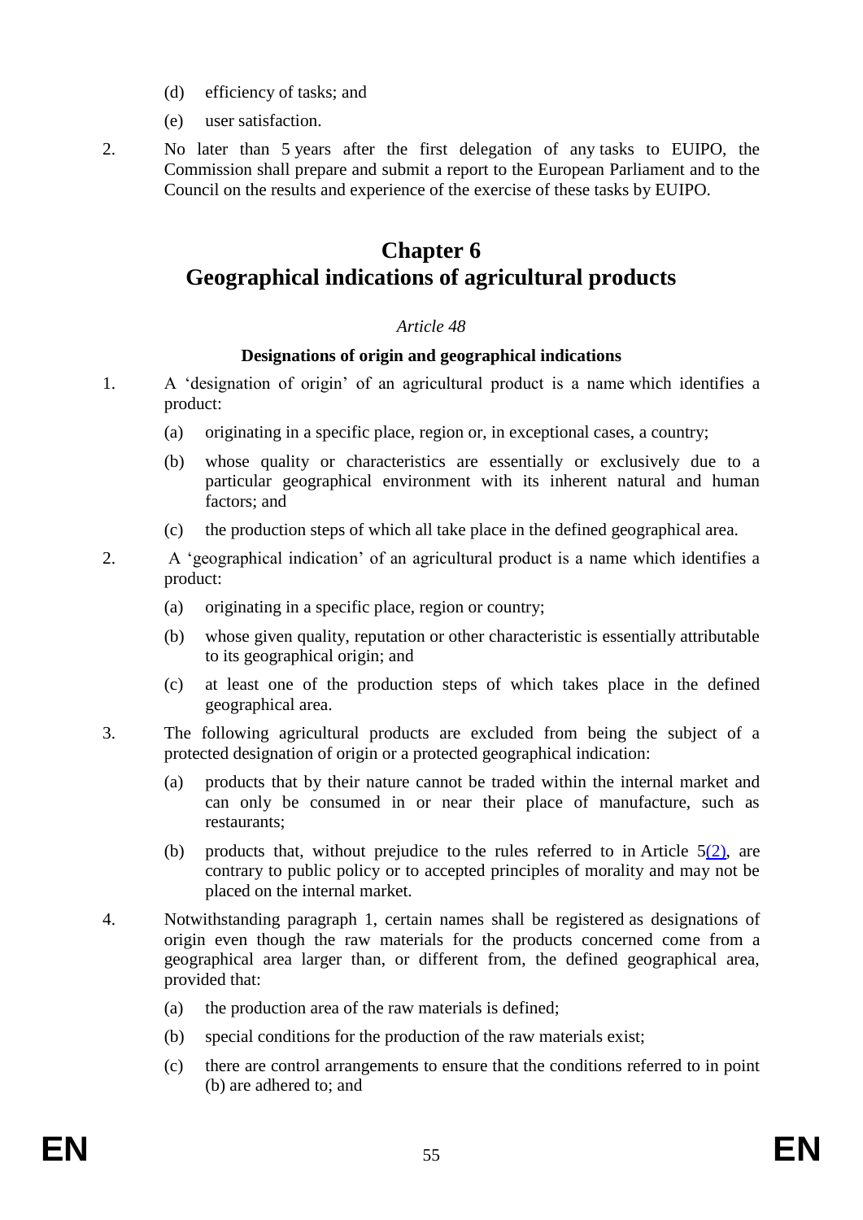(d) efficiency of tasks; and

(e) user satisfaction.

2. No later than 5 years after the first delegation of any tasks to EUIPO, the Commission shall prepare and submit a report to the European Parliament and to the Council on the results and experience of the exercise of these tasks by EUIPO.

## Chapter 6
## Geographical indications of agricultural products

*Article 48*

**Designations of origin and geographical indications**

1. A 'designation of origin' of an agricultural product is a name which identifies a product:

   (a) originating in a specific place, region or, in exceptional cases, a country;

   (b) whose quality or characteristics are essentially or exclusively due to a particular geographical environment with its inherent natural and human factors; and

   (c) the production steps of which all take place in the defined geographical area.

2. A 'geographical indication' of an agricultural product is a name which identifies a product:

   (a) originating in a specific place, region or country;

   (b) whose given quality, reputation or other characteristic is essentially attributable to its geographical origin; and

   (c) at least one of the production steps of which takes place in the defined geographical area.

3. The following agricultural products are excluded from being the subject of a protected designation of origin or a protected geographical indication:

   (a) products that by their nature cannot be traded within the internal market and can only be consumed in or near their place of manufacture, such as restaurants;

   (b) products that, without prejudice to the rules referred to in Article 5(2), are contrary to public policy or to accepted principles of morality and may not be placed on the internal market.

4. Notwithstanding paragraph 1, certain names shall be registered as designations of origin even though the raw materials for the products concerned come from a geographical area larger than, or different from, the defined geographical area, provided that:

   (a) the production area of the raw materials is defined;

   (b) special conditions for the production of the raw materials exist;

   (c) there are control arrangements to ensure that the conditions referred to in point (b) are adhered to; and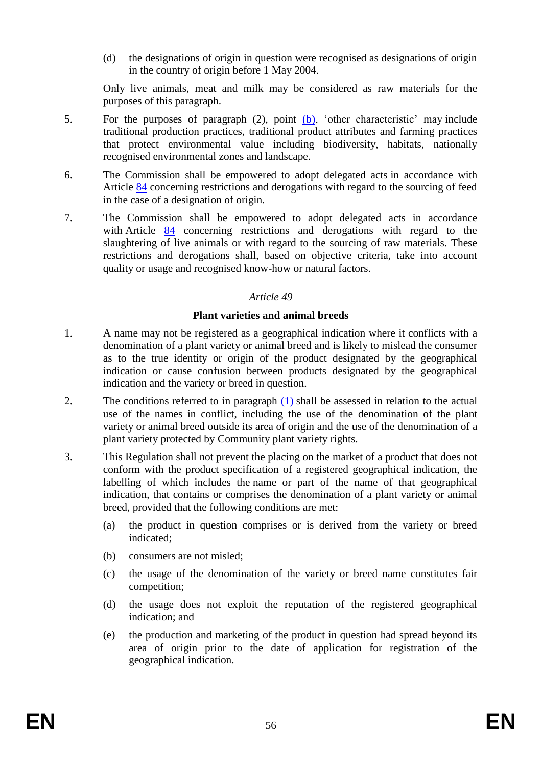(d) the designations of origin in question were recognised as designations of origin in the country of origin before 1 May 2004.

Only live animals, meat and milk may be considered as raw materials for the purposes of this paragraph.

5. For the purposes of paragraph (2), point (b), 'other characteristic' may include traditional production practices, traditional product attributes and farming practices that protect environmental value including biodiversity, habitats, nationally recognised environmental zones and landscape.

6. The Commission shall be empowered to adopt delegated acts in accordance with Article 84 concerning restrictions and derogations with regard to the sourcing of feed in the case of a designation of origin.

7. The Commission shall be empowered to adopt delegated acts in accordance with Article 84 concerning restrictions and derogations with regard to the slaughtering of live animals or with regard to the sourcing of raw materials. These restrictions and derogations shall, based on objective criteria, take into account quality or usage and recognised know-how or natural factors.

*Article 49*

**Plant varieties and animal breeds**

1. A name may not be registered as a geographical indication where it conflicts with a denomination of a plant variety or animal breed and is likely to mislead the consumer as to the true identity or origin of the product designated by the geographical indication or cause confusion between products designated by the geographical indication and the variety or breed in question.

2. The conditions referred to in paragraph (1) shall be assessed in relation to the actual use of the names in conflict, including the use of the denomination of the plant variety or animal breed outside its area of origin and the use of the denomination of a plant variety protected by Community plant variety rights.

3. This Regulation shall not prevent the placing on the market of a product that does not conform with the product specification of a registered geographical indication, the labelling of which includes the name or part of the name of that geographical indication, that contains or comprises the denomination of a plant variety or animal breed, provided that the following conditions are met:

   (a) the product in question comprises or is derived from the variety or breed indicated;

   (b) consumers are not misled;

   (c) the usage of the denomination of the variety or breed name constitutes fair competition;

   (d) the usage does not exploit the reputation of the registered geographical indication; and

   (e) the production and marketing of the product in question had spread beyond its area of origin prior to the date of application for registration of the geographical indication.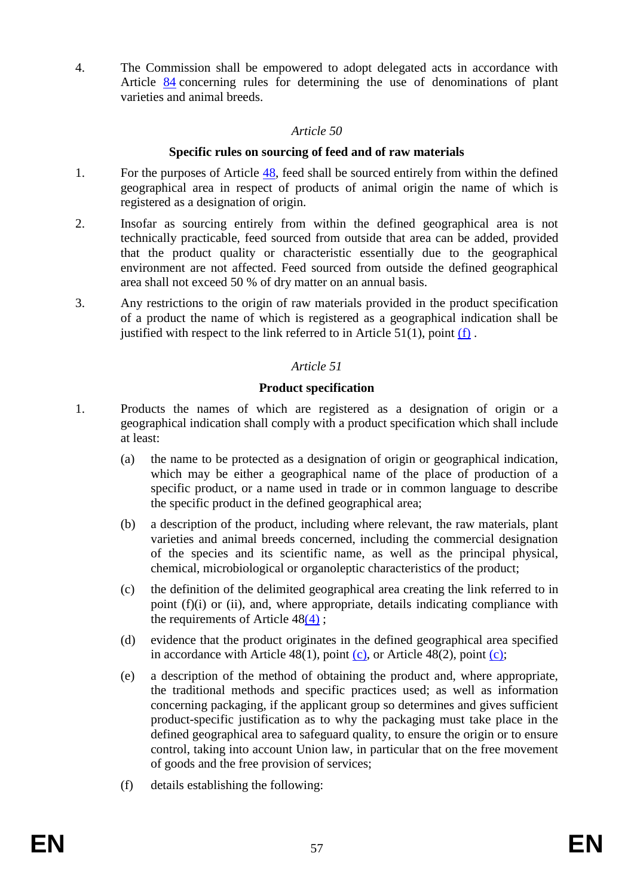4. The Commission shall be empowered to adopt delegated acts in accordance with Article 84 concerning rules for determining the use of denominations of plant varieties and animal breeds.

*Article 50*

**Specific rules on sourcing of feed and of raw materials**

1. For the purposes of Article 48, feed shall be sourced entirely from within the defined geographical area in respect of products of animal origin the name of which is registered as a designation of origin.

2. Insofar as sourcing entirely from within the defined geographical area is not technically practicable, feed sourced from outside that area can be added, provided that the product quality or characteristic essentially due to the geographical environment are not affected. Feed sourced from outside the defined geographical area shall not exceed 50 % of dry matter on an annual basis.

3. Any restrictions to the origin of raw materials provided in the product specification of a product the name of which is registered as a geographical indication shall be justified with respect to the link referred to in Article 51(1), point (f) .

*Article 51*

**Product specification**

1. Products the names of which are registered as a designation of origin or a geographical indication shall comply with a product specification which shall include at least:

   (a) the name to be protected as a designation of origin or geographical indication, which may be either a geographical name of the place of production of a specific product, or a name used in trade or in common language to describe the specific product in the defined geographical area;

   (b) a description of the product, including where relevant, the raw materials, plant varieties and animal breeds concerned, including the commercial designation of the species and its scientific name, as well as the principal physical, chemical, microbiological or organoleptic characteristics of the product;

   (c) the definition of the delimited geographical area creating the link referred to in point (f)(i) or (ii), and, where appropriate, details indicating compliance with the requirements of Article 48(4) ;

   (d) evidence that the product originates in the defined geographical area specified in accordance with Article 48(1), point (c), or Article 48(2), point (c);

   (e) a description of the method of obtaining the product and, where appropriate, the traditional methods and specific practices used; as well as information concerning packaging, if the applicant group so determines and gives sufficient product-specific justification as to why the packaging must take place in the defined geographical area to safeguard quality, to ensure the origin or to ensure control, taking into account Union law, in particular that on the free movement of goods and the free provision of services;

   (f) details establishing the following: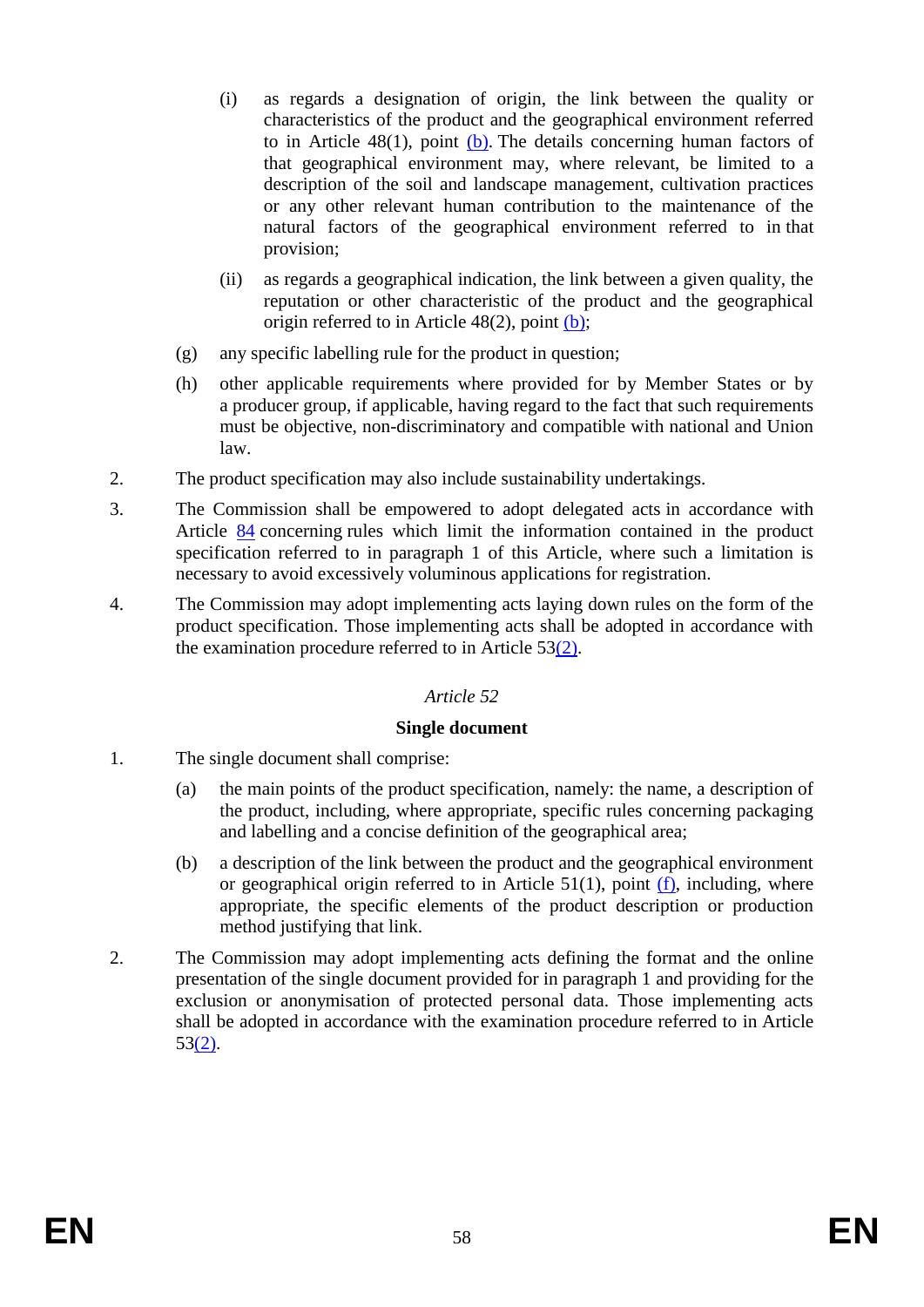(i) as regards a designation of origin, the link between the quality or characteristics of the product and the geographical environment referred to in Article 48(1), point (b). The details concerning human factors of that geographical environment may, where relevant, be limited to a description of the soil and landscape management, cultivation practices or any other relevant human contribution to the maintenance of the natural factors of the geographical environment referred to in that provision;

(ii) as regards a geographical indication, the link between a given quality, the reputation or other characteristic of the product and the geographical origin referred to in Article 48(2), point (b);

(g) any specific labelling rule for the product in question;

(h) other applicable requirements where provided for by Member States or by a producer group, if applicable, having regard to the fact that such requirements must be objective, non-discriminatory and compatible with national and Union law.

2. The product specification may also include sustainability undertakings.

3. The Commission shall be empowered to adopt delegated acts in accordance with Article 84 concerning rules which limit the information contained in the product specification referred to in paragraph 1 of this Article, where such a limitation is necessary to avoid excessively voluminous applications for registration.

4. The Commission may adopt implementing acts laying down rules on the form of the product specification. Those implementing acts shall be adopted in accordance with the examination procedure referred to in Article 53(2).

*Article 52*

**Single document**

1. The single document shall comprise:

(a) the main points of the product specification, namely: the name, a description of the product, including, where appropriate, specific rules concerning packaging and labelling and a concise definition of the geographical area;

(b) a description of the link between the product and the geographical environment or geographical origin referred to in Article 51(1), point (f), including, where appropriate, the specific elements of the product description or production method justifying that link.

2. The Commission may adopt implementing acts defining the format and the online presentation of the single document provided for in paragraph 1 and providing for the exclusion or anonymisation of protected personal data. Those implementing acts shall be adopted in accordance with the examination procedure referred to in Article 53(2).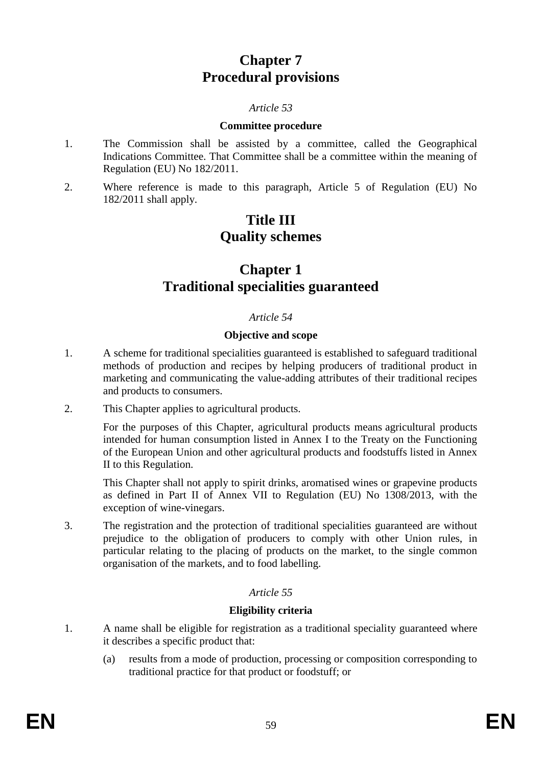# Chapter 7
# Procedural provisions

*Article 53*

**Committee procedure**

1. The Commission shall be assisted by a committee, called the Geographical Indications Committee. That Committee shall be a committee within the meaning of Regulation (EU) No 182/2011.
2. Where reference is made to this paragraph, Article 5 of Regulation (EU) No 182/2011 shall apply.

# Title III
# Quality schemes

# Chapter 1
# Traditional specialities guaranteed

*Article 54*

**Objective and scope**

1. A scheme for traditional specialities guaranteed is established to safeguard traditional methods of production and recipes by helping producers of traditional product in marketing and communicating the value-adding attributes of their traditional recipes and products to consumers.
2. This Chapter applies to agricultural products.

   For the purposes of this Chapter, agricultural products means agricultural products intended for human consumption listed in Annex I to the Treaty on the Functioning of the European Union and other agricultural products and foodstuffs listed in Annex II to this Regulation.

   This Chapter shall not apply to spirit drinks, aromatised wines or grapevine products as defined in Part II of Annex VII to Regulation (EU) No 1308/2013, with the exception of wine-vinegars.
3. The registration and the protection of traditional specialities guaranteed are without prejudice to the obligation of producers to comply with other Union rules, in particular relating to the placing of products on the market, to the single common organisation of the markets, and to food labelling.

*Article 55*

**Eligibility criteria**

1. A name shall be eligible for registration as a traditional speciality guaranteed where it describes a specific product that:
   (a) results from a mode of production, processing or composition corresponding to traditional practice for that product or foodstuff; or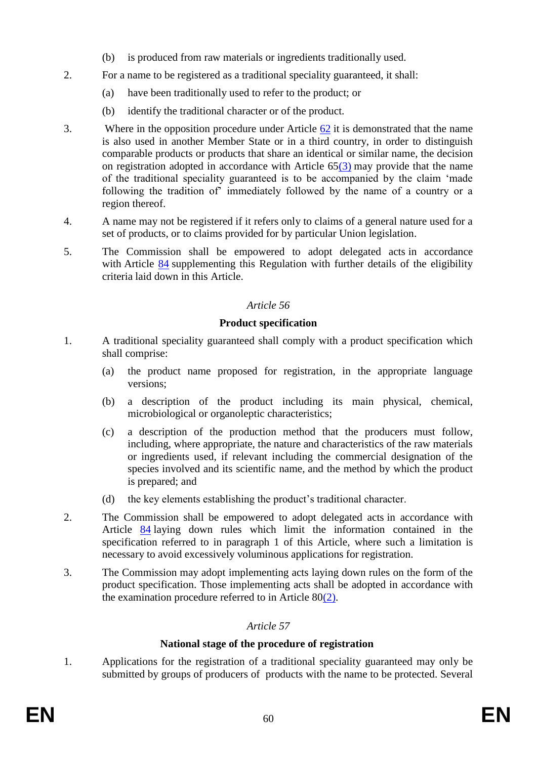(b) is produced from raw materials or ingredients traditionally used.

2. For a name to be registered as a traditional speciality guaranteed, it shall:

   (a) have been traditionally used to refer to the product; or

   (b) identify the traditional character or of the product.

3. Where in the opposition procedure under Article 62 it is demonstrated that the name is also used in another Member State or in a third country, in order to distinguish comparable products or products that share an identical or similar name, the decision on registration adopted in accordance with Article 65(3) may provide that the name of the traditional speciality guaranteed is to be accompanied by the claim 'made following the tradition of' immediately followed by the name of a country or a region thereof.

4. A name may not be registered if it refers only to claims of a general nature used for a set of products, or to claims provided for by particular Union legislation.

5. The Commission shall be empowered to adopt delegated acts in accordance with Article 84 supplementing this Regulation with further details of the eligibility criteria laid down in this Article.

*Article 56*

**Product specification**

1. A traditional speciality guaranteed shall comply with a product specification which shall comprise:

   (a) the product name proposed for registration, in the appropriate language versions;

   (b) a description of the product including its main physical, chemical, microbiological or organoleptic characteristics;

   (c) a description of the production method that the producers must follow, including, where appropriate, the nature and characteristics of the raw materials or ingredients used, if relevant including the commercial designation of the species involved and its scientific name, and the method by which the product is prepared; and

   (d) the key elements establishing the product's traditional character.

2. The Commission shall be empowered to adopt delegated acts in accordance with Article 84 laying down rules which limit the information contained in the specification referred to in paragraph 1 of this Article, where such a limitation is necessary to avoid excessively voluminous applications for registration.

3. The Commission may adopt implementing acts laying down rules on the form of the product specification. Those implementing acts shall be adopted in accordance with the examination procedure referred to in Article 80(2).

*Article 57*

**National stage of the procedure of registration**

1. Applications for the registration of a traditional speciality guaranteed may only be submitted by groups of producers of products with the name to be protected. Several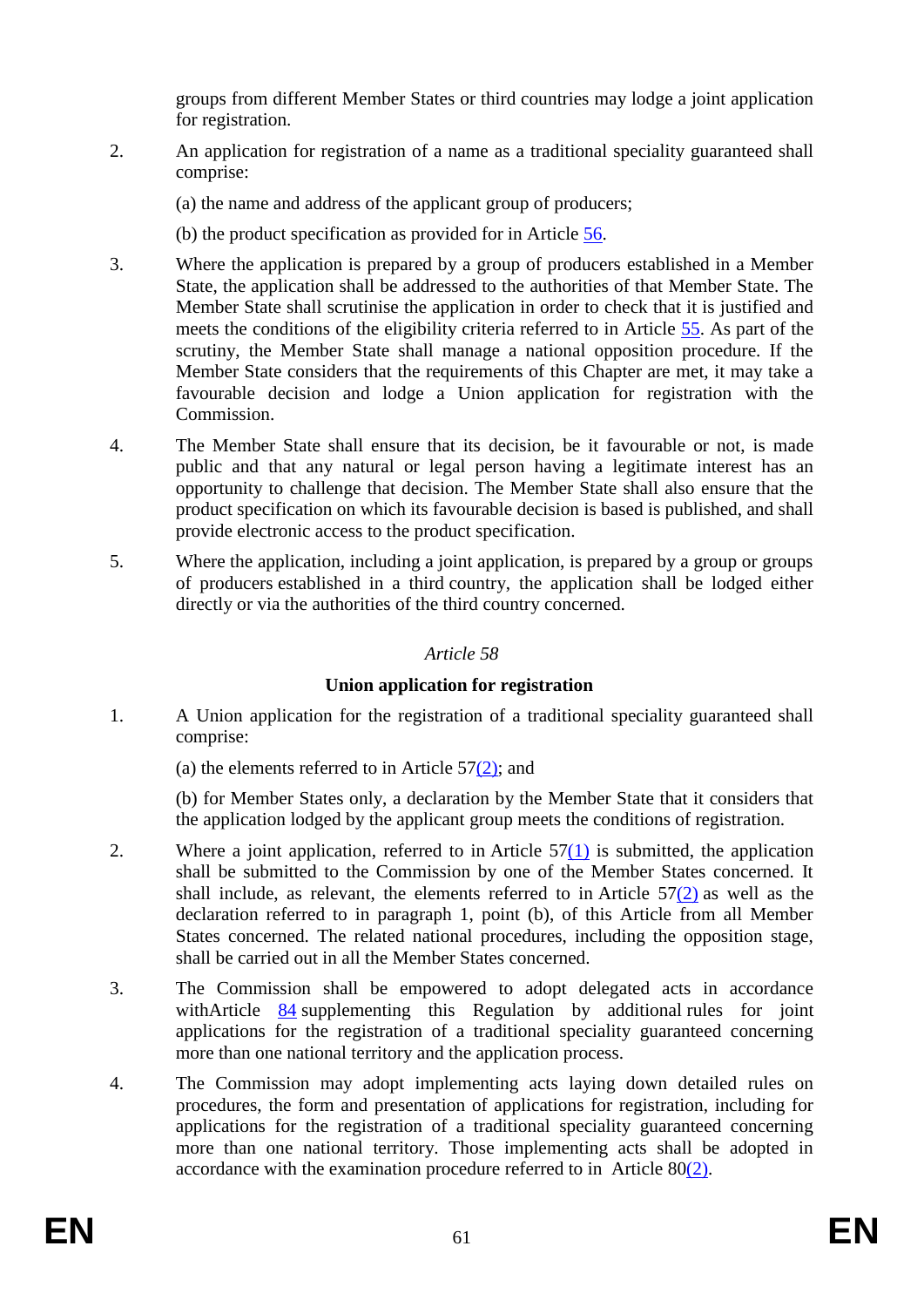groups from different Member States or third countries may lodge a joint application for registration.

2. An application for registration of a name as a traditional speciality guaranteed shall comprise:

(a) the name and address of the applicant group of producers;

(b) the product specification as provided for in Article 56.

3. Where the application is prepared by a group of producers established in a Member State, the application shall be addressed to the authorities of that Member State. The Member State shall scrutinise the application in order to check that it is justified and meets the conditions of the eligibility criteria referred to in Article 55. As part of the scrutiny, the Member State shall manage a national opposition procedure. If the Member State considers that the requirements of this Chapter are met, it may take a favourable decision and lodge a Union application for registration with the Commission.

4. The Member State shall ensure that its decision, be it favourable or not, is made public and that any natural or legal person having a legitimate interest has an opportunity to challenge that decision. The Member State shall also ensure that the product specification on which its favourable decision is based is published, and shall provide electronic access to the product specification.

5. Where the application, including a joint application, is prepared by a group or groups of producers established in a third country, the application shall be lodged either directly or via the authorities of the third country concerned.

*Article 58*

**Union application for registration**

1. A Union application for the registration of a traditional speciality guaranteed shall comprise:

(a) the elements referred to in Article 57(2); and

(b) for Member States only, a declaration by the Member State that it considers that the application lodged by the applicant group meets the conditions of registration.

2. Where a joint application, referred to in Article 57(1) is submitted, the application shall be submitted to the Commission by one of the Member States concerned. It shall include, as relevant, the elements referred to in Article 57(2) as well as the declaration referred to in paragraph 1, point (b), of this Article from all Member States concerned. The related national procedures, including the opposition stage, shall be carried out in all the Member States concerned.

3. The Commission shall be empowered to adopt delegated acts in accordance withArticle 84 supplementing this Regulation by additional rules for joint applications for the registration of a traditional speciality guaranteed concerning more than one national territory and the application process.

4. The Commission may adopt implementing acts laying down detailed rules on procedures, the form and presentation of applications for registration, including for applications for the registration of a traditional speciality guaranteed concerning more than one national territory. Those implementing acts shall be adopted in accordance with the examination procedure referred to in Article 80(2).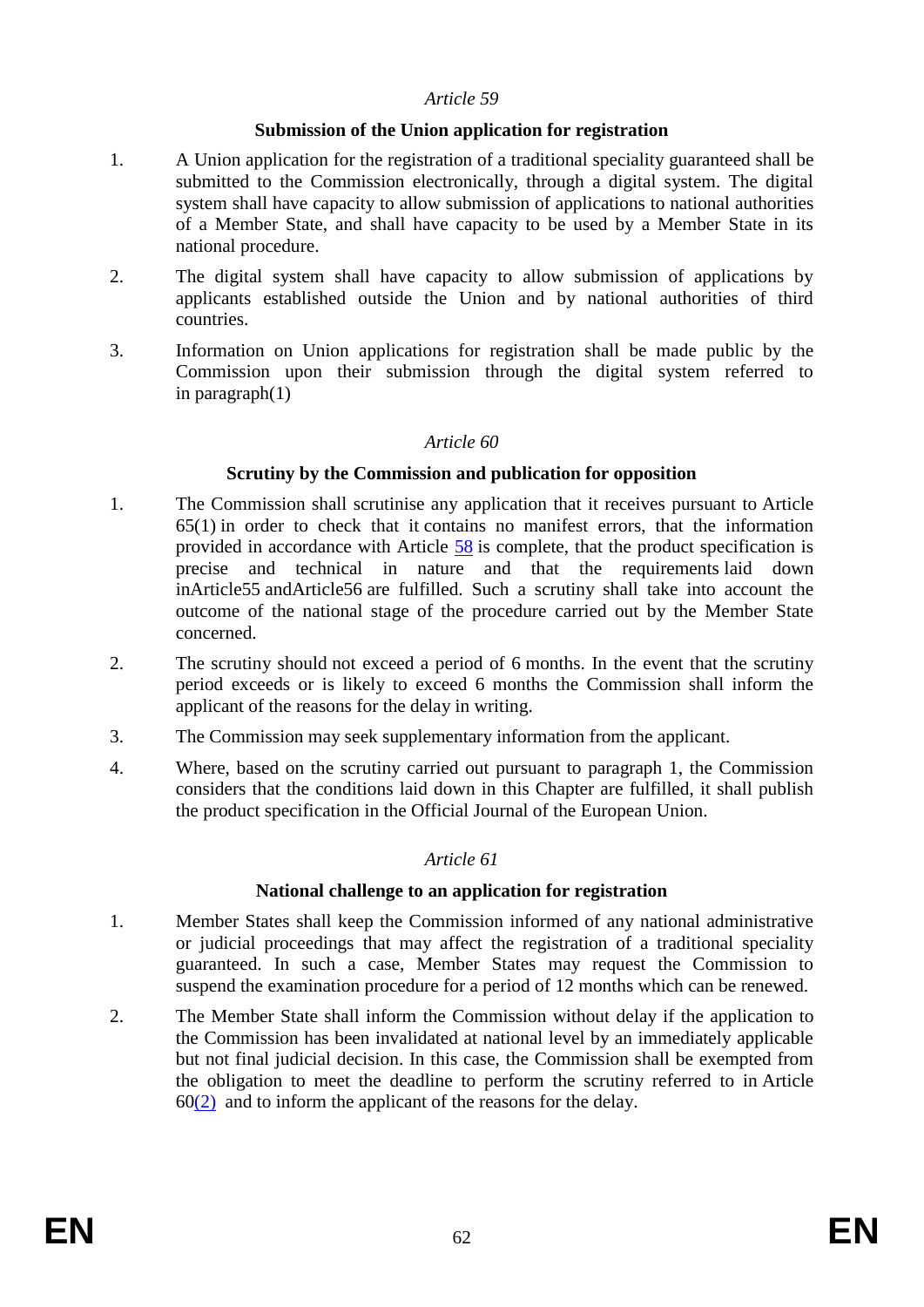*Article 59*

**Submission of the Union application for registration**

1. A Union application for the registration of a traditional speciality guaranteed shall be submitted to the Commission electronically, through a digital system. The digital system shall have capacity to allow submission of applications to national authorities of a Member State, and shall have capacity to be used by a Member State in its national procedure.

2. The digital system shall have capacity to allow submission of applications by applicants established outside the Union and by national authorities of third countries.

3. Information on Union applications for registration shall be made public by the Commission upon their submission through the digital system referred to in paragraph(1)

*Article 60*

**Scrutiny by the Commission and publication for opposition**

1. The Commission shall scrutinise any application that it receives pursuant to Article 65(1) in order to check that it contains no manifest errors, that the information provided in accordance with Article 58 is complete, that the product specification is precise and technical in nature and that the requirements laid down inArticle55 andArticle56 are fulfilled. Such a scrutiny shall take into account the outcome of the national stage of the procedure carried out by the Member State concerned.

2. The scrutiny should not exceed a period of 6 months. In the event that the scrutiny period exceeds or is likely to exceed 6 months the Commission shall inform the applicant of the reasons for the delay in writing.

3. The Commission may seek supplementary information from the applicant.

4. Where, based on the scrutiny carried out pursuant to paragraph 1, the Commission considers that the conditions laid down in this Chapter are fulfilled, it shall publish the product specification in the Official Journal of the European Union.

*Article 61*

**National challenge to an application for registration**

1. Member States shall keep the Commission informed of any national administrative or judicial proceedings that may affect the registration of a traditional speciality guaranteed. In such a case, Member States may request the Commission to suspend the examination procedure for a period of 12 months which can be renewed.

2. The Member State shall inform the Commission without delay if the application to the Commission has been invalidated at national level by an immediately applicable but not final judicial decision. In this case, the Commission shall be exempted from the obligation to meet the deadline to perform the scrutiny referred to in Article 60(2) and to inform the applicant of the reasons for the delay.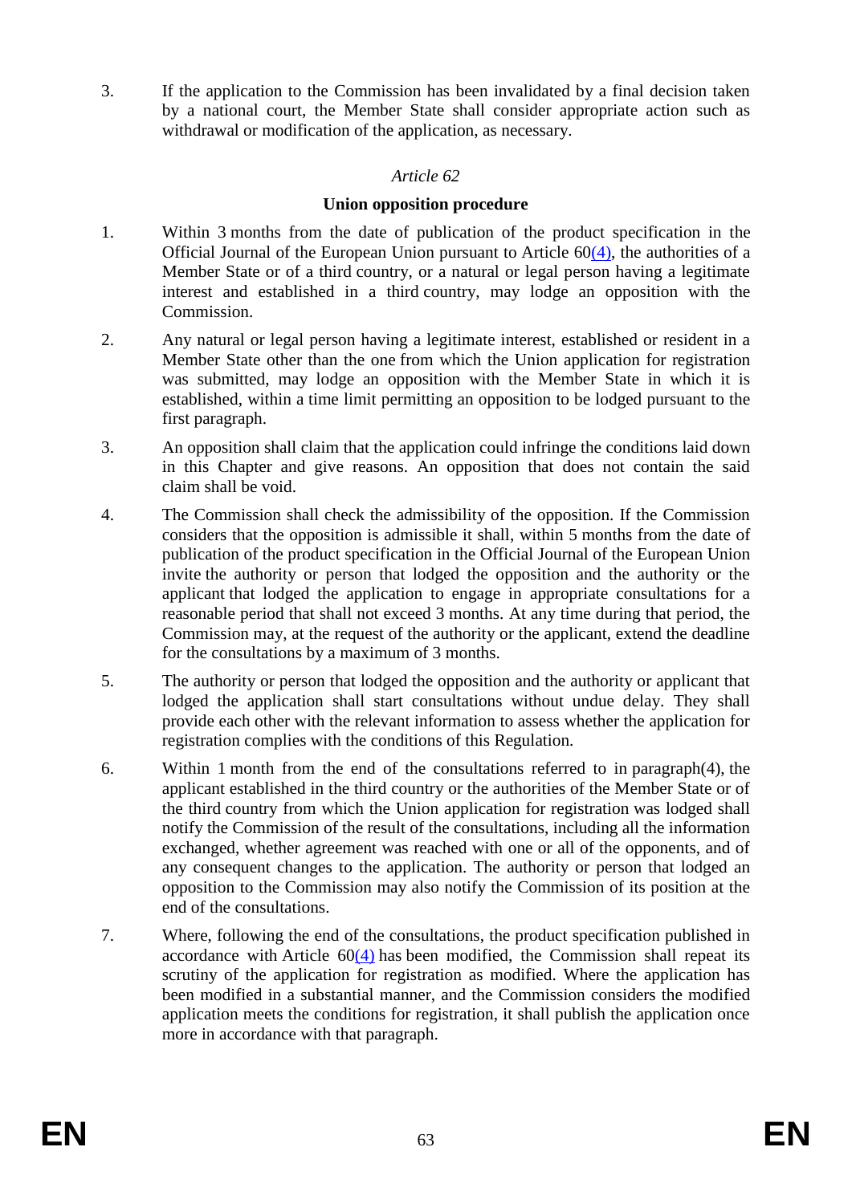3. If the application to the Commission has been invalidated by a final decision taken by a national court, the Member State shall consider appropriate action such as withdrawal or modification of the application, as necessary.

*Article 62*

**Union opposition procedure**

1. Within 3 months from the date of publication of the product specification in the Official Journal of the European Union pursuant to Article 60(4), the authorities of a Member State or of a third country, or a natural or legal person having a legitimate interest and established in a third country, may lodge an opposition with the Commission.

2. Any natural or legal person having a legitimate interest, established or resident in a Member State other than the one from which the Union application for registration was submitted, may lodge an opposition with the Member State in which it is established, within a time limit permitting an opposition to be lodged pursuant to the first paragraph.

3. An opposition shall claim that the application could infringe the conditions laid down in this Chapter and give reasons. An opposition that does not contain the said claim shall be void.

4. The Commission shall check the admissibility of the opposition. If the Commission considers that the opposition is admissible it shall, within 5 months from the date of publication of the product specification in the Official Journal of the European Union invite the authority or person that lodged the opposition and the authority or the applicant that lodged the application to engage in appropriate consultations for a reasonable period that shall not exceed 3 months. At any time during that period, the Commission may, at the request of the authority or the applicant, extend the deadline for the consultations by a maximum of 3 months.

5. The authority or person that lodged the opposition and the authority or applicant that lodged the application shall start consultations without undue delay. They shall provide each other with the relevant information to assess whether the application for registration complies with the conditions of this Regulation.

6. Within 1 month from the end of the consultations referred to in paragraph(4), the applicant established in the third country or the authorities of the Member State or of the third country from which the Union application for registration was lodged shall notify the Commission of the result of the consultations, including all the information exchanged, whether agreement was reached with one or all of the opponents, and of any consequent changes to the application. The authority or person that lodged an opposition to the Commission may also notify the Commission of its position at the end of the consultations.

7. Where, following the end of the consultations, the product specification published in accordance with Article 60(4) has been modified, the Commission shall repeat its scrutiny of the application for registration as modified. Where the application has been modified in a substantial manner, and the Commission considers the modified application meets the conditions for registration, it shall publish the application once more in accordance with that paragraph.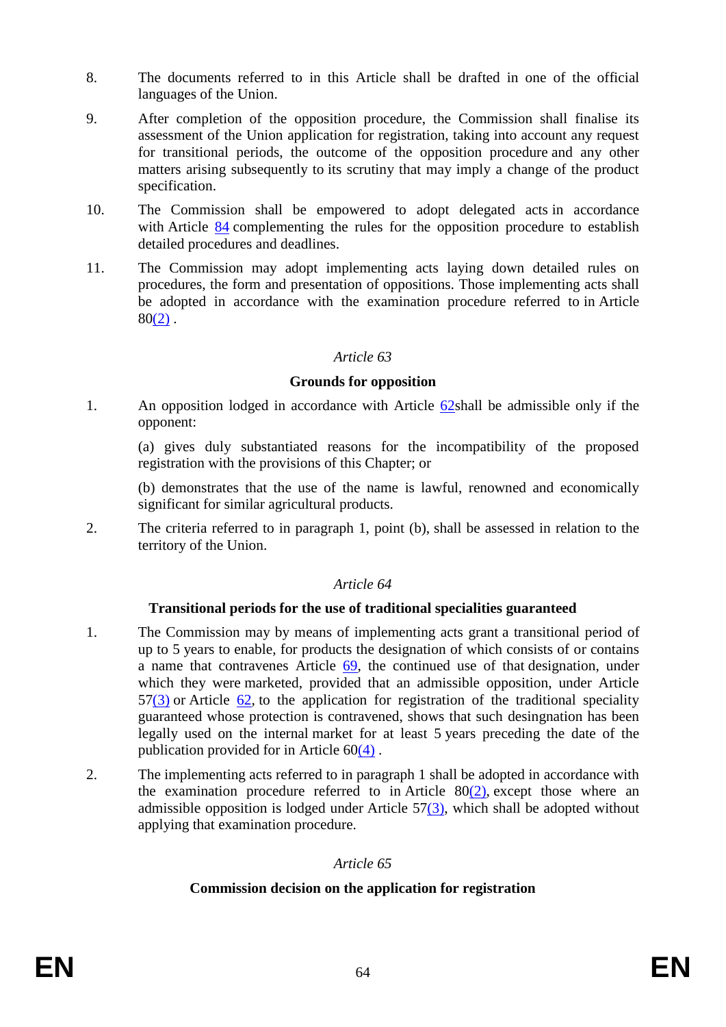8. The documents referred to in this Article shall be drafted in one of the official languages of the Union.

9. After completion of the opposition procedure, the Commission shall finalise its assessment of the Union application for registration, taking into account any request for transitional periods, the outcome of the opposition procedure and any other matters arising subsequently to its scrutiny that may imply a change of the product specification.

10. The Commission shall be empowered to adopt delegated acts in accordance with Article 84 complementing the rules for the opposition procedure to establish detailed procedures and deadlines.

11. The Commission may adopt implementing acts laying down detailed rules on procedures, the form and presentation of oppositions. Those implementing acts shall be adopted in accordance with the examination procedure referred to in Article 80(2) .

### *Article 63*

### **Grounds for opposition**

1. An opposition lodged in accordance with Article 62shall be admissible only if the opponent:

   (a) gives duly substantiated reasons for the incompatibility of the proposed registration with the provisions of this Chapter; or

   (b) demonstrates that the use of the name is lawful, renowned and economically significant for similar agricultural products.

2. The criteria referred to in paragraph 1, point (b), shall be assessed in relation to the territory of the Union.

### *Article 64*

### **Transitional periods for the use of traditional specialities guaranteed**

1. The Commission may by means of implementing acts grant a transitional period of up to 5 years to enable, for products the designation of which consists of or contains a name that contravenes Article 69, the continued use of that designation, under which they were marketed, provided that an admissible opposition, under Article 57(3) or Article 62, to the application for registration of the traditional speciality guaranteed whose protection is contravened, shows that such desingnation has been legally used on the internal market for at least 5 years preceding the date of the publication provided for in Article 60(4) .

2. The implementing acts referred to in paragraph 1 shall be adopted in accordance with the examination procedure referred to in Article 80(2), except those where an admissible opposition is lodged under Article 57(3), which shall be adopted without applying that examination procedure.

### *Article 65*

### **Commission decision on the application for registration**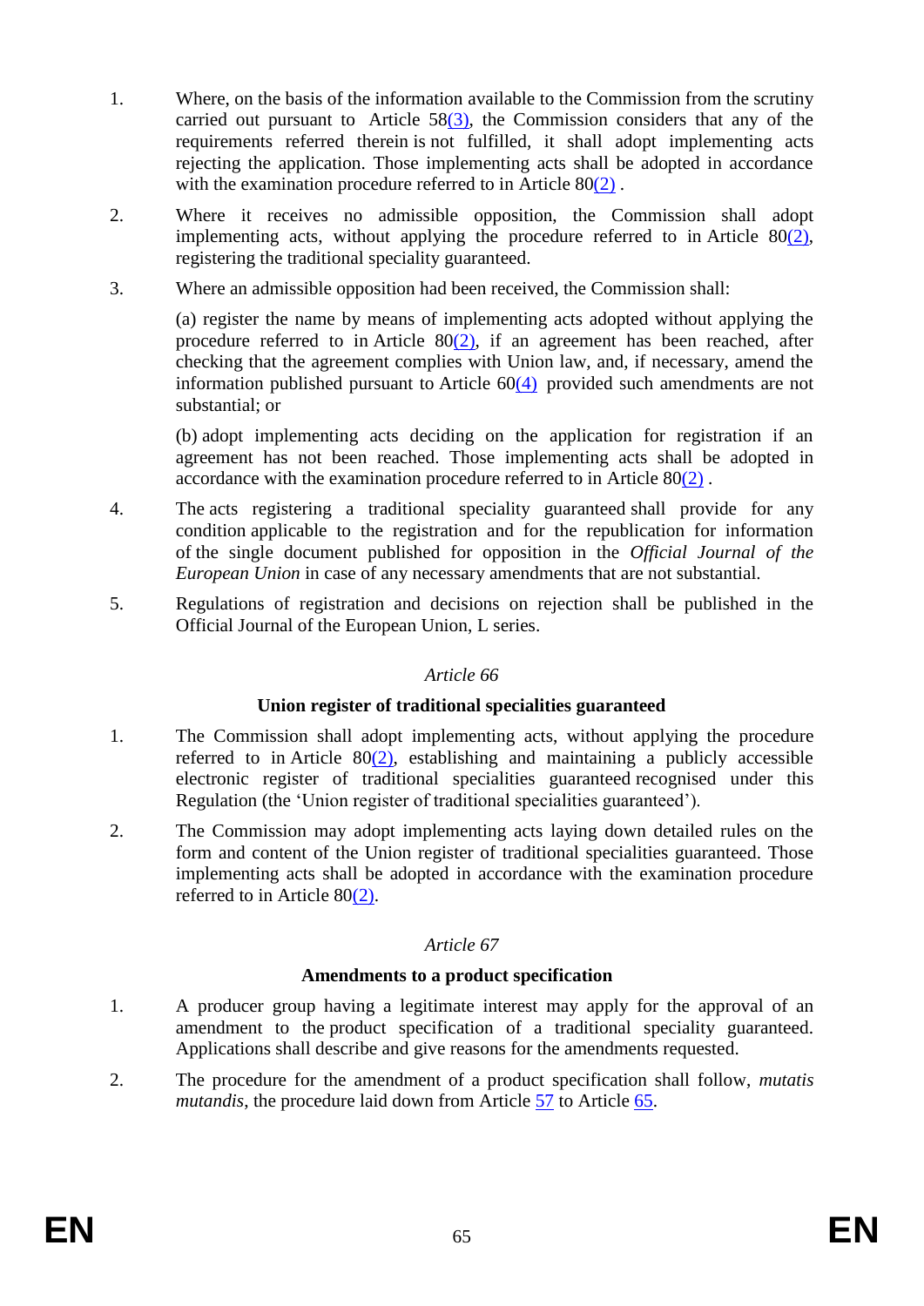1. Where, on the basis of the information available to the Commission from the scrutiny carried out pursuant to Article 58(3), the Commission considers that any of the requirements referred therein is not fulfilled, it shall adopt implementing acts rejecting the application. Those implementing acts shall be adopted in accordance with the examination procedure referred to in Article 80(2) .

2. Where it receives no admissible opposition, the Commission shall adopt implementing acts, without applying the procedure referred to in Article 80(2), registering the traditional speciality guaranteed.

3. Where an admissible opposition had been received, the Commission shall:

   (a) register the name by means of implementing acts adopted without applying the procedure referred to in Article 80(2), if an agreement has been reached, after checking that the agreement complies with Union law, and, if necessary, amend the information published pursuant to Article 60(4) provided such amendments are not substantial; or

   (b) adopt implementing acts deciding on the application for registration if an agreement has not been reached. Those implementing acts shall be adopted in accordance with the examination procedure referred to in Article 80(2) .

4. The acts registering a traditional speciality guaranteed shall provide for any condition applicable to the registration and for the republication for information of the single document published for opposition in the *Official Journal of the European Union* in case of any necessary amendments that are not substantial.

5. Regulations of registration and decisions on rejection shall be published in the Official Journal of the European Union, L series.

*Article 66*

**Union register of traditional specialities guaranteed**

1. The Commission shall adopt implementing acts, without applying the procedure referred to in Article 80(2), establishing and maintaining a publicly accessible electronic register of traditional specialities guaranteed recognised under this Regulation (the 'Union register of traditional specialities guaranteed').

2. The Commission may adopt implementing acts laying down detailed rules on the form and content of the Union register of traditional specialities guaranteed. Those implementing acts shall be adopted in accordance with the examination procedure referred to in Article 80(2).

*Article 67*

**Amendments to a product specification**

1. A producer group having a legitimate interest may apply for the approval of an amendment to the product specification of a traditional speciality guaranteed. Applications shall describe and give reasons for the amendments requested.

2. The procedure for the amendment of a product specification shall follow, *mutatis mutandis*, the procedure laid down from Article 57 to Article 65.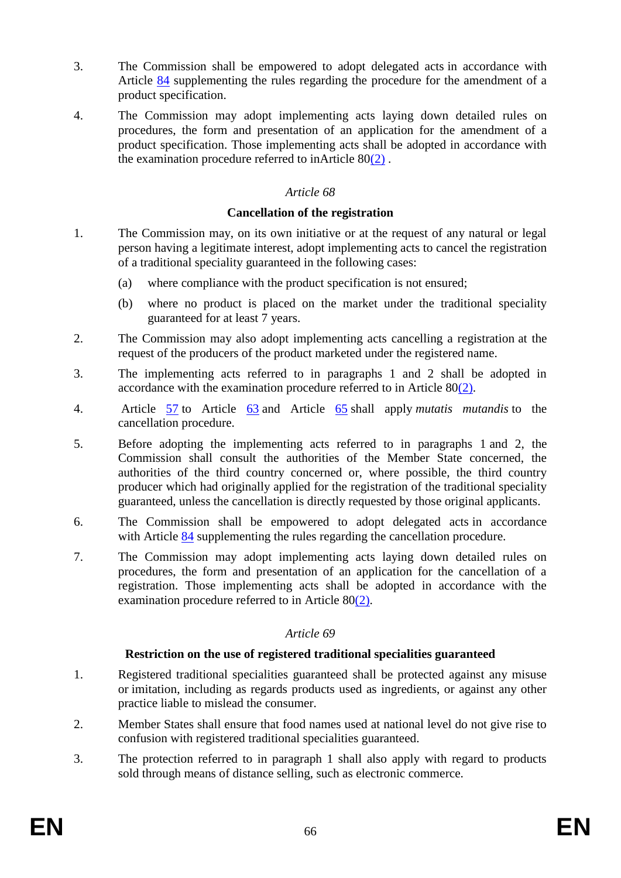3. The Commission shall be empowered to adopt delegated acts in accordance with Article 84 supplementing the rules regarding the procedure for the amendment of a product specification.

4. The Commission may adopt implementing acts laying down detailed rules on procedures, the form and presentation of an application for the amendment of a product specification. Those implementing acts shall be adopted in accordance with the examination procedure referred to inArticle 80(2) .

*Article 68*

**Cancellation of the registration**

1. The Commission may, on its own initiative or at the request of any natural or legal person having a legitimate interest, adopt implementing acts to cancel the registration of a traditional speciality guaranteed in the following cases:

   (a) where compliance with the product specification is not ensured;

   (b) where no product is placed on the market under the traditional speciality guaranteed for at least 7 years.

2. The Commission may also adopt implementing acts cancelling a registration at the request of the producers of the product marketed under the registered name.

3. The implementing acts referred to in paragraphs 1 and 2 shall be adopted in accordance with the examination procedure referred to in Article 80(2).

4. Article 57 to Article 63 and Article 65 shall apply *mutatis mutandis* to the cancellation procedure.

5. Before adopting the implementing acts referred to in paragraphs 1 and 2, the Commission shall consult the authorities of the Member State concerned, the authorities of the third country concerned or, where possible, the third country producer which had originally applied for the registration of the traditional speciality guaranteed, unless the cancellation is directly requested by those original applicants.

6. The Commission shall be empowered to adopt delegated acts in accordance with Article 84 supplementing the rules regarding the cancellation procedure.

7. The Commission may adopt implementing acts laying down detailed rules on procedures, the form and presentation of an application for the cancellation of a registration. Those implementing acts shall be adopted in accordance with the examination procedure referred to in Article 80(2).

*Article 69*

**Restriction on the use of registered traditional specialities guaranteed**

1. Registered traditional specialities guaranteed shall be protected against any misuse or imitation, including as regards products used as ingredients, or against any other practice liable to mislead the consumer.

2. Member States shall ensure that food names used at national level do not give rise to confusion with registered traditional specialities guaranteed.

3. The protection referred to in paragraph 1 shall also apply with regard to products sold through means of distance selling, such as electronic commerce.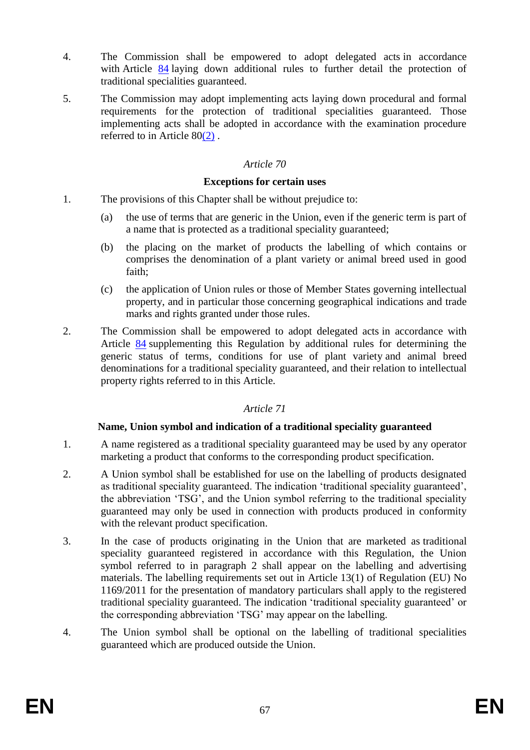4. The Commission shall be empowered to adopt delegated acts in accordance with Article 84 laying down additional rules to further detail the protection of traditional specialities guaranteed.

5. The Commission may adopt implementing acts laying down procedural and formal requirements for the protection of traditional specialities guaranteed. Those implementing acts shall be adopted in accordance with the examination procedure referred to in Article 80(2) .

*Article 70*

**Exceptions for certain uses**

1. The provisions of this Chapter shall be without prejudice to:

   (a) the use of terms that are generic in the Union, even if the generic term is part of a name that is protected as a traditional speciality guaranteed;

   (b) the placing on the market of products the labelling of which contains or comprises the denomination of a plant variety or animal breed used in good faith;

   (c) the application of Union rules or those of Member States governing intellectual property, and in particular those concerning geographical indications and trade marks and rights granted under those rules.

2. The Commission shall be empowered to adopt delegated acts in accordance with Article 84 supplementing this Regulation by additional rules for determining the generic status of terms, conditions for use of plant variety and animal breed denominations for a traditional speciality guaranteed, and their relation to intellectual property rights referred to in this Article.

*Article 71*

**Name, Union symbol and indication of a traditional speciality guaranteed**

1. A name registered as a traditional speciality guaranteed may be used by any operator marketing a product that conforms to the corresponding product specification.

2. A Union symbol shall be established for use on the labelling of products designated as traditional speciality guaranteed. The indication 'traditional speciality guaranteed', the abbreviation 'TSG', and the Union symbol referring to the traditional speciality guaranteed may only be used in connection with products produced in conformity with the relevant product specification.

3. In the case of products originating in the Union that are marketed as traditional speciality guaranteed registered in accordance with this Regulation, the Union symbol referred to in paragraph 2 shall appear on the labelling and advertising materials. The labelling requirements set out in Article 13(1) of Regulation (EU) No 1169/2011 for the presentation of mandatory particulars shall apply to the registered traditional speciality guaranteed. The indication 'traditional speciality guaranteed' or the corresponding abbreviation 'TSG' may appear on the labelling.

4. The Union symbol shall be optional on the labelling of traditional specialities guaranteed which are produced outside the Union.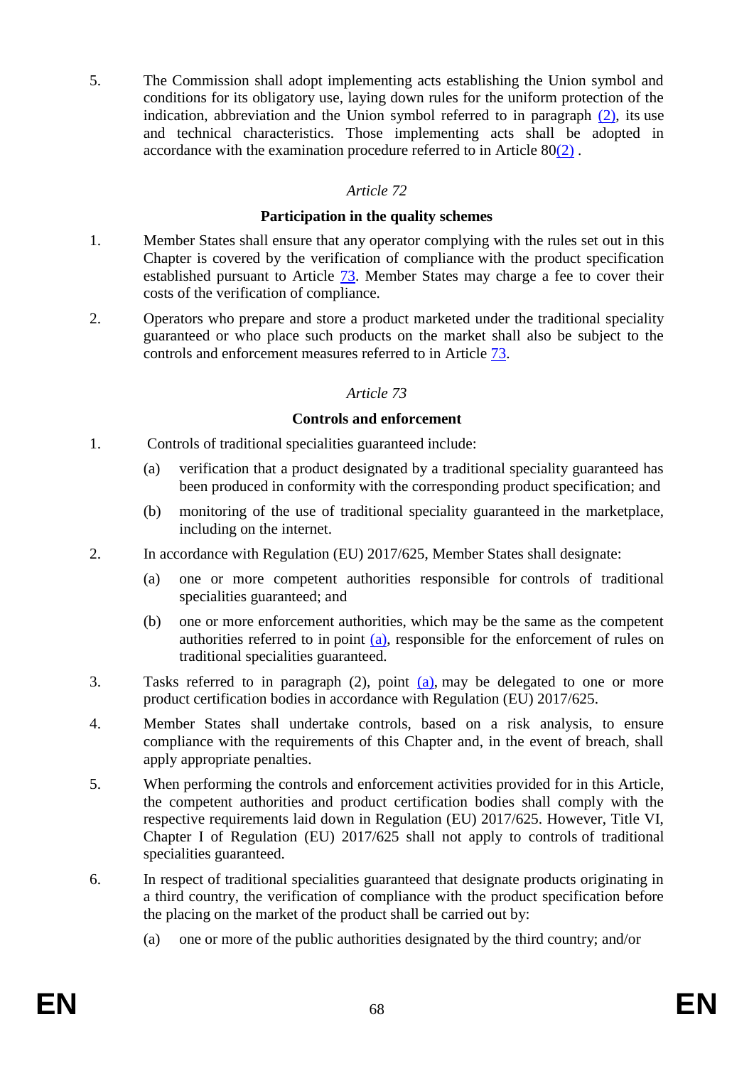5. The Commission shall adopt implementing acts establishing the Union symbol and conditions for its obligatory use, laying down rules for the uniform protection of the indication, abbreviation and the Union symbol referred to in paragraph (2), its use and technical characteristics. Those implementing acts shall be adopted in accordance with the examination procedure referred to in Article 80(2) .

*Article 72*

**Participation in the quality schemes**

1. Member States shall ensure that any operator complying with the rules set out in this Chapter is covered by the verification of compliance with the product specification established pursuant to Article 73. Member States may charge a fee to cover their costs of the verification of compliance.

2. Operators who prepare and store a product marketed under the traditional speciality guaranteed or who place such products on the market shall also be subject to the controls and enforcement measures referred to in Article 73.

*Article 73*

**Controls and enforcement**

1. Controls of traditional specialities guaranteed include:

   (a) verification that a product designated by a traditional speciality guaranteed has been produced in conformity with the corresponding product specification; and

   (b) monitoring of the use of traditional speciality guaranteed in the marketplace, including on the internet.

2. In accordance with Regulation (EU) 2017/625, Member States shall designate:

   (a) one or more competent authorities responsible for controls of traditional specialities guaranteed; and

   (b) one or more enforcement authorities, which may be the same as the competent authorities referred to in point (a), responsible for the enforcement of rules on traditional specialities guaranteed.

3. Tasks referred to in paragraph (2), point (a), may be delegated to one or more product certification bodies in accordance with Regulation (EU) 2017/625.

4. Member States shall undertake controls, based on a risk analysis, to ensure compliance with the requirements of this Chapter and, in the event of breach, shall apply appropriate penalties.

5. When performing the controls and enforcement activities provided for in this Article, the competent authorities and product certification bodies shall comply with the respective requirements laid down in Regulation (EU) 2017/625. However, Title VI, Chapter I of Regulation (EU) 2017/625 shall not apply to controls of traditional specialities guaranteed.

6. In respect of traditional specialities guaranteed that designate products originating in a third country, the verification of compliance with the product specification before the placing on the market of the product shall be carried out by:

   (a) one or more of the public authorities designated by the third country; and/or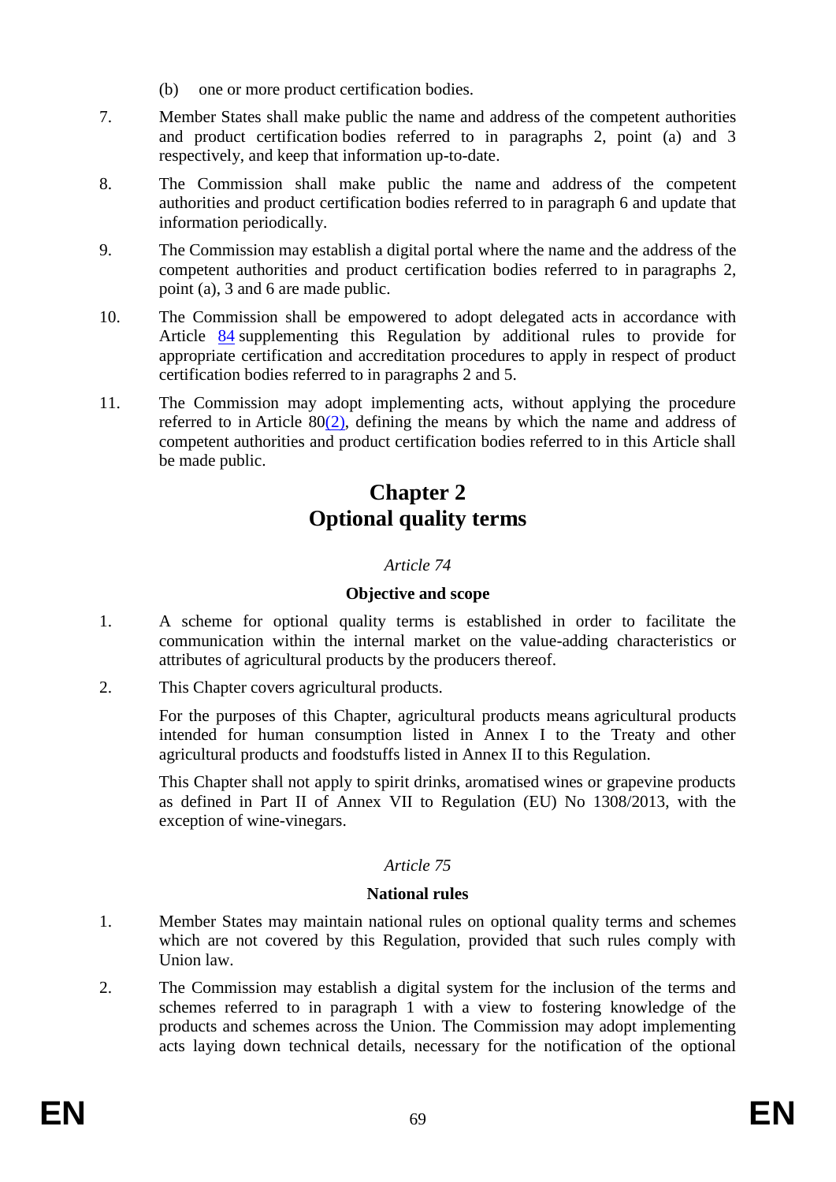(b) one or more product certification bodies.

7. Member States shall make public the name and address of the competent authorities and product certification bodies referred to in paragraphs 2, point (a) and 3 respectively, and keep that information up-to-date.

8. The Commission shall make public the name and address of the competent authorities and product certification bodies referred to in paragraph 6 and update that information periodically.

9. The Commission may establish a digital portal where the name and the address of the competent authorities and product certification bodies referred to in paragraphs 2, point (a), 3 and 6 are made public.

10. The Commission shall be empowered to adopt delegated acts in accordance with Article 84 supplementing this Regulation by additional rules to provide for appropriate certification and accreditation procedures to apply in respect of product certification bodies referred to in paragraphs 2 and 5.

11. The Commission may adopt implementing acts, without applying the procedure referred to in Article 80(2), defining the means by which the name and address of competent authorities and product certification bodies referred to in this Article shall be made public.

# Chapter 2
# Optional quality terms

*Article 74*

**Objective and scope**

1. A scheme for optional quality terms is established in order to facilitate the communication within the internal market on the value-adding characteristics or attributes of agricultural products by the producers thereof.

2. This Chapter covers agricultural products.

   For the purposes of this Chapter, agricultural products means agricultural products intended for human consumption listed in Annex I to the Treaty and other agricultural products and foodstuffs listed in Annex II to this Regulation.

   This Chapter shall not apply to spirit drinks, aromatised wines or grapevine products as defined in Part II of Annex VII to Regulation (EU) No 1308/2013, with the exception of wine-vinegars.

*Article 75*

**National rules**

1. Member States may maintain national rules on optional quality terms and schemes which are not covered by this Regulation, provided that such rules comply with Union law.

2. The Commission may establish a digital system for the inclusion of the terms and schemes referred to in paragraph 1 with a view to fostering knowledge of the products and schemes across the Union. The Commission may adopt implementing acts laying down technical details, necessary for the notification of the optional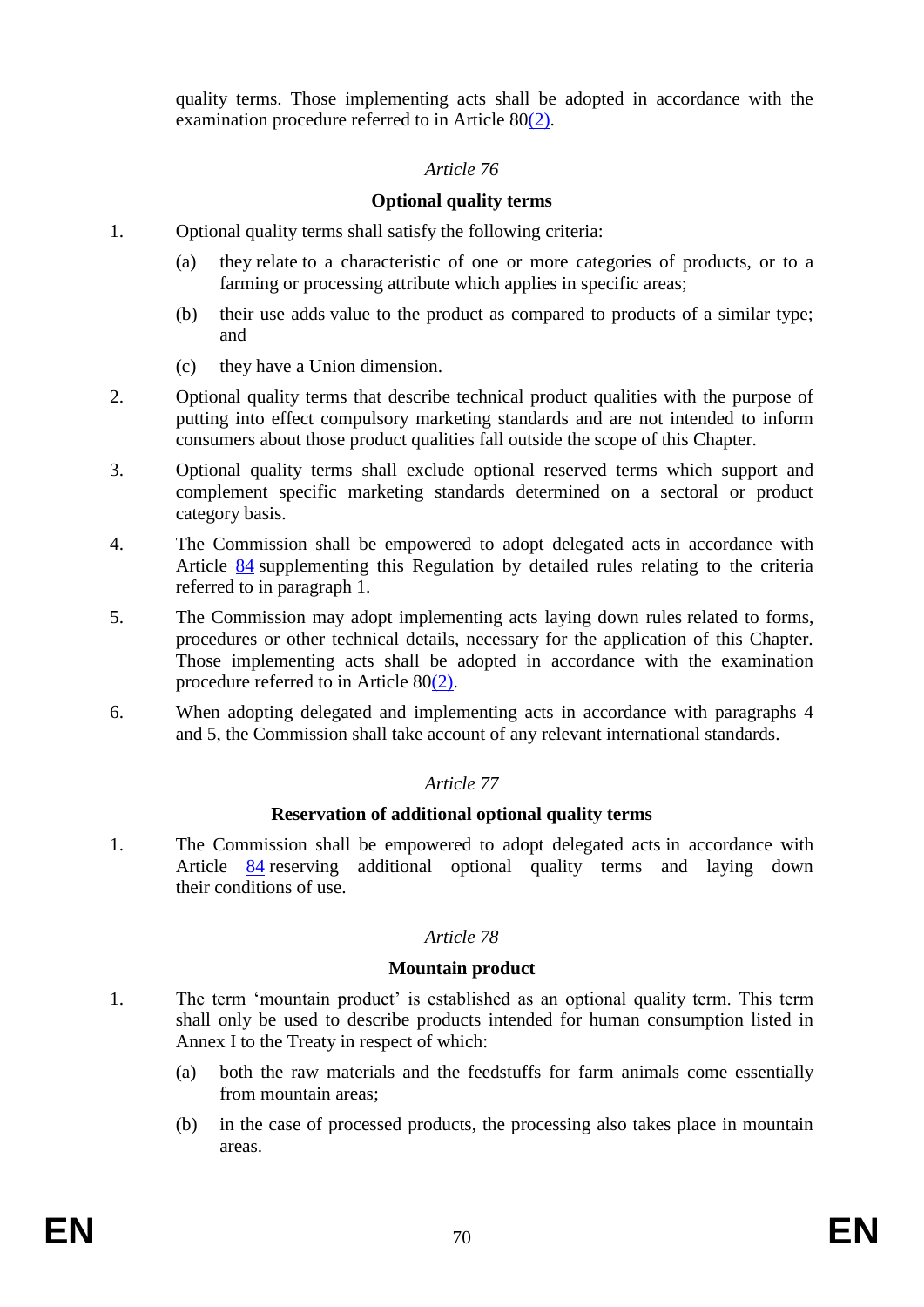quality terms. Those implementing acts shall be adopted in accordance with the examination procedure referred to in Article 80(2).

*Article 76*

**Optional quality terms**

1. Optional quality terms shall satisfy the following criteria:

   (a) they relate to a characteristic of one or more categories of products, or to a farming or processing attribute which applies in specific areas;

   (b) their use adds value to the product as compared to products of a similar type; and

   (c) they have a Union dimension.

2. Optional quality terms that describe technical product qualities with the purpose of putting into effect compulsory marketing standards and are not intended to inform consumers about those product qualities fall outside the scope of this Chapter.

3. Optional quality terms shall exclude optional reserved terms which support and complement specific marketing standards determined on a sectoral or product category basis.

4. The Commission shall be empowered to adopt delegated acts in accordance with Article 84 supplementing this Regulation by detailed rules relating to the criteria referred to in paragraph 1.

5. The Commission may adopt implementing acts laying down rules related to forms, procedures or other technical details, necessary for the application of this Chapter. Those implementing acts shall be adopted in accordance with the examination procedure referred to in Article 80(2).

6. When adopting delegated and implementing acts in accordance with paragraphs 4 and 5, the Commission shall take account of any relevant international standards.

*Article 77*

**Reservation of additional optional quality terms**

1. The Commission shall be empowered to adopt delegated acts in accordance with Article 84 reserving additional optional quality terms and laying down their conditions of use.

*Article 78*

**Mountain product**

1. The term 'mountain product' is established as an optional quality term. This term shall only be used to describe products intended for human consumption listed in Annex I to the Treaty in respect of which:

   (a) both the raw materials and the feedstuffs for farm animals come essentially from mountain areas;

   (b) in the case of processed products, the processing also takes place in mountain areas.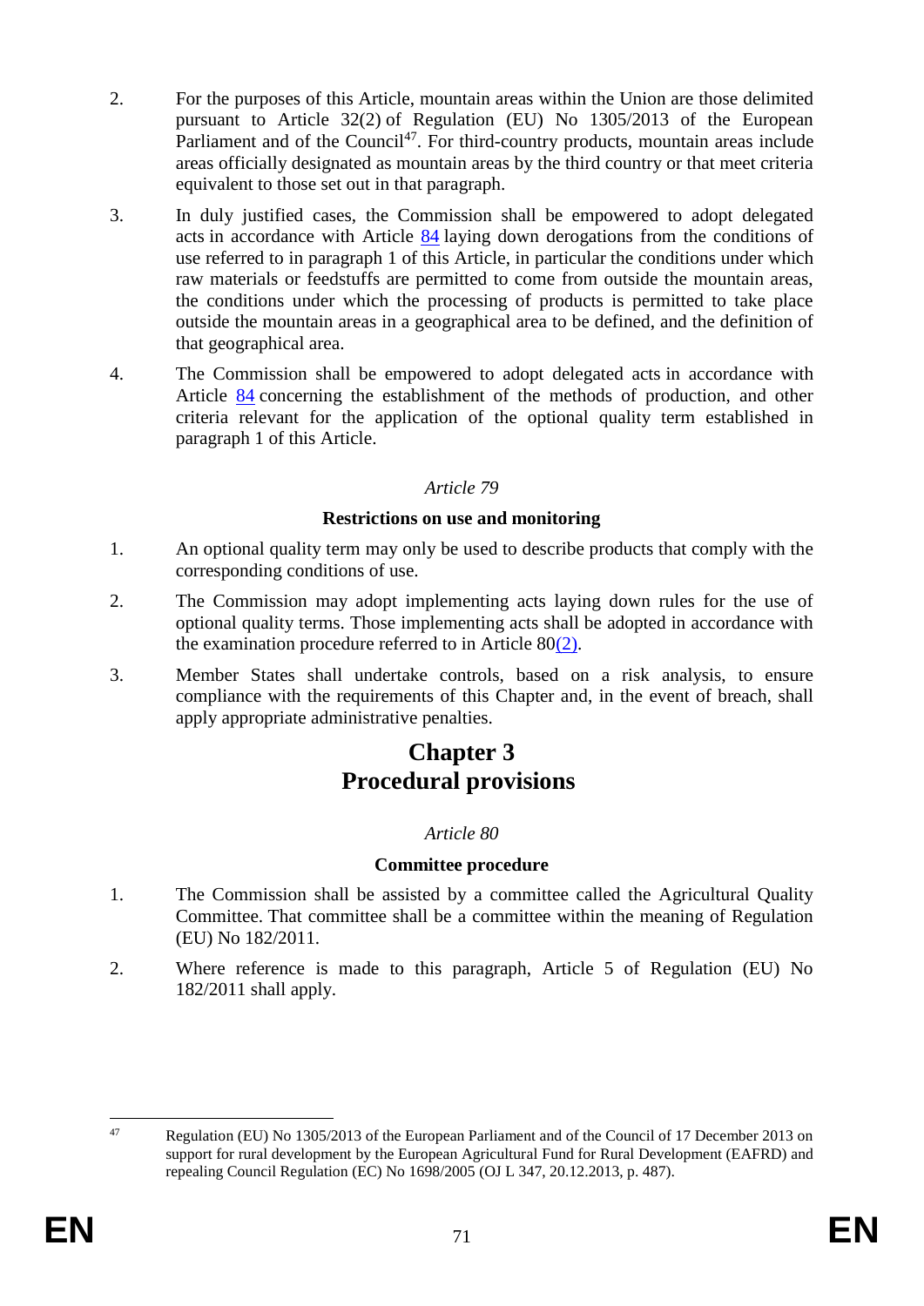2. For the purposes of this Article, mountain areas within the Union are those delimited pursuant to Article 32(2) of Regulation (EU) No 1305/2013 of the European Parliament and of the Council[47]. For third-country products, mountain areas include areas officially designated as mountain areas by the third country or that meet criteria equivalent to those set out in that paragraph.

3. In duly justified cases, the Commission shall be empowered to adopt delegated acts in accordance with Article 84 laying down derogations from the conditions of use referred to in paragraph 1 of this Article, in particular the conditions under which raw materials or feedstuffs are permitted to come from outside the mountain areas, the conditions under which the processing of products is permitted to take place outside the mountain areas in a geographical area to be defined, and the definition of that geographical area.

4. The Commission shall be empowered to adopt delegated acts in accordance with Article 84 concerning the establishment of the methods of production, and other criteria relevant for the application of the optional quality term established in paragraph 1 of this Article.

*Article 79*

**Restrictions on use and monitoring**

1. An optional quality term may only be used to describe products that comply with the corresponding conditions of use.

2. The Commission may adopt implementing acts laying down rules for the use of optional quality terms. Those implementing acts shall be adopted in accordance with the examination procedure referred to in Article 80(2).

3. Member States shall undertake controls, based on a risk analysis, to ensure compliance with the requirements of this Chapter and, in the event of breach, shall apply appropriate administrative penalties.

# Chapter 3
# Procedural provisions

*Article 80*

**Committee procedure**

1. The Commission shall be assisted by a committee called the Agricultural Quality Committee. That committee shall be a committee within the meaning of Regulation (EU) No 182/2011.

2. Where reference is made to this paragraph, Article 5 of Regulation (EU) No 182/2011 shall apply.

---

[47] Regulation (EU) No 1305/2013 of the European Parliament and of the Council of 17 December 2013 on support for rural development by the European Agricultural Fund for Rural Development (EAFRD) and repealing Council Regulation (EC) No 1698/2005 (OJ L 347, 20.12.2013, p. 487).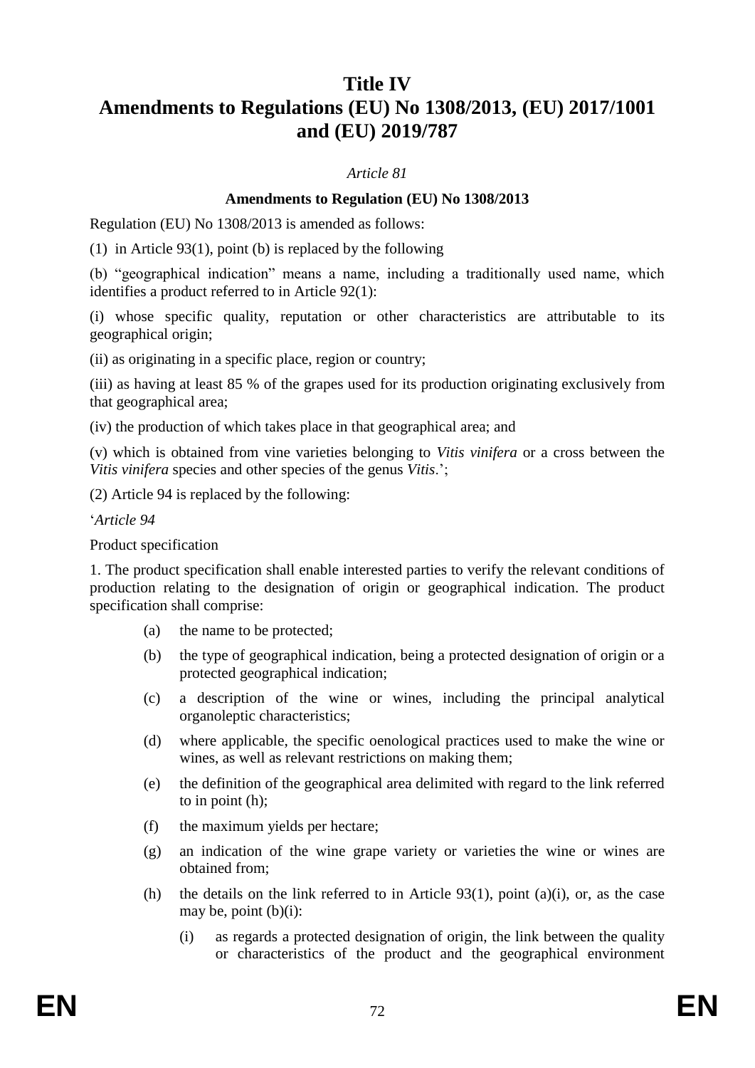# Title IV
# Amendments to Regulations (EU) No 1308/2013, (EU) 2017/1001 and (EU) 2019/787

*Article 81*

**Amendments to Regulation (EU) No 1308/2013**

Regulation (EU) No 1308/2013 is amended as follows:

(1) in Article 93(1), point (b) is replaced by the following

(b) "geographical indication" means a name, including a traditionally used name, which identifies a product referred to in Article 92(1):

(i) whose specific quality, reputation or other characteristics are attributable to its geographical origin;

(ii) as originating in a specific place, region or country;

(iii) as having at least 85 % of the grapes used for its production originating exclusively from that geographical area;

(iv) the production of which takes place in that geographical area; and

(v) which is obtained from vine varieties belonging to *Vitis vinifera* or a cross between the *Vitis vinifera* species and other species of the genus *Vitis*.';

(2) Article 94 is replaced by the following:

'*Article 94*

Product specification

1. The product specification shall enable interested parties to verify the relevant conditions of production relating to the designation of origin or geographical indication. The product specification shall comprise:

(a) the name to be protected;

(b) the type of geographical indication, being a protected designation of origin or a protected geographical indication;

(c) a description of the wine or wines, including the principal analytical organoleptic characteristics;

(d) where applicable, the specific oenological practices used to make the wine or wines, as well as relevant restrictions on making them;

(e) the definition of the geographical area delimited with regard to the link referred to in point (h);

(f) the maximum yields per hectare;

(g) an indication of the wine grape variety or varieties the wine or wines are obtained from;

(h) the details on the link referred to in Article 93(1), point (a)(i), or, as the case may be, point (b)(i):

(i) as regards a protected designation of origin, the link between the quality or characteristics of the product and the geographical environment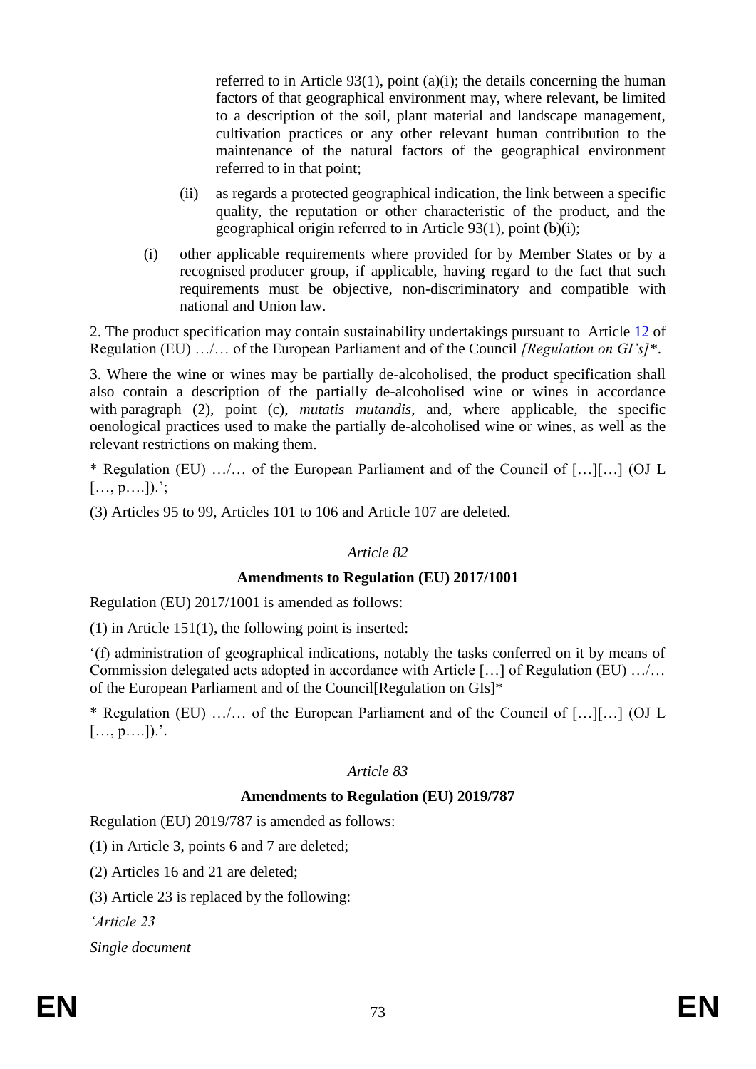referred to in Article 93(1), point (a)(i); the details concerning the human factors of that geographical environment may, where relevant, be limited to a description of the soil, plant material and landscape management, cultivation practices or any other relevant human contribution to the maintenance of the natural factors of the geographical environment referred to in that point;

(ii) as regards a protected geographical indication, the link between a specific quality, the reputation or other characteristic of the product, and the geographical origin referred to in Article 93(1), point (b)(i);

(i) other applicable requirements where provided for by Member States or by a recognised producer group, if applicable, having regard to the fact that such requirements must be objective, non-discriminatory and compatible with national and Union law.

2. The product specification may contain sustainability undertakings pursuant to Article 12 of Regulation (EU) …/… of the European Parliament and of the Council *[Regulation on GI's]**.

3. Where the wine or wines may be partially de-alcoholised, the product specification shall also contain a description of the partially de-alcoholised wine or wines in accordance with paragraph (2), point (c), *mutatis mutandis*, and, where applicable, the specific oenological practices used to make the partially de-alcoholised wine or wines, as well as the relevant restrictions on making them.

* Regulation (EU) …/… of the European Parliament and of the Council of […][…] (OJ L […, p….]).';

(3) Articles 95 to 99, Articles 101 to 106 and Article 107 are deleted.

*Article 82*

**Amendments to Regulation (EU) 2017/1001**

Regulation (EU) 2017/1001 is amended as follows:

(1) in Article 151(1), the following point is inserted:

'(f) administration of geographical indications, notably the tasks conferred on it by means of Commission delegated acts adopted in accordance with Article […] of Regulation (EU) …/… of the European Parliament and of the Council[Regulation on GIs]*

* Regulation (EU) …/… of the European Parliament and of the Council of […][…] (OJ L […, p….]).'.

*Article 83*

**Amendments to Regulation (EU) 2019/787**

Regulation (EU) 2019/787 is amended as follows:

(1) in Article 3, points 6 and 7 are deleted;

(2) Articles 16 and 21 are deleted;

(3) Article 23 is replaced by the following:

*'Article 23*

*Single document*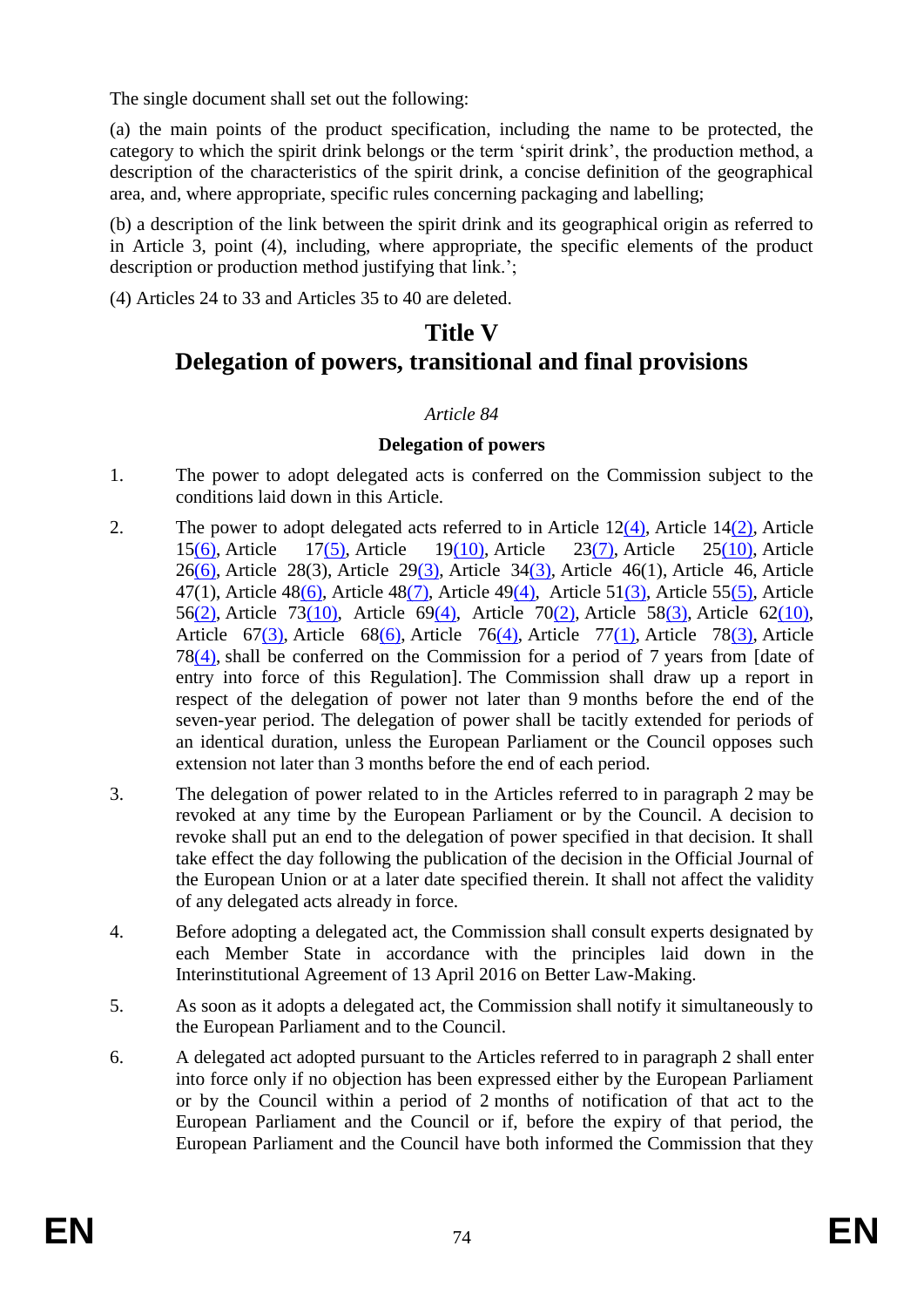The single document shall set out the following:

(a) the main points of the product specification, including the name to be protected, the category to which the spirit drink belongs or the term 'spirit drink', the production method, a description of the characteristics of the spirit drink, a concise definition of the geographical area, and, where appropriate, specific rules concerning packaging and labelling;

(b) a description of the link between the spirit drink and its geographical origin as referred to in Article 3, point (4), including, where appropriate, the specific elements of the product description or production method justifying that link.';

(4) Articles 24 to 33 and Articles 35 to 40 are deleted.

# Title V
# Delegation of powers, transitional and final provisions

*Article 84*

**Delegation of powers**

1. The power to adopt delegated acts is conferred on the Commission subject to the conditions laid down in this Article.

2. The power to adopt delegated acts referred to in Article 12(4), Article 14(2), Article 15(6), Article 17(5), Article 19(10), Article 23(7), Article 25(10), Article 26(6), Article 28(3), Article 29(3), Article 34(3), Article 46(1), Article 46, Article 47(1), Article 48(6), Article 48(7), Article 49(4), Article 51(3), Article 55(5), Article 56(2), Article 73(10), Article 69(4), Article 70(2), Article 58(3), Article 62(10), Article 67(3), Article 68(6), Article 76(4), Article 77(1), Article 78(3), Article 78(4), shall be conferred on the Commission for a period of 7 years from [date of entry into force of this Regulation]. The Commission shall draw up a report in respect of the delegation of power not later than 9 months before the end of the seven-year period. The delegation of power shall be tacitly extended for periods of an identical duration, unless the European Parliament or the Council opposes such extension not later than 3 months before the end of each period.

3. The delegation of power related to in the Articles referred to in paragraph 2 may be revoked at any time by the European Parliament or by the Council. A decision to revoke shall put an end to the delegation of power specified in that decision. It shall take effect the day following the publication of the decision in the Official Journal of the European Union or at a later date specified therein. It shall not affect the validity of any delegated acts already in force.

4. Before adopting a delegated act, the Commission shall consult experts designated by each Member State in accordance with the principles laid down in the Interinstitutional Agreement of 13 April 2016 on Better Law-Making.

5. As soon as it adopts a delegated act, the Commission shall notify it simultaneously to the European Parliament and to the Council.

6. A delegated act adopted pursuant to the Articles referred to in paragraph 2 shall enter into force only if no objection has been expressed either by the European Parliament or by the Council within a period of 2 months of notification of that act to the European Parliament and the Council or if, before the expiry of that period, the European Parliament and the Council have both informed the Commission that they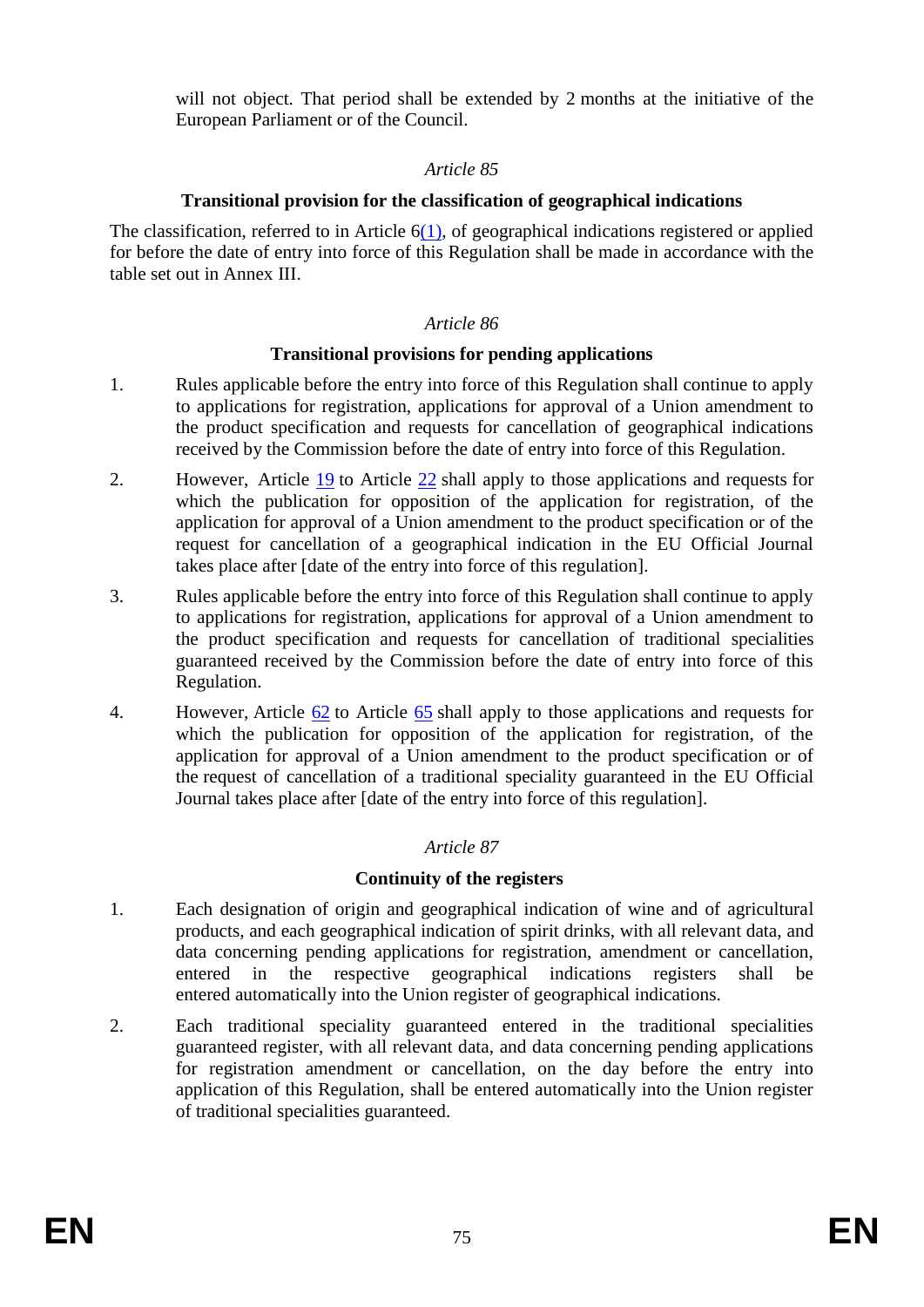will not object. That period shall be extended by 2 months at the initiative of the European Parliament or of the Council.

*Article 85*

**Transitional provision for the classification of geographical indications**

The classification, referred to in Article 6(1), of geographical indications registered or applied for before the date of entry into force of this Regulation shall be made in accordance with the table set out in Annex III.

*Article 86*

**Transitional provisions for pending applications**

1. Rules applicable before the entry into force of this Regulation shall continue to apply to applications for registration, applications for approval of a Union amendment to the product specification and requests for cancellation of geographical indications received by the Commission before the date of entry into force of this Regulation.

2. However, Article 19 to Article 22 shall apply to those applications and requests for which the publication for opposition of the application for registration, of the application for approval of a Union amendment to the product specification or of the request for cancellation of a geographical indication in the EU Official Journal takes place after [date of the entry into force of this regulation].

3. Rules applicable before the entry into force of this Regulation shall continue to apply to applications for registration, applications for approval of a Union amendment to the product specification and requests for cancellation of traditional specialities guaranteed received by the Commission before the date of entry into force of this Regulation.

4. However, Article 62 to Article 65 shall apply to those applications and requests for which the publication for opposition of the application for registration, of the application for approval of a Union amendment to the product specification or of the request of cancellation of a traditional speciality guaranteed in the EU Official Journal takes place after [date of the entry into force of this regulation].

*Article 87*

**Continuity of the registers**

1. Each designation of origin and geographical indication of wine and of agricultural products, and each geographical indication of spirit drinks, with all relevant data, and data concerning pending applications for registration, amendment or cancellation, entered in the respective geographical indications registers shall be entered automatically into the Union register of geographical indications.

2. Each traditional speciality guaranteed entered in the traditional specialities guaranteed register, with all relevant data, and data concerning pending applications for registration amendment or cancellation, on the day before the entry into application of this Regulation, shall be entered automatically into the Union register of traditional specialities guaranteed.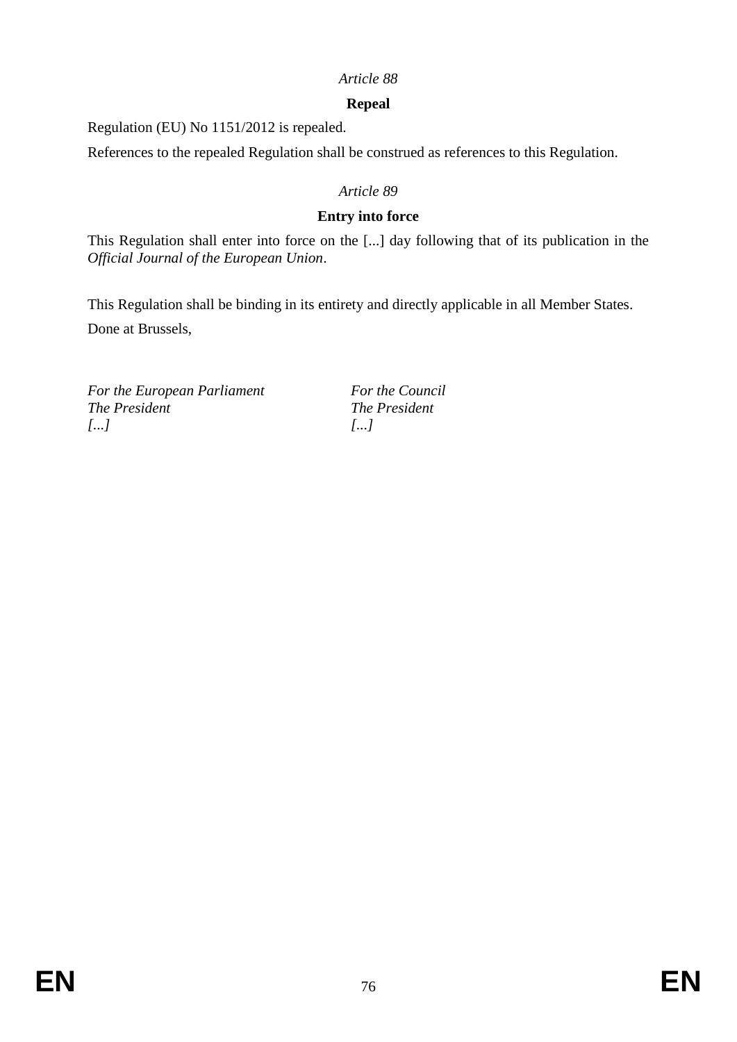*Article 88*

**Repeal**

Regulation (EU) No 1151/2012 is repealed.

References to the repealed Regulation shall be construed as references to this Regulation.

*Article 89*

**Entry into force**

This Regulation shall enter into force on the [...] day following that of its publication in the *Official Journal of the European Union*.

This Regulation shall be binding in its entirety and directly applicable in all Member States.

Done at Brussels,

*For the European Parliament*
*The President*
*[...]*

*For the Council*
*The President*
*[...]*